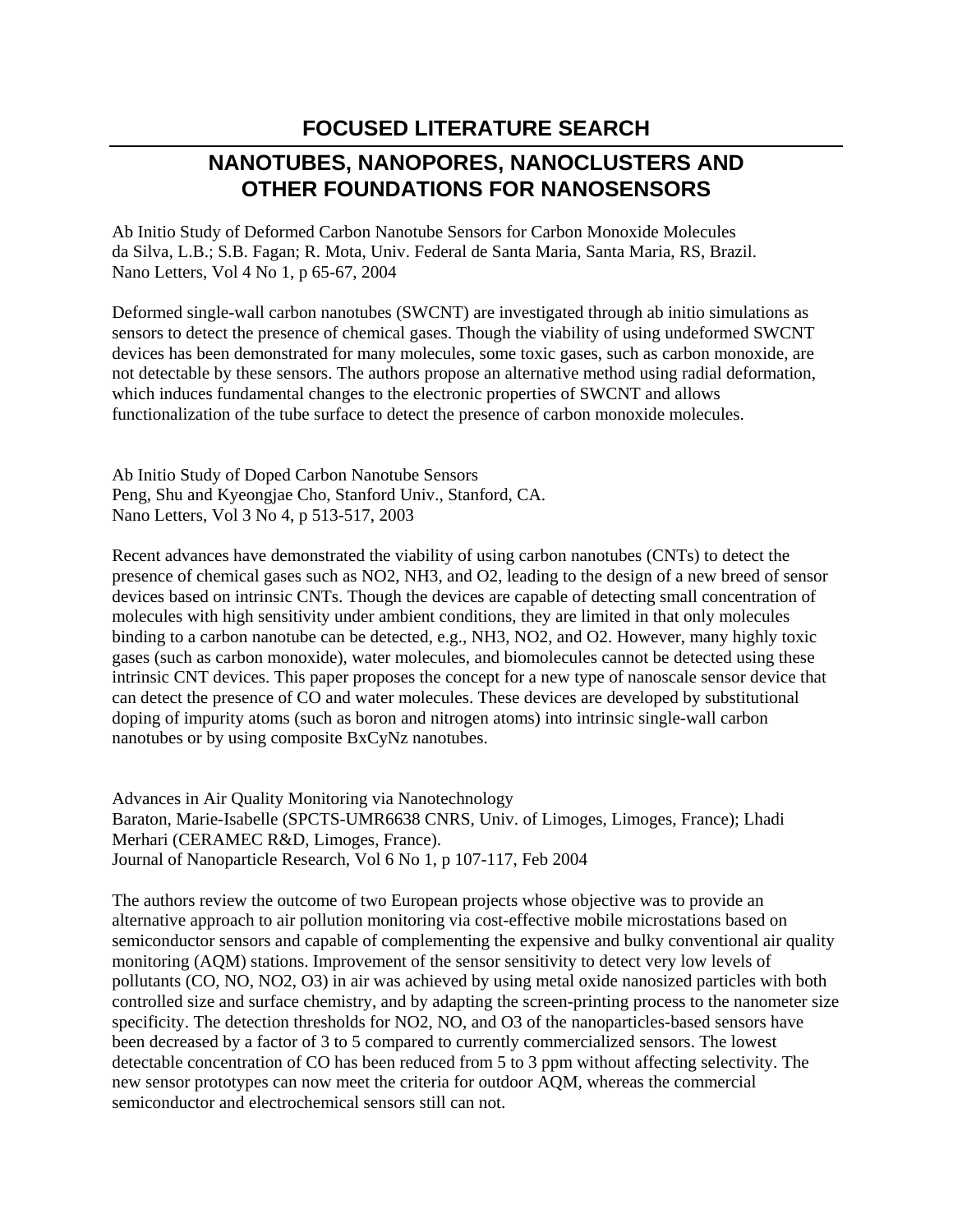# FOCUSED LITERATURE SEARCH

## NANOTUBES, NANOPORES, NANOCLUSTERS AND OTHER FOUNDATIONS FOR NANOSENSORS

Ab Initio Study of Deformed Carbon Nanotube Sensors for Carbon Monoxide Molecules
da Silva, L.B.; S.B. Fagan; R. Mota, Univ. Federal de Santa Maria, Santa Maria, RS, Brazil.
Nano Letters, Vol 4 No 1, p 65-67, 2004

Deformed single-wall carbon nanotubes (SWCNT) are investigated through ab initio simulations as sensors to detect the presence of chemical gases. Though the viability of using undeformed SWCNT devices has been demonstrated for many molecules, some toxic gases, such as carbon monoxide, are not detectable by these sensors. The authors propose an alternative method using radial deformation, which induces fundamental changes to the electronic properties of SWCNT and allows functionalization of the tube surface to detect the presence of carbon monoxide molecules.

Ab Initio Study of Doped Carbon Nanotube Sensors
Peng, Shu and Kyeongjae Cho, Stanford Univ., Stanford, CA.
Nano Letters, Vol 3 No 4, p 513-517, 2003

Recent advances have demonstrated the viability of using carbon nanotubes (CNTs) to detect the presence of chemical gases such as $NO_2$, $NH_3$, and $O_2$, leading to the design of a new breed of sensor devices based on intrinsic CNTs. Though the devices are capable of detecting small concentration of molecules with high sensitivity under ambient conditions, they are limited in that only molecules binding to a carbon nanotube can be detected, e.g., $NH_3$, $NO_2$, and $O_2$. However, many highly toxic gases (such as carbon monoxide), water molecules, and biomolecules cannot be detected using these intrinsic CNT devices. This paper proposes the concept for a new type of nanoscale sensor device that can detect the presence of CO and water molecules. These devices are developed by substitutional doping of impurity atoms (such as boron and nitrogen atoms) into intrinsic single-wall carbon nanotubes or by using composite $B_xC_yN_z$ nanotubes.

Advances in Air Quality Monitoring via Nanotechnology
Baraton, Marie-Isabelle (SPCTS-UMR6638 CNRS, Univ. of Limoges, Limoges, France); Lhadi Merhari (CERAMEC R&D, Limoges, France).
Journal of Nanoparticle Research, Vol 6 No 1, p 107-117, Feb 2004

The authors review the outcome of two European projects whose objective was to provide an alternative approach to air pollution monitoring via cost-effective mobile microstations based on semiconductor sensors and capable of complementing the expensive and bulky conventional air quality monitoring (AQM) stations. Improvement of the sensor sensitivity to detect very low levels of pollutants (CO, NO, $NO_2$, $O_3$) in air was achieved by using metal oxide nanosized particles with both controlled size and surface chemistry, and by adapting the screen-printing process to the nanometer size specificity. The detection thresholds for $NO_2$, NO, and $O_3$ of the nanoparticles-based sensors have been decreased by a factor of 3 to 5 compared to currently commercialized sensors. The lowest detectable concentration of CO has been reduced from 5 to 3 ppm without affecting selectivity. The new sensor prototypes can now meet the criteria for outdoor AQM, whereas the commercial semiconductor and electrochemical sensors still can not.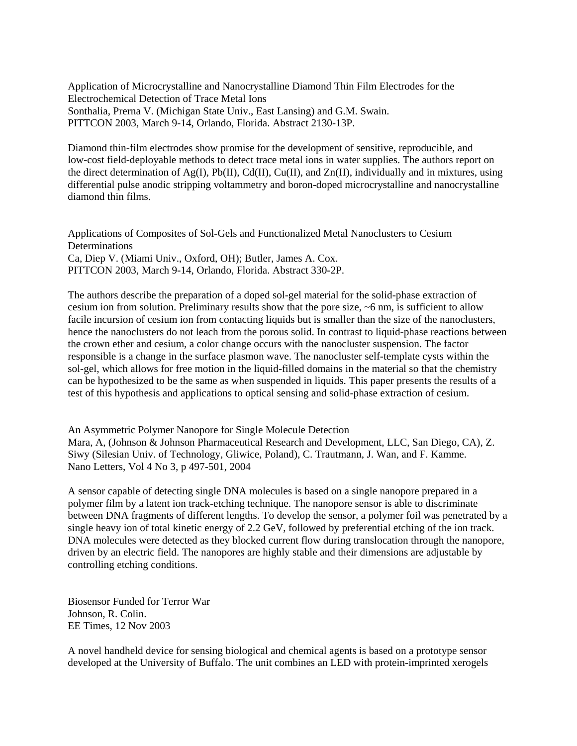Application of Microcrystalline and Nanocrystalline Diamond Thin Film Electrodes for the Electrochemical Detection of Trace Metal Ions
Sonthalia, Prerna V. (Michigan State Univ., East Lansing) and G.M. Swain.
PITTCON 2003, March 9-14, Orlando, Florida. Abstract 2130-13P.

Diamond thin-film electrodes show promise for the development of sensitive, reproducible, and low-cost field-deployable methods to detect trace metal ions in water supplies. The authors report on the direct determination of Ag(I), Pb(II), Cd(II), Cu(II), and Zn(II), individually and in mixtures, using differential pulse anodic stripping voltammetry and boron-doped microcrystalline and nanocrystalline diamond thin films.

Applications of Composites of Sol-Gels and Functionalized Metal Nanoclusters to Cesium Determinations
Ca, Diep V. (Miami Univ., Oxford, OH); Butler, James A. Cox.
PITTCON 2003, March 9-14, Orlando, Florida. Abstract 330-2P.

The authors describe the preparation of a doped sol-gel material for the solid-phase extraction of cesium ion from solution. Preliminary results show that the pore size, ~6 nm, is sufficient to allow facile incursion of cesium ion from contacting liquids but is smaller than the size of the nanoclusters, hence the nanoclusters do not leach from the porous solid. In contrast to liquid-phase reactions between the crown ether and cesium, a color change occurs with the nanocluster suspension. The factor responsible is a change in the surface plasmon wave. The nanocluster self-template cysts within the sol-gel, which allows for free motion in the liquid-filled domains in the material so that the chemistry can be hypothesized to be the same as when suspended in liquids. This paper presents the results of a test of this hypothesis and applications to optical sensing and solid-phase extraction of cesium.

An Asymmetric Polymer Nanopore for Single Molecule Detection
Mara, A, (Johnson & Johnson Pharmaceutical Research and Development, LLC, San Diego, CA), Z. Siwy (Silesian Univ. of Technology, Gliwice, Poland), C. Trautmann, J. Wan, and F. Kamme.
Nano Letters, Vol 4 No 3, p 497-501, 2004

A sensor capable of detecting single DNA molecules is based on a single nanopore prepared in a polymer film by a latent ion track-etching technique. The nanopore sensor is able to discriminate between DNA fragments of different lengths. To develop the sensor, a polymer foil was penetrated by a single heavy ion of total kinetic energy of 2.2 GeV, followed by preferential etching of the ion track. DNA molecules were detected as they blocked current flow during translocation through the nanopore, driven by an electric field. The nanopores are highly stable and their dimensions are adjustable by controlling etching conditions.

Biosensor Funded for Terror War
Johnson, R. Colin.
EE Times, 12 Nov 2003

A novel handheld device for sensing biological and chemical agents is based on a prototype sensor developed at the University of Buffalo. The unit combines an LED with protein-imprinted xerogels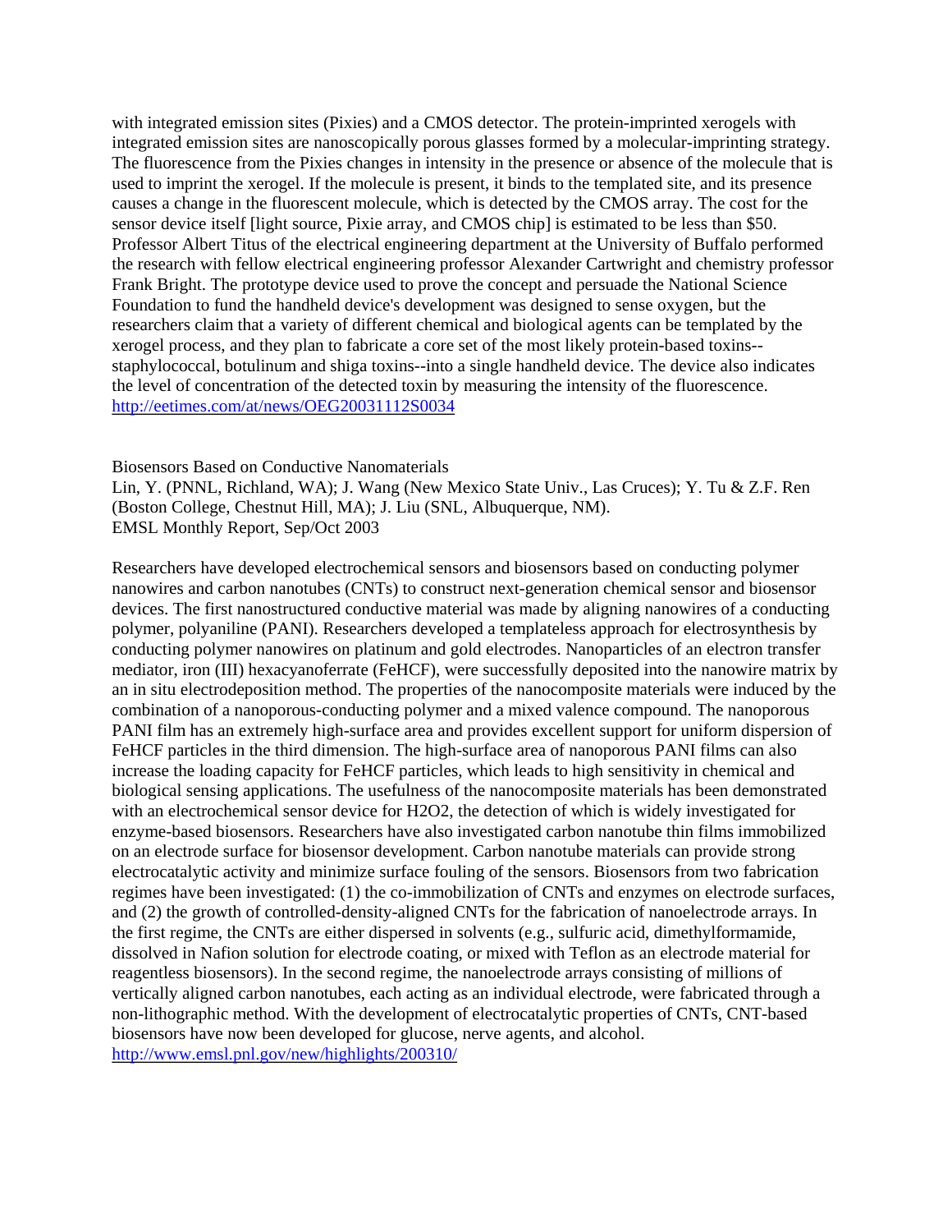with integrated emission sites (Pixies) and a CMOS detector. The protein-imprinted xerogels with integrated emission sites are nanoscopically porous glasses formed by a molecular-imprinting strategy. The fluorescence from the Pixies changes in intensity in the presence or absence of the molecule that is used to imprint the xerogel. If the molecule is present, it binds to the templated site, and its presence causes a change in the fluorescent molecule, which is detected by the CMOS array. The cost for the sensor device itself [light source, Pixie array, and CMOS chip] is estimated to be less than $50. Professor Albert Titus of the electrical engineering department at the University of Buffalo performed the research with fellow electrical engineering professor Alexander Cartwright and chemistry professor Frank Bright. The prototype device used to prove the concept and persuade the National Science Foundation to fund the handheld device's development was designed to sense oxygen, but the researchers claim that a variety of different chemical and biological agents can be templated by the xerogel process, and they plan to fabricate a core set of the most likely protein-based toxins--staphylococcal, botulinum and shiga toxins--into a single handheld device. The device also indicates the level of concentration of the detected toxin by measuring the intensity of the fluorescence.
http://eetimes.com/at/news/OEG20031112S0034

Biosensors Based on Conductive Nanomaterials
Lin, Y. (PNNL, Richland, WA); J. Wang (New Mexico State Univ., Las Cruces); Y. Tu & Z.F. Ren (Boston College, Chestnut Hill, MA); J. Liu (SNL, Albuquerque, NM).
EMSL Monthly Report, Sep/Oct 2003

Researchers have developed electrochemical sensors and biosensors based on conducting polymer nanowires and carbon nanotubes (CNTs) to construct next-generation chemical sensor and biosensor devices. The first nanostructured conductive material was made by aligning nanowires of a conducting polymer, polyaniline (PANI). Researchers developed a templateless approach for electrosynthesis by conducting polymer nanowires on platinum and gold electrodes. Nanoparticles of an electron transfer mediator, iron (III) hexacyanoferrate (FeHCF), were successfully deposited into the nanowire matrix by an in situ electrodeposition method. The properties of the nanocomposite materials were induced by the combination of a nanoporous-conducting polymer and a mixed valence compound. The nanoporous PANI film has an extremely high-surface area and provides excellent support for uniform dispersion of FeHCF particles in the third dimension. The high-surface area of nanoporous PANI films can also increase the loading capacity for FeHCF particles, which leads to high sensitivity in chemical and biological sensing applications. The usefulness of the nanocomposite materials has been demonstrated with an electrochemical sensor device for $H_2O_2$, the detection of which is widely investigated for enzyme-based biosensors. Researchers have also investigated carbon nanotube thin films immobilized on an electrode surface for biosensor development. Carbon nanotube materials can provide strong electrocatalytic activity and minimize surface fouling of the sensors. Biosensors from two fabrication regimes have been investigated: (1) the co-immobilization of CNTs and enzymes on electrode surfaces, and (2) the growth of controlled-density-aligned CNTs for the fabrication of nanoelectrode arrays. In the first regime, the CNTs are either dispersed in solvents (e.g., sulfuric acid, dimethylformamide, dissolved in Nafion solution for electrode coating, or mixed with Teflon as an electrode material for reagentless biosensors). In the second regime, the nanoelectrode arrays consisting of millions of vertically aligned carbon nanotubes, each acting as an individual electrode, were fabricated through a non-lithographic method. With the development of electrocatalytic properties of CNTs, CNT-based biosensors have now been developed for glucose, nerve agents, and alcohol.
http://www.emsl.pnl.gov/new/highlights/200310/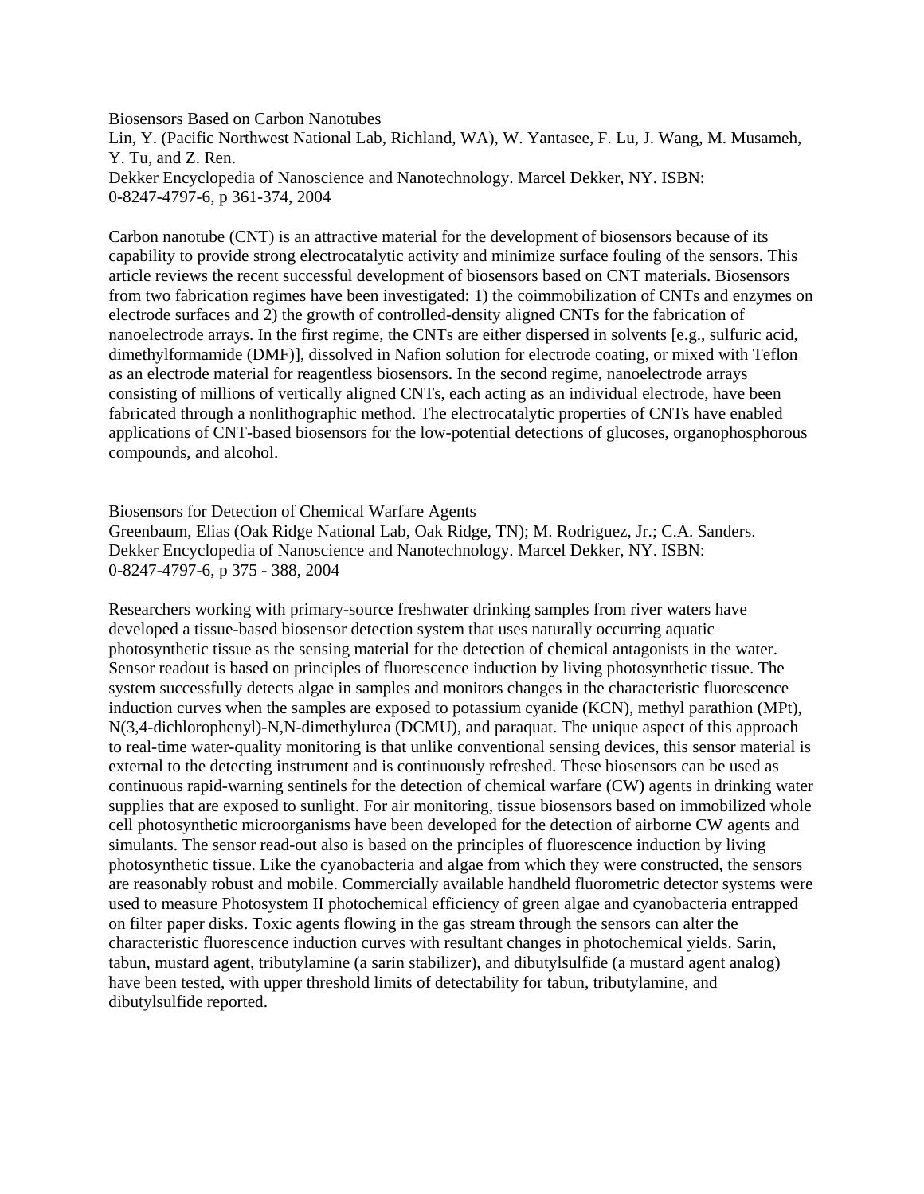Biosensors Based on Carbon Nanotubes
Lin, Y. (Pacific Northwest National Lab, Richland, WA), W. Yantasee, F. Lu, J. Wang, M. Musameh, Y. Tu, and Z. Ren.
Dekker Encyclopedia of Nanoscience and Nanotechnology. Marcel Dekker, NY. ISBN: 0-8247-4797-6, p 361-374, 2004

Carbon nanotube (CNT) is an attractive material for the development of biosensors because of its capability to provide strong electrocatalytic activity and minimize surface fouling of the sensors. This article reviews the recent successful development of biosensors based on CNT materials. Biosensors from two fabrication regimes have been investigated: 1) the coimmobilization of CNTs and enzymes on electrode surfaces and 2) the growth of controlled-density aligned CNTs for the fabrication of nanoelectrode arrays. In the first regime, the CNTs are either dispersed in solvents [e.g., sulfuric acid, dimethylformamide (DMF)], dissolved in Nafion solution for electrode coating, or mixed with Teflon as an electrode material for reagentless biosensors. In the second regime, nanoelectrode arrays consisting of millions of vertically aligned CNTs, each acting as an individual electrode, have been fabricated through a nonlithographic method. The electrocatalytic properties of CNTs have enabled applications of CNT-based biosensors for the low-potential detections of glucoses, organophosphorous compounds, and alcohol.

Biosensors for Detection of Chemical Warfare Agents
Greenbaum, Elias (Oak Ridge National Lab, Oak Ridge, TN); M. Rodriguez, Jr.; C.A. Sanders.
Dekker Encyclopedia of Nanoscience and Nanotechnology. Marcel Dekker, NY. ISBN: 0-8247-4797-6, p 375 - 388, 2004

Researchers working with primary-source freshwater drinking samples from river waters have developed a tissue-based biosensor detection system that uses naturally occurring aquatic photosynthetic tissue as the sensing material for the detection of chemical antagonists in the water. Sensor readout is based on principles of fluorescence induction by living photosynthetic tissue. The system successfully detects algae in samples and monitors changes in the characteristic fluorescence induction curves when the samples are exposed to potassium cyanide (KCN), methyl parathion (MPt), N(3,4-dichlorophenyl)-N,N-dimethylurea (DCMU), and paraquat. The unique aspect of this approach to real-time water-quality monitoring is that unlike conventional sensing devices, this sensor material is external to the detecting instrument and is continuously refreshed. These biosensors can be used as continuous rapid-warning sentinels for the detection of chemical warfare (CW) agents in drinking water supplies that are exposed to sunlight. For air monitoring, tissue biosensors based on immobilized whole cell photosynthetic microorganisms have been developed for the detection of airborne CW agents and simulants. The sensor read-out also is based on the principles of fluorescence induction by living photosynthetic tissue. Like the cyanobacteria and algae from which they were constructed, the sensors are reasonably robust and mobile. Commercially available handheld fluorometric detector systems were used to measure Photosystem II photochemical efficiency of green algae and cyanobacteria entrapped on filter paper disks. Toxic agents flowing in the gas stream through the sensors can alter the characteristic fluorescence induction curves with resultant changes in photochemical yields. Sarin, tabun, mustard agent, tributylamine (a sarin stabilizer), and dibutylsulfide (a mustard agent analog) have been tested, with upper threshold limits of detectability for tabun, tributylamine, and dibutylsulfide reported.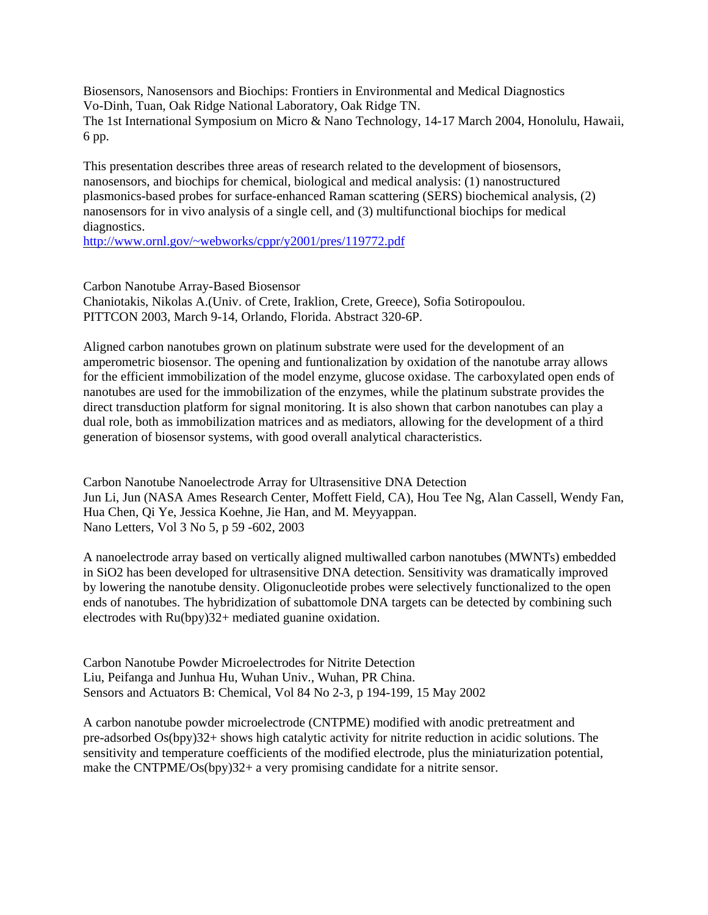Biosensors, Nanosensors and Biochips: Frontiers in Environmental and Medical Diagnostics
Vo-Dinh, Tuan, Oak Ridge National Laboratory, Oak Ridge TN.
The 1st International Symposium on Micro & Nano Technology, 14-17 March 2004, Honolulu, Hawaii, 6 pp.

This presentation describes three areas of research related to the development of biosensors, nanosensors, and biochips for chemical, biological and medical analysis: (1) nanostructured plasmonics-based probes for surface-enhanced Raman scattering (SERS) biochemical analysis, (2) nanosensors for in vivo analysis of a single cell, and (3) multifunctional biochips for medical diagnostics.
http://www.ornl.gov/~webworks/cppr/y2001/pres/119772.pdf

Carbon Nanotube Array-Based Biosensor
Chaniotakis, Nikolas A.(Univ. of Crete, Iraklion, Crete, Greece), Sofia Sotiropoulou.
PITTCON 2003, March 9-14, Orlando, Florida. Abstract 320-6P.

Aligned carbon nanotubes grown on platinum substrate were used for the development of an amperometric biosensor. The opening and funtionalization by oxidation of the nanotube array allows for the efficient immobilization of the model enzyme, glucose oxidase. The carboxylated open ends of nanotubes are used for the immobilization of the enzymes, while the platinum substrate provides the direct transduction platform for signal monitoring. It is also shown that carbon nanotubes can play a dual role, both as immobilization matrices and as mediators, allowing for the development of a third generation of biosensor systems, with good overall analytical characteristics.

Carbon Nanotube Nanoelectrode Array for Ultrasensitive DNA Detection
Jun Li, Jun (NASA Ames Research Center, Moffett Field, CA), Hou Tee Ng, Alan Cassell, Wendy Fan, Hua Chen, Qi Ye, Jessica Koehne, Jie Han, and M. Meyyappan.
Nano Letters, Vol 3 No 5, p 59 -602, 2003

A nanoelectrode array based on vertically aligned multiwalled carbon nanotubes (MWNTs) embedded in $SiO_2$ has been developed for ultrasensitive DNA detection. Sensitivity was dramatically improved by lowering the nanotube density. Oligonucleotide probes were selectively functionalized to the open ends of nanotubes. The hybridization of subattomole DNA targets can be detected by combining such electrodes with $Ru(bpy)_3^{2+}$ mediated guanine oxidation.

Carbon Nanotube Powder Microelectrodes for Nitrite Detection
Liu, Peifanga and Junhua Hu, Wuhan Univ., Wuhan, PR China.
Sensors and Actuators B: Chemical, Vol 84 No 2-3, p 194-199, 15 May 2002

A carbon nanotube powder microelectrode (CNTPME) modified with anodic pretreatment and pre-adsorbed $Os(bpy)_3^{2+}$ shows high catalytic activity for nitrite reduction in acidic solutions. The sensitivity and temperature coefficients of the modified electrode, plus the miniaturization potential, make the CNTPME/$Os(bpy)_3^{2+}$ a very promising candidate for a nitrite sensor.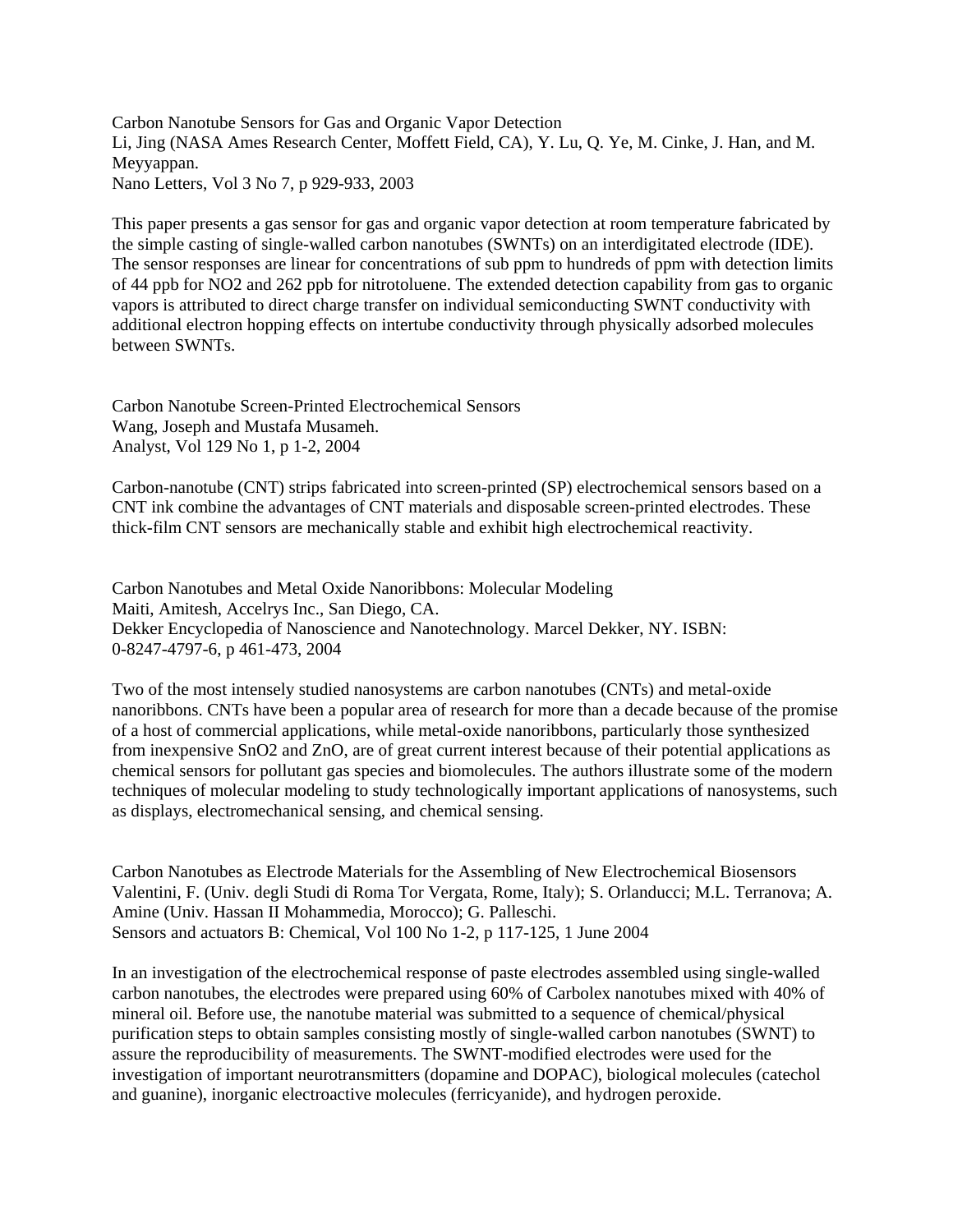Carbon Nanotube Sensors for Gas and Organic Vapor Detection
Li, Jing (NASA Ames Research Center, Moffett Field, CA), Y. Lu, Q. Ye, M. Cinke, J. Han, and M. Meyyappan.
Nano Letters, Vol 3 No 7, p 929-933, 2003

This paper presents a gas sensor for gas and organic vapor detection at room temperature fabricated by the simple casting of single-walled carbon nanotubes (SWNTs) on an interdigitated electrode (IDE). The sensor responses are linear for concentrations of sub ppm to hundreds of ppm with detection limits of 44 ppb for $NO_2$ and 262 ppb for nitrotoluene. The extended detection capability from gas to organic vapors is attributed to direct charge transfer on individual semiconducting SWNT conductivity with additional electron hopping effects on intertube conductivity through physically adsorbed molecules between SWNTs.

Carbon Nanotube Screen-Printed Electrochemical Sensors
Wang, Joseph and Mustafa Musameh.
Analyst, Vol 129 No 1, p 1-2, 2004

Carbon-nanotube (CNT) strips fabricated into screen-printed (SP) electrochemical sensors based on a CNT ink combine the advantages of CNT materials and disposable screen-printed electrodes. These thick-film CNT sensors are mechanically stable and exhibit high electrochemical reactivity.

Carbon Nanotubes and Metal Oxide Nanoribbons: Molecular Modeling
Maiti, Amitesh, Accelrys Inc., San Diego, CA.
Dekker Encyclopedia of Nanoscience and Nanotechnology. Marcel Dekker, NY. ISBN: 0-8247-4797-6, p 461-473, 2004

Two of the most intensely studied nanosystems are carbon nanotubes (CNTs) and metal-oxide nanoribbons. CNTs have been a popular area of research for more than a decade because of the promise of a host of commercial applications, while metal-oxide nanoribbons, particularly those synthesized from inexpensive $SnO_2$ and ZnO, are of great current interest because of their potential applications as chemical sensors for pollutant gas species and biomolecules. The authors illustrate some of the modern techniques of molecular modeling to study technologically important applications of nanosystems, such as displays, electromechanical sensing, and chemical sensing.

Carbon Nanotubes as Electrode Materials for the Assembling of New Electrochemical Biosensors
Valentini, F. (Univ. degli Studi di Roma Tor Vergata, Rome, Italy); S. Orlanducci; M.L. Terranova; A. Amine (Univ. Hassan II Mohammedia, Morocco); G. Palleschi.
Sensors and actuators B: Chemical, Vol 100 No 1-2, p 117-125, 1 June 2004

In an investigation of the electrochemical response of paste electrodes assembled using single-walled carbon nanotubes, the electrodes were prepared using 60% of Carbolex nanotubes mixed with 40% of mineral oil. Before use, the nanotube material was submitted to a sequence of chemical/physical purification steps to obtain samples consisting mostly of single-walled carbon nanotubes (SWNT) to assure the reproducibility of measurements. The SWNT-modified electrodes were used for the investigation of important neurotransmitters (dopamine and DOPAC), biological molecules (catechol and guanine), inorganic electroactive molecules (ferricyanide), and hydrogen peroxide.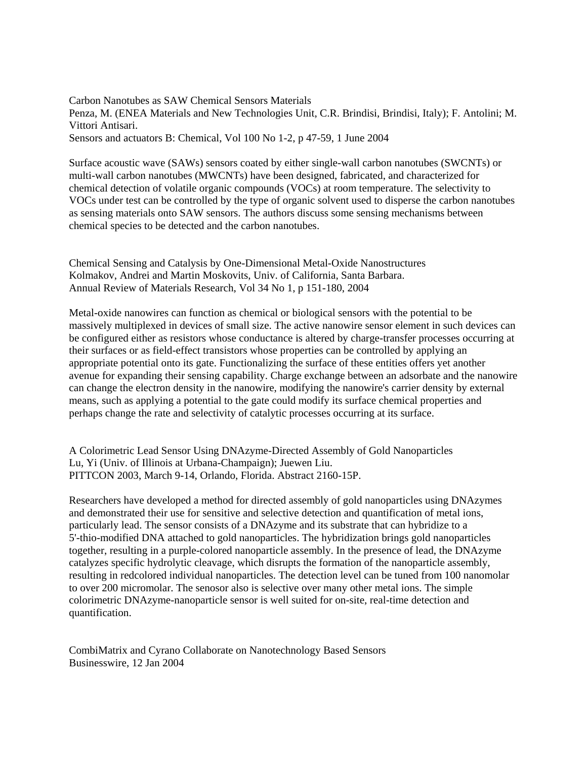Carbon Nanotubes as SAW Chemical Sensors Materials
Penza, M. (ENEA Materials and New Technologies Unit, C.R. Brindisi, Brindisi, Italy); F. Antolini; M. Vittori Antisari.
Sensors and actuators B: Chemical, Vol 100 No 1-2, p 47-59, 1 June 2004

Surface acoustic wave (SAWs) sensors coated by either single-wall carbon nanotubes (SWCNTs) or multi-wall carbon nanotubes (MWCNTs) have been designed, fabricated, and characterized for chemical detection of volatile organic compounds (VOCs) at room temperature. The selectivity to VOCs under test can be controlled by the type of organic solvent used to disperse the carbon nanotubes as sensing materials onto SAW sensors. The authors discuss some sensing mechanisms between chemical species to be detected and the carbon nanotubes.

Chemical Sensing and Catalysis by One-Dimensional Metal-Oxide Nanostructures
Kolmakov, Andrei and Martin Moskovits, Univ. of California, Santa Barbara.
Annual Review of Materials Research, Vol 34 No 1, p 151-180, 2004

Metal-oxide nanowires can function as chemical or biological sensors with the potential to be massively multiplexed in devices of small size. The active nanowire sensor element in such devices can be configured either as resistors whose conductance is altered by charge-transfer processes occurring at their surfaces or as field-effect transistors whose properties can be controlled by applying an appropriate potential onto its gate. Functionalizing the surface of these entities offers yet another avenue for expanding their sensing capability. Charge exchange between an adsorbate and the nanowire can change the electron density in the nanowire, modifying the nanowire's carrier density by external means, such as applying a potential to the gate could modify its surface chemical properties and perhaps change the rate and selectivity of catalytic processes occurring at its surface.

A Colorimetric Lead Sensor Using DNAzyme-Directed Assembly of Gold Nanoparticles
Lu, Yi (Univ. of Illinois at Urbana-Champaign); Juewen Liu.
PITTCON 2003, March 9-14, Orlando, Florida. Abstract 2160-15P.

Researchers have developed a method for directed assembly of gold nanoparticles using DNAzymes and demonstrated their use for sensitive and selective detection and quantification of metal ions, particularly lead. The sensor consists of a DNAzyme and its substrate that can hybridize to a 5'-thio-modified DNA attached to gold nanoparticles. The hybridization brings gold nanoparticles together, resulting in a purple-colored nanoparticle assembly. In the presence of lead, the DNAzyme catalyzes specific hydrolytic cleavage, which disrupts the formation of the nanoparticle assembly, resulting in redcolored individual nanoparticles. The detection level can be tuned from 100 nanomolar to over 200 micromolar. The senosor also is selective over many other metal ions. The simple colorimetric DNAzyme-nanoparticle sensor is well suited for on-site, real-time detection and quantification.

CombiMatrix and Cyrano Collaborate on Nanotechnology Based Sensors
Businesswire, 12 Jan 2004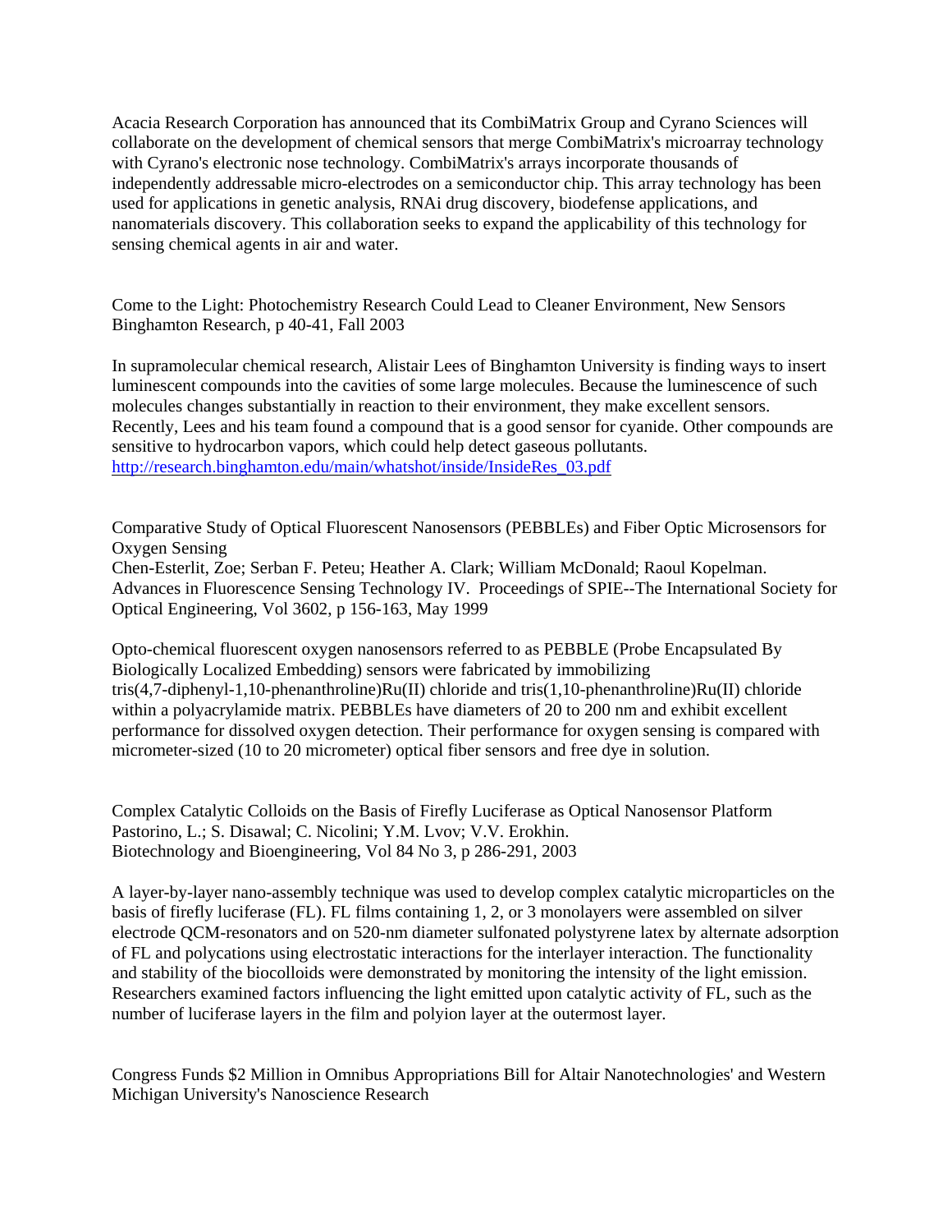Acacia Research Corporation has announced that its CombiMatrix Group and Cyrano Sciences will collaborate on the development of chemical sensors that merge CombiMatrix's microarray technology with Cyrano's electronic nose technology. CombiMatrix's arrays incorporate thousands of independently addressable micro-electrodes on a semiconductor chip. This array technology has been used for applications in genetic analysis, RNAi drug discovery, biodefense applications, and nanomaterials discovery. This collaboration seeks to expand the applicability of this technology for sensing chemical agents in air and water.

Come to the Light: Photochemistry Research Could Lead to Cleaner Environment, New Sensors
Binghamton Research, p 40-41, Fall 2003

In supramolecular chemical research, Alistair Lees of Binghamton University is finding ways to insert luminescent compounds into the cavities of some large molecules. Because the luminescence of such molecules changes substantially in reaction to their environment, they make excellent sensors. Recently, Lees and his team found a compound that is a good sensor for cyanide. Other compounds are sensitive to hydrocarbon vapors, which could help detect gaseous pollutants.
http://research.binghamton.edu/main/whatshot/inside/InsideRes_03.pdf

Comparative Study of Optical Fluorescent Nanosensors (PEBBLEs) and Fiber Optic Microsensors for Oxygen Sensing
Chen-Esterlit, Zoe; Serban F. Peteu; Heather A. Clark; William McDonald; Raoul Kopelman.
Advances in Fluorescence Sensing Technology IV. Proceedings of SPIE--The International Society for Optical Engineering, Vol 3602, p 156-163, May 1999

Opto-chemical fluorescent oxygen nanosensors referred to as PEBBLE (Probe Encapsulated By Biologically Localized Embedding) sensors were fabricated by immobilizing tris(4,7-diphenyl-1,10-phenanthroline)Ru(II) chloride and tris(1,10-phenanthroline)Ru(II) chloride within a polyacrylamide matrix. PEBBLEs have diameters of 20 to 200 nm and exhibit excellent performance for dissolved oxygen detection. Their performance for oxygen sensing is compared with micrometer-sized (10 to 20 micrometer) optical fiber sensors and free dye in solution.

Complex Catalytic Colloids on the Basis of Firefly Luciferase as Optical Nanosensor Platform
Pastorino, L.; S. Disawal; C. Nicolini; Y.M. Lvov; V.V. Erokhin.
Biotechnology and Bioengineering, Vol 84 No 3, p 286-291, 2003

A layer-by-layer nano-assembly technique was used to develop complex catalytic microparticles on the basis of firefly luciferase (FL). FL films containing 1, 2, or 3 monolayers were assembled on silver electrode QCM-resonators and on 520-nm diameter sulfonated polystyrene latex by alternate adsorption of FL and polycations using electrostatic interactions for the interlayer interaction. The functionality and stability of the biocolloids were demonstrated by monitoring the intensity of the light emission. Researchers examined factors influencing the light emitted upon catalytic activity of FL, such as the number of luciferase layers in the film and polyion layer at the outermost layer.

Congress Funds $2 Million in Omnibus Appropriations Bill for Altair Nanotechnologies' and Western Michigan University's Nanoscience Research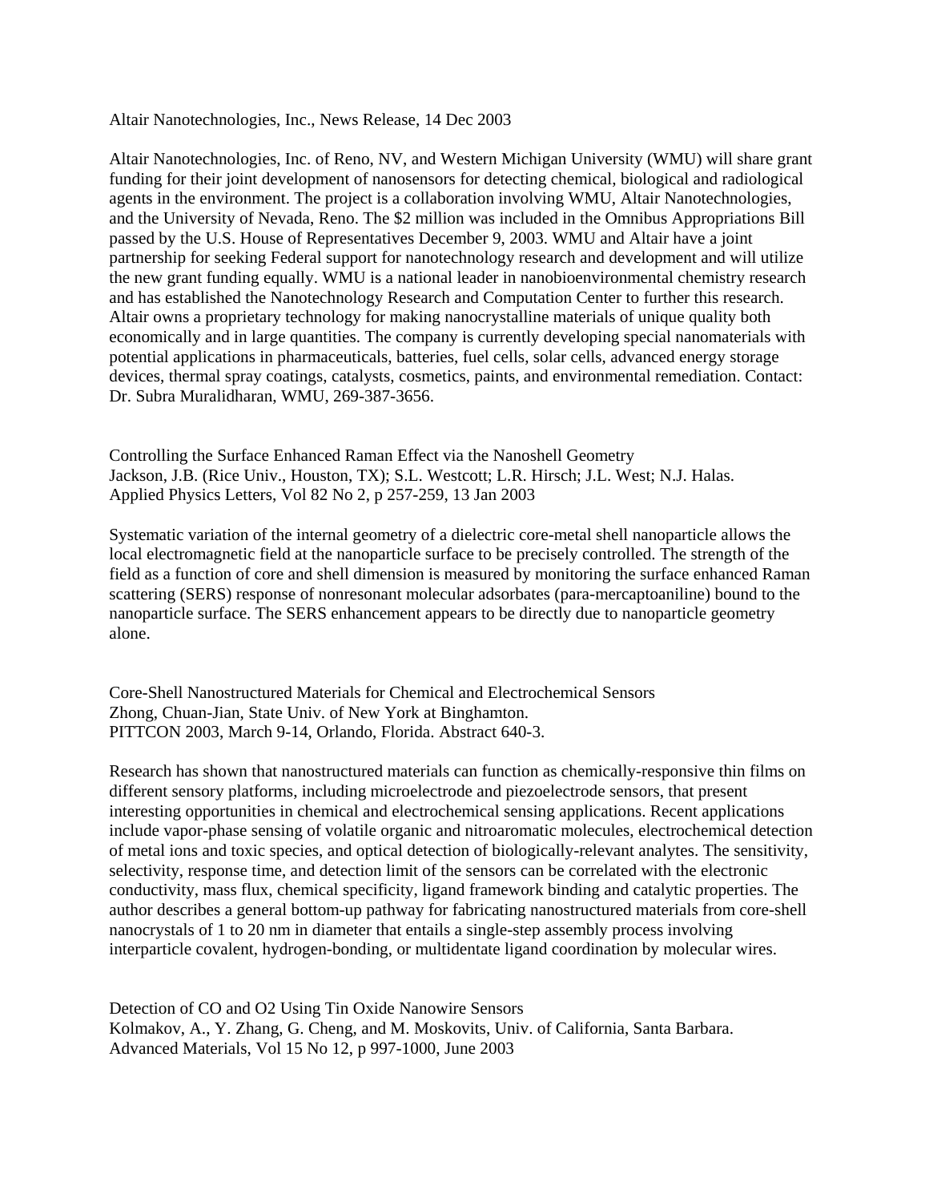Altair Nanotechnologies, Inc., News Release, 14 Dec 2003

Altair Nanotechnologies, Inc. of Reno, NV, and Western Michigan University (WMU) will share grant funding for their joint development of nanosensors for detecting chemical, biological and radiological agents in the environment. The project is a collaboration involving WMU, Altair Nanotechnologies, and the University of Nevada, Reno. The $2 million was included in the Omnibus Appropriations Bill passed by the U.S. House of Representatives December 9, 2003. WMU and Altair have a joint partnership for seeking Federal support for nanotechnology research and development and will utilize the new grant funding equally. WMU is a national leader in nanobioenvironmental chemistry research and has established the Nanotechnology Research and Computation Center to further this research. Altair owns a proprietary technology for making nanocrystalline materials of unique quality both economically and in large quantities. The company is currently developing special nanomaterials with potential applications in pharmaceuticals, batteries, fuel cells, solar cells, advanced energy storage devices, thermal spray coatings, catalysts, cosmetics, paints, and environmental remediation. Contact: Dr. Subra Muralidharan, WMU, 269-387-3656.

Controlling the Surface Enhanced Raman Effect via the Nanoshell Geometry
Jackson, J.B. (Rice Univ., Houston, TX); S.L. Westcott; L.R. Hirsch; J.L. West; N.J. Halas.
Applied Physics Letters, Vol 82 No 2, p 257-259, 13 Jan 2003

Systematic variation of the internal geometry of a dielectric core-metal shell nanoparticle allows the local electromagnetic field at the nanoparticle surface to be precisely controlled. The strength of the field as a function of core and shell dimension is measured by monitoring the surface enhanced Raman scattering (SERS) response of nonresonant molecular adsorbates (para-mercaptoaniline) bound to the nanoparticle surface. The SERS enhancement appears to be directly due to nanoparticle geometry alone.

Core-Shell Nanostructured Materials for Chemical and Electrochemical Sensors
Zhong, Chuan-Jian, State Univ. of New York at Binghamton.
PITTCON 2003, March 9-14, Orlando, Florida. Abstract 640-3.

Research has shown that nanostructured materials can function as chemically-responsive thin films on different sensory platforms, including microelectrode and piezoelectrode sensors, that present interesting opportunities in chemical and electrochemical sensing applications. Recent applications include vapor-phase sensing of volatile organic and nitroaromatic molecules, electrochemical detection of metal ions and toxic species, and optical detection of biologically-relevant analytes. The sensitivity, selectivity, response time, and detection limit of the sensors can be correlated with the electronic conductivity, mass flux, chemical specificity, ligand framework binding and catalytic properties. The author describes a general bottom-up pathway for fabricating nanostructured materials from core-shell nanocrystals of 1 to 20 nm in diameter that entails a single-step assembly process involving interparticle covalent, hydrogen-bonding, or multidentate ligand coordination by molecular wires.

Detection of CO and O2 Using Tin Oxide Nanowire Sensors
Kolmakov, A., Y. Zhang, G. Cheng, and M. Moskovits, Univ. of California, Santa Barbara.
Advanced Materials, Vol 15 No 12, p 997-1000, June 2003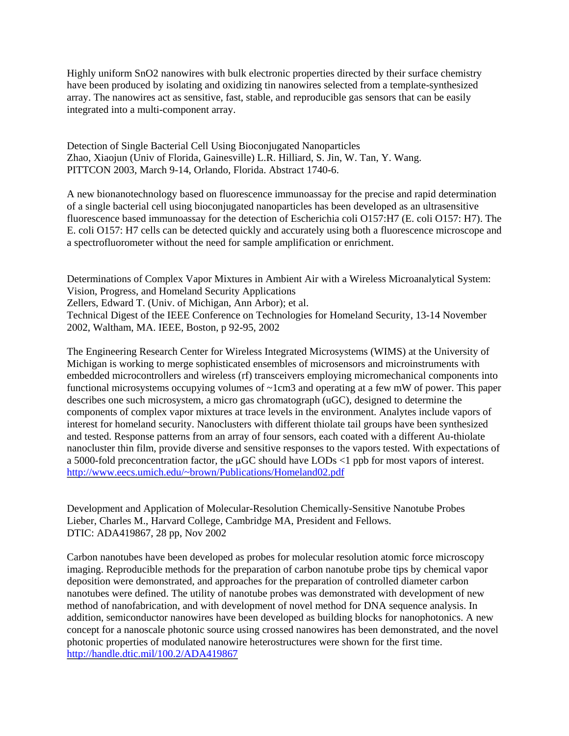Highly uniform $SnO_2$ nanowires with bulk electronic properties directed by their surface chemistry have been produced by isolating and oxidizing tin nanowires selected from a template-synthesized array. The nanowires act as sensitive, fast, stable, and reproducible gas sensors that can be easily integrated into a multi-component array.

Detection of Single Bacterial Cell Using Bioconjugated Nanoparticles
Zhao, Xiaojun (Univ of Florida, Gainesville) L.R. Hilliard, S. Jin, W. Tan, Y. Wang.
PITTCON 2003, March 9-14, Orlando, Florida. Abstract 1740-6.

A new bionanotechnology based on fluorescence immunoassay for the precise and rapid determination of a single bacterial cell using bioconjugated nanoparticles has been developed as an ultrasensitive fluorescence based immunoassay for the detection of Escherichia coli O157:H7 (E. coli O157: H7). The E. coli O157: H7 cells can be detected quickly and accurately using both a fluorescence microscope and a spectrofluorometer without the need for sample amplification or enrichment.

Determinations of Complex Vapor Mixtures in Ambient Air with a Wireless Microanalytical System: Vision, Progress, and Homeland Security Applications
Zellers, Edward T. (Univ. of Michigan, Ann Arbor); et al.
Technical Digest of the IEEE Conference on Technologies for Homeland Security, 13-14 November 2002, Waltham, MA. IEEE, Boston, p 92-95, 2002

The Engineering Research Center for Wireless Integrated Microsystems (WIMS) at the University of Michigan is working to merge sophisticated ensembles of microsensors and microinstruments with embedded microcontrollers and wireless (rf) transceivers employing micromechanical components into functional microsystems occupying volumes of ~1cm3 and operating at a few mW of power. This paper describes one such microsystem, a micro gas chromatograph (uGC), designed to determine the components of complex vapor mixtures at trace levels in the environment. Analytes include vapors of interest for homeland security. Nanoclusters with different thiolate tail groups have been synthesized and tested. Response patterns from an array of four sensors, each coated with a different Au-thiolate nanocluster thin film, provide diverse and sensitive responses to the vapors tested. With expectations of a 5000-fold preconcentration factor, the μGC should have LODs <1 ppb for most vapors of interest.
http://www.eecs.umich.edu/~brown/Publications/Homeland02.pdf

Development and Application of Molecular-Resolution Chemically-Sensitive Nanotube Probes
Lieber, Charles M., Harvard College, Cambridge MA, President and Fellows.
DTIC: ADA419867, 28 pp, Nov 2002

Carbon nanotubes have been developed as probes for molecular resolution atomic force microscopy imaging. Reproducible methods for the preparation of carbon nanotube probe tips by chemical vapor deposition were demonstrated, and approaches for the preparation of controlled diameter carbon nanotubes were defined. The utility of nanotube probes was demonstrated with development of new method of nanofabrication, and with development of novel method for DNA sequence analysis. In addition, semiconductor nanowires have been developed as building blocks for nanophotonics. A new concept for a nanoscale photonic source using crossed nanowires has been demonstrated, and the novel photonic properties of modulated nanowire heterostructures were shown for the first time.
http://handle.dtic.mil/100.2/ADA419867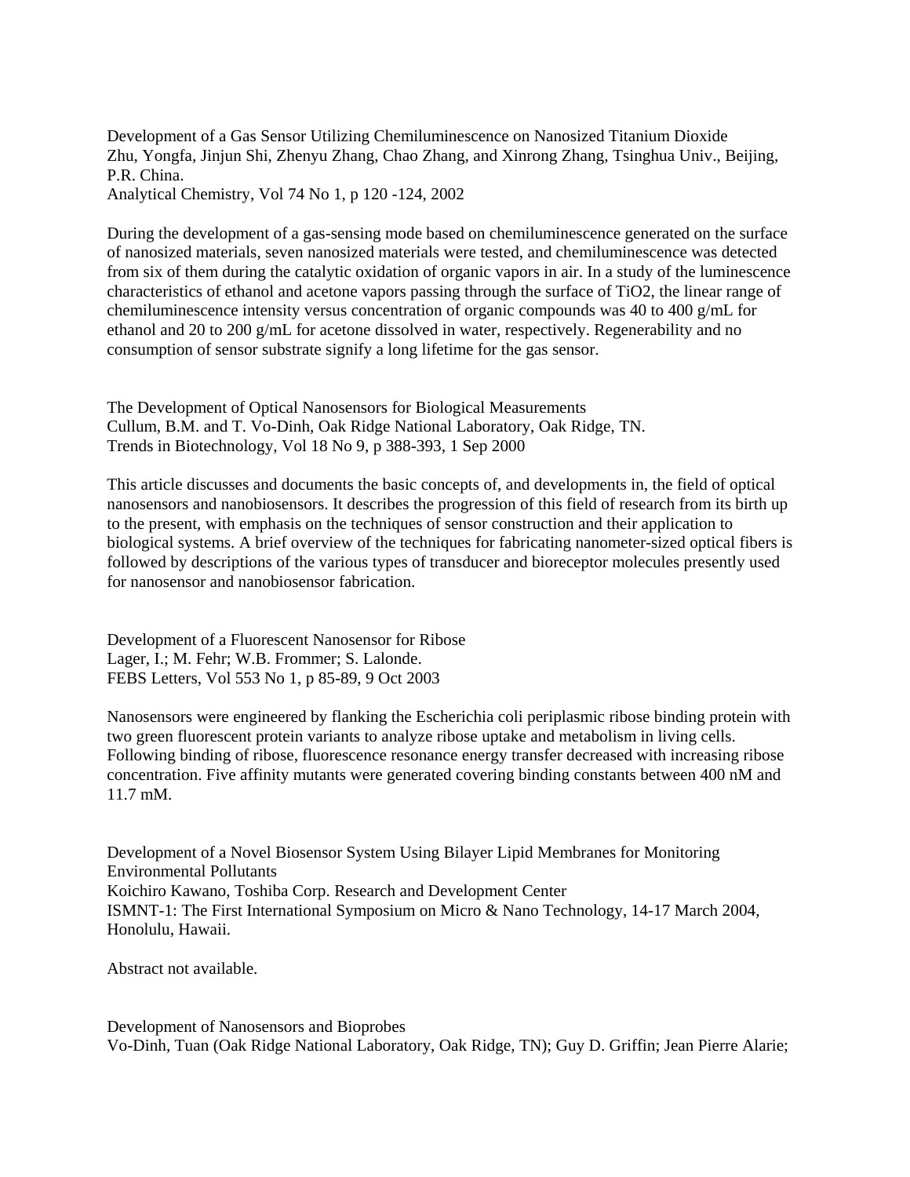Development of a Gas Sensor Utilizing Chemiluminescence on Nanosized Titanium Dioxide
Zhu, Yongfa, Jinjun Shi, Zhenyu Zhang, Chao Zhang, and Xinrong Zhang, Tsinghua Univ., Beijing, P.R. China.
Analytical Chemistry, Vol 74 No 1, p 120 -124, 2002

During the development of a gas-sensing mode based on chemiluminescence generated on the surface of nanosized materials, seven nanosized materials were tested, and chemiluminescence was detected from six of them during the catalytic oxidation of organic vapors in air. In a study of the luminescence characteristics of ethanol and acetone vapors passing through the surface of $TiO_2$, the linear range of chemiluminescence intensity versus concentration of organic compounds was 40 to 400 g/mL for ethanol and 20 to 200 g/mL for acetone dissolved in water, respectively. Regenerability and no consumption of sensor substrate signify a long lifetime for the gas sensor.

The Development of Optical Nanosensors for Biological Measurements
Cullum, B.M. and T. Vo-Dinh, Oak Ridge National Laboratory, Oak Ridge, TN.
Trends in Biotechnology, Vol 18 No 9, p 388-393, 1 Sep 2000

This article discusses and documents the basic concepts of, and developments in, the field of optical nanosensors and nanobiosensors. It describes the progression of this field of research from its birth up to the present, with emphasis on the techniques of sensor construction and their application to biological systems. A brief overview of the techniques for fabricating nanometer-sized optical fibers is followed by descriptions of the various types of transducer and bioreceptor molecules presently used for nanosensor and nanobiosensor fabrication.

Development of a Fluorescent Nanosensor for Ribose
Lager, I.; M. Fehr; W.B. Frommer; S. Lalonde.
FEBS Letters, Vol 553 No 1, p 85-89, 9 Oct 2003

Nanosensors were engineered by flanking the Escherichia coli periplasmic ribose binding protein with two green fluorescent protein variants to analyze ribose uptake and metabolism in living cells. Following binding of ribose, fluorescence resonance energy transfer decreased with increasing ribose concentration. Five affinity mutants were generated covering binding constants between 400 nM and 11.7 mM.

Development of a Novel Biosensor System Using Bilayer Lipid Membranes for Monitoring Environmental Pollutants
Koichiro Kawano, Toshiba Corp. Research and Development Center
ISMNT-1: The First International Symposium on Micro & Nano Technology, 14-17 March 2004, Honolulu, Hawaii.

Abstract not available.

Development of Nanosensors and Bioprobes
Vo-Dinh, Tuan (Oak Ridge National Laboratory, Oak Ridge, TN); Guy D. Griffin; Jean Pierre Alarie;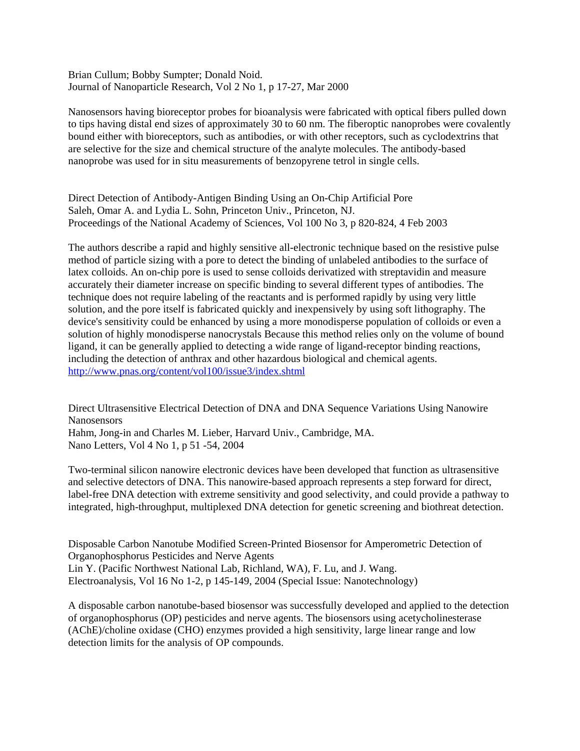Brian Cullum; Bobby Sumpter; Donald Noid.
Journal of Nanoparticle Research, Vol 2 No 1, p 17-27, Mar 2000

Nanosensors having bioreceptor probes for bioanalysis were fabricated with optical fibers pulled down to tips having distal end sizes of approximately 30 to 60 nm. The fiberoptic nanoprobes were covalently bound either with bioreceptors, such as antibodies, or with other receptors, such as cyclodextrins that are selective for the size and chemical structure of the analyte molecules. The antibody-based nanoprobe was used for in situ measurements of benzopyrene tetrol in single cells.

Direct Detection of Antibody-Antigen Binding Using an On-Chip Artificial Pore
Saleh, Omar A. and Lydia L. Sohn, Princeton Univ., Princeton, NJ.
Proceedings of the National Academy of Sciences, Vol 100 No 3, p 820-824, 4 Feb 2003

The authors describe a rapid and highly sensitive all-electronic technique based on the resistive pulse method of particle sizing with a pore to detect the binding of unlabeled antibodies to the surface of latex colloids. An on-chip pore is used to sense colloids derivatized with streptavidin and measure accurately their diameter increase on specific binding to several different types of antibodies. The technique does not require labeling of the reactants and is performed rapidly by using very little solution, and the pore itself is fabricated quickly and inexpensively by using soft lithography. The device's sensitivity could be enhanced by using a more monodisperse population of colloids or even a solution of highly monodisperse nanocrystals Because this method relies only on the volume of bound ligand, it can be generally applied to detecting a wide range of ligand-receptor binding reactions, including the detection of anthrax and other hazardous biological and chemical agents.
http://www.pnas.org/content/vol100/issue3/index.shtml

Direct Ultrasensitive Electrical Detection of DNA and DNA Sequence Variations Using Nanowire Nanosensors
Hahm, Jong-in and Charles M. Lieber, Harvard Univ., Cambridge, MA.
Nano Letters, Vol 4 No 1, p 51 -54, 2004

Two-terminal silicon nanowire electronic devices have been developed that function as ultrasensitive and selective detectors of DNA. This nanowire-based approach represents a step forward for direct, label-free DNA detection with extreme sensitivity and good selectivity, and could provide a pathway to integrated, high-throughput, multiplexed DNA detection for genetic screening and biothreat detection.

Disposable Carbon Nanotube Modified Screen-Printed Biosensor for Amperometric Detection of Organophosphorus Pesticides and Nerve Agents
Lin Y. (Pacific Northwest National Lab, Richland, WA), F. Lu, and J. Wang.
Electroanalysis, Vol 16 No 1-2, p 145-149, 2004 (Special Issue: Nanotechnology)

A disposable carbon nanotube-based biosensor was successfully developed and applied to the detection of organophosphorus (OP) pesticides and nerve agents. The biosensors using acetycholinesterase (AChE)/choline oxidase (CHO) enzymes provided a high sensitivity, large linear range and low detection limits for the analysis of OP compounds.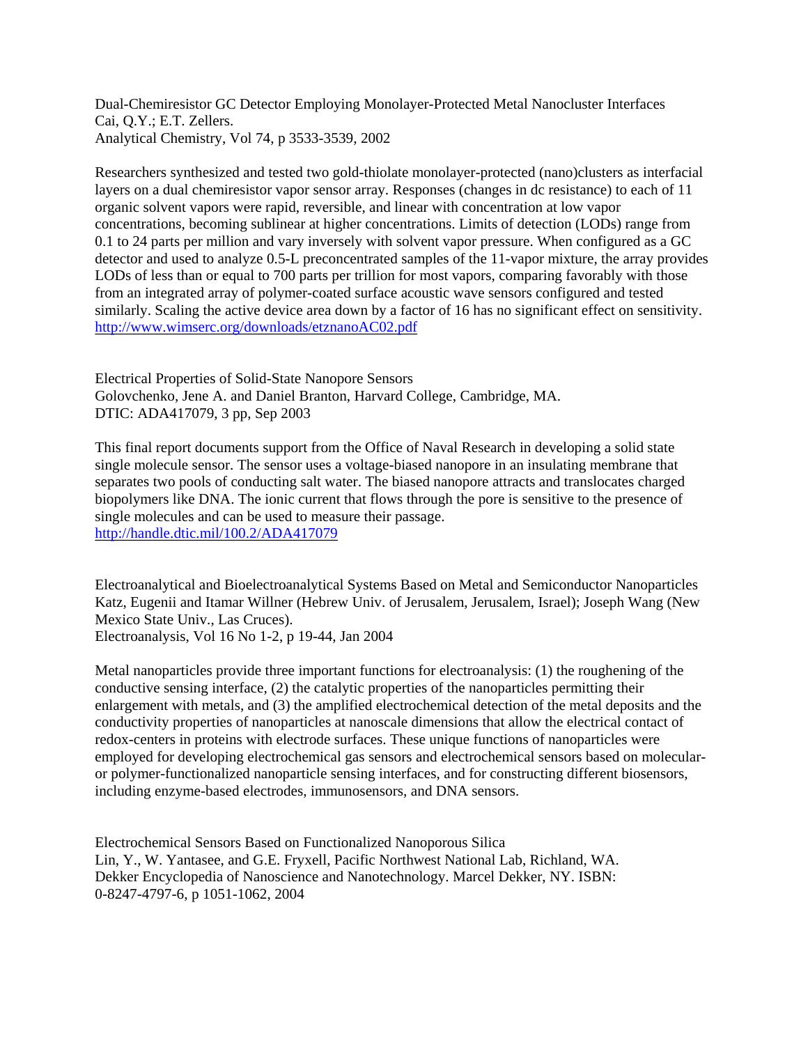Dual-Chemiresistor GC Detector Employing Monolayer-Protected Metal Nanocluster Interfaces
Cai, Q.Y.; E.T. Zellers.
Analytical Chemistry, Vol 74, p 3533-3539, 2002

Researchers synthesized and tested two gold-thiolate monolayer-protected (nano)clusters as interfacial layers on a dual chemiresistor vapor sensor array. Responses (changes in dc resistance) to each of 11 organic solvent vapors were rapid, reversible, and linear with concentration at low vapor concentrations, becoming sublinear at higher concentrations. Limits of detection (LODs) range from 0.1 to 24 parts per million and vary inversely with solvent vapor pressure. When configured as a GC detector and used to analyze 0.5-L preconcentrated samples of the 11-vapor mixture, the array provides LODs of less than or equal to 700 parts per trillion for most vapors, comparing favorably with those from an integrated array of polymer-coated surface acoustic wave sensors configured and tested similarly. Scaling the active device area down by a factor of 16 has no significant effect on sensitivity.
http://www.wimserc.org/downloads/etznanoAC02.pdf

Electrical Properties of Solid-State Nanopore Sensors
Golovchenko, Jene A. and Daniel Branton, Harvard College, Cambridge, MA.
DTIC: ADA417079, 3 pp, Sep 2003

This final report documents support from the Office of Naval Research in developing a solid state single molecule sensor. The sensor uses a voltage-biased nanopore in an insulating membrane that separates two pools of conducting salt water. The biased nanopore attracts and translocates charged biopolymers like DNA. The ionic current that flows through the pore is sensitive to the presence of single molecules and can be used to measure their passage.
http://handle.dtic.mil/100.2/ADA417079

Electroanalytical and Bioelectroanalytical Systems Based on Metal and Semiconductor Nanoparticles
Katz, Eugenii and Itamar Willner (Hebrew Univ. of Jerusalem, Jerusalem, Israel); Joseph Wang (New Mexico State Univ., Las Cruces).
Electroanalysis, Vol 16 No 1-2, p 19-44, Jan 2004

Metal nanoparticles provide three important functions for electroanalysis: (1) the roughening of the conductive sensing interface, (2) the catalytic properties of the nanoparticles permitting their enlargement with metals, and (3) the amplified electrochemical detection of the metal deposits and the conductivity properties of nanoparticles at nanoscale dimensions that allow the electrical contact of redox-centers in proteins with electrode surfaces. These unique functions of nanoparticles were employed for developing electrochemical gas sensors and electrochemical sensors based on molecular- or polymer-functionalized nanoparticle sensing interfaces, and for constructing different biosensors, including enzyme-based electrodes, immunosensors, and DNA sensors.

Electrochemical Sensors Based on Functionalized Nanoporous Silica
Lin, Y., W. Yantasee, and G.E. Fryxell, Pacific Northwest National Lab, Richland, WA.
Dekker Encyclopedia of Nanoscience and Nanotechnology. Marcel Dekker, NY. ISBN: 0-8247-4797-6, p 1051-1062, 2004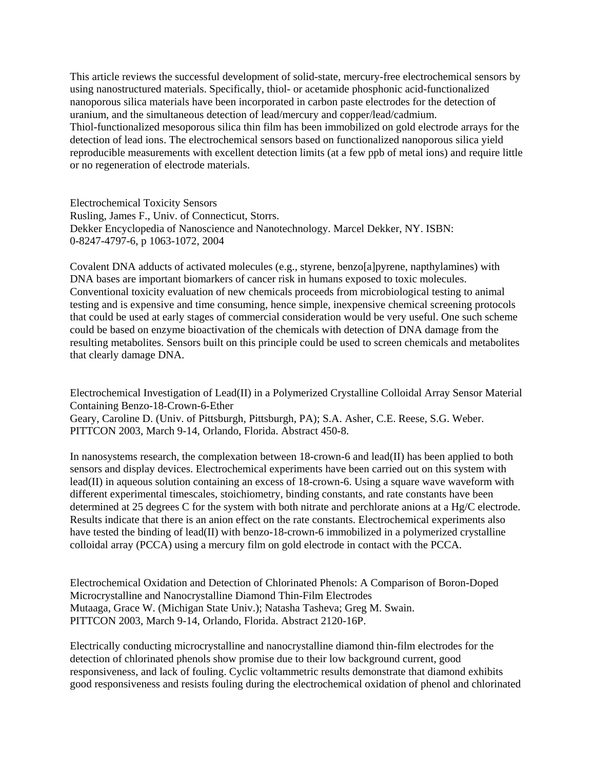This article reviews the successful development of solid-state, mercury-free electrochemical sensors by using nanostructured materials. Specifically, thiol- or acetamide phosphonic acid-functionalized nanoporous silica materials have been incorporated in carbon paste electrodes for the detection of uranium, and the simultaneous detection of lead/mercury and copper/lead/cadmium. Thiol-functionalized mesoporous silica thin film has been immobilized on gold electrode arrays for the detection of lead ions. The electrochemical sensors based on functionalized nanoporous silica yield reproducible measurements with excellent detection limits (at a few ppb of metal ions) and require little or no regeneration of electrode materials.

Electrochemical Toxicity Sensors
Rusling, James F., Univ. of Connecticut, Storrs.
Dekker Encyclopedia of Nanoscience and Nanotechnology. Marcel Dekker, NY. ISBN: 0-8247-4797-6, p 1063-1072, 2004

Covalent DNA adducts of activated molecules (e.g., styrene, benzo[a]pyrene, napthylamines) with DNA bases are important biomarkers of cancer risk in humans exposed to toxic molecules. Conventional toxicity evaluation of new chemicals proceeds from microbiological testing to animal testing and is expensive and time consuming, hence simple, inexpensive chemical screening protocols that could be used at early stages of commercial consideration would be very useful. One such scheme could be based on enzyme bioactivation of the chemicals with detection of DNA damage from the resulting metabolites. Sensors built on this principle could be used to screen chemicals and metabolites that clearly damage DNA.

Electrochemical Investigation of Lead(II) in a Polymerized Crystalline Colloidal Array Sensor Material Containing Benzo-18-Crown-6-Ether
Geary, Caroline D. (Univ. of Pittsburgh, Pittsburgh, PA); S.A. Asher, C.E. Reese, S.G. Weber.
PITTCON 2003, March 9-14, Orlando, Florida. Abstract 450-8.

In nanosystems research, the complexation between 18-crown-6 and lead(II) has been applied to both sensors and display devices. Electrochemical experiments have been carried out on this system with lead(II) in aqueous solution containing an excess of 18-crown-6. Using a square wave waveform with different experimental timescales, stoichiometry, binding constants, and rate constants have been determined at 25 degrees C for the system with both nitrate and perchlorate anions at a Hg/C electrode. Results indicate that there is an anion effect on the rate constants. Electrochemical experiments also have tested the binding of lead(II) with benzo-18-crown-6 immobilized in a polymerized crystalline colloidal array (PCCA) using a mercury film on gold electrode in contact with the PCCA.

Electrochemical Oxidation and Detection of Chlorinated Phenols: A Comparison of Boron-Doped Microcrystalline and Nanocrystalline Diamond Thin-Film Electrodes
Mutaaga, Grace W. (Michigan State Univ.); Natasha Tasheva; Greg M. Swain.
PITTCON 2003, March 9-14, Orlando, Florida. Abstract 2120-16P.

Electrically conducting microcrystalline and nanocrystalline diamond thin-film electrodes for the detection of chlorinated phenols show promise due to their low background current, good responsiveness, and lack of fouling. Cyclic voltammetric results demonstrate that diamond exhibits good responsiveness and resists fouling during the electrochemical oxidation of phenol and chlorinated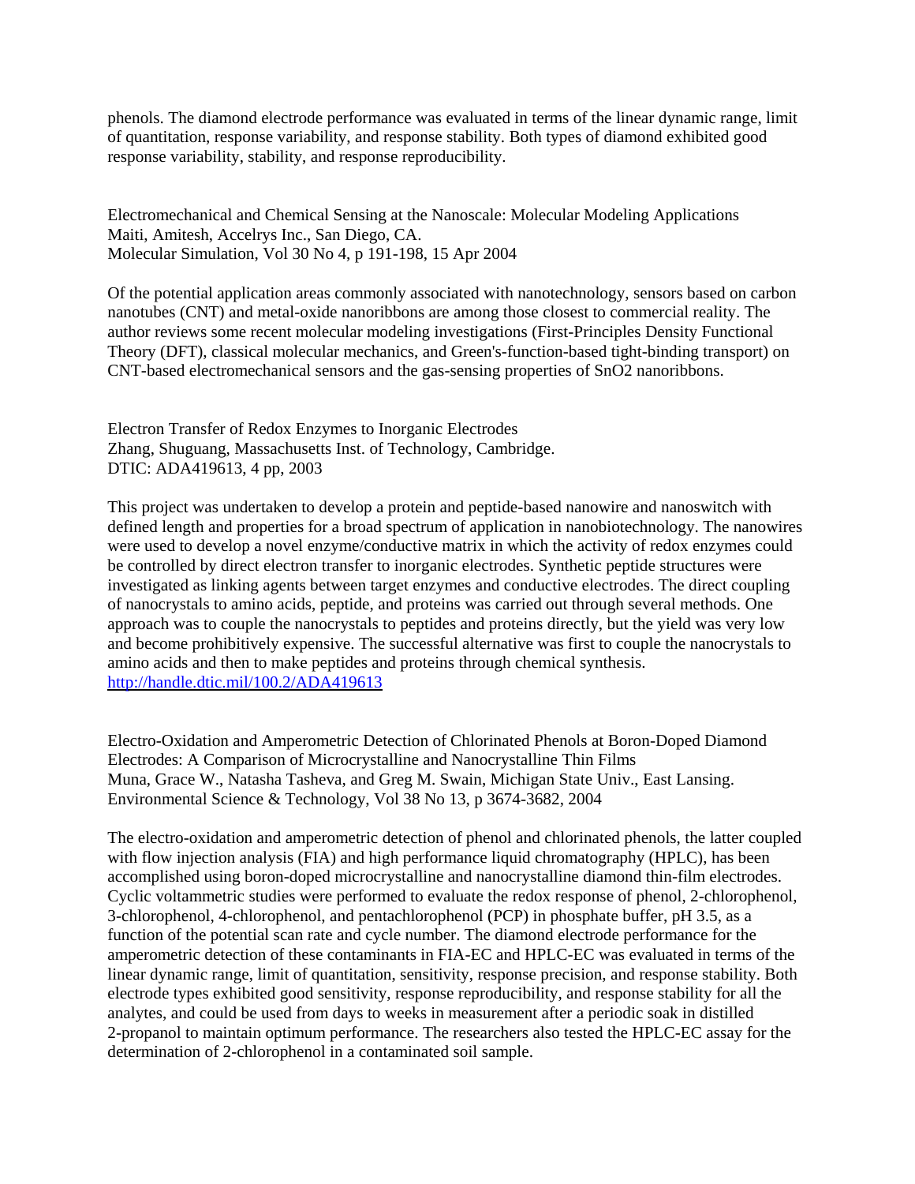phenols. The diamond electrode performance was evaluated in terms of the linear dynamic range, limit of quantitation, response variability, and response stability. Both types of diamond exhibited good response variability, stability, and response reproducibility.

Electromechanical and Chemical Sensing at the Nanoscale: Molecular Modeling Applications
Maiti, Amitesh, Accelrys Inc., San Diego, CA.
Molecular Simulation, Vol 30 No 4, p 191-198, 15 Apr 2004

Of the potential application areas commonly associated with nanotechnology, sensors based on carbon nanotubes (CNT) and metal-oxide nanoribbons are among those closest to commercial reality. The author reviews some recent molecular modeling investigations (First-Principles Density Functional Theory (DFT), classical molecular mechanics, and Green's-function-based tight-binding transport) on CNT-based electromechanical sensors and the gas-sensing properties of $SnO_2$ nanoribbons.

Electron Transfer of Redox Enzymes to Inorganic Electrodes
Zhang, Shuguang, Massachusetts Inst. of Technology, Cambridge.
DTIC: ADA419613, 4 pp, 2003

This project was undertaken to develop a protein and peptide-based nanowire and nanoswitch with defined length and properties for a broad spectrum of application in nanobiotechnology. The nanowires were used to develop a novel enzyme/conductive matrix in which the activity of redox enzymes could be controlled by direct electron transfer to inorganic electrodes. Synthetic peptide structures were investigated as linking agents between target enzymes and conductive electrodes. The direct coupling of nanocrystals to amino acids, peptide, and proteins was carried out through several methods. One approach was to couple the nanocrystals to peptides and proteins directly, but the yield was very low and become prohibitively expensive. The successful alternative was first to couple the nanocrystals to amino acids and then to make peptides and proteins through chemical synthesis.
http://handle.dtic.mil/100.2/ADA419613

Electro-Oxidation and Amperometric Detection of Chlorinated Phenols at Boron-Doped Diamond Electrodes: A Comparison of Microcrystalline and Nanocrystalline Thin Films
Muna, Grace W., Natasha Tasheva, and Greg M. Swain, Michigan State Univ., East Lansing.
Environmental Science & Technology, Vol 38 No 13, p 3674-3682, 2004

The electro-oxidation and amperometric detection of phenol and chlorinated phenols, the latter coupled with flow injection analysis (FIA) and high performance liquid chromatography (HPLC), has been accomplished using boron-doped microcrystalline and nanocrystalline diamond thin-film electrodes. Cyclic voltammetric studies were performed to evaluate the redox response of phenol, 2-chlorophenol, 3-chlorophenol, 4-chlorophenol, and pentachlorophenol (PCP) in phosphate buffer, pH 3.5, as a function of the potential scan rate and cycle number. The diamond electrode performance for the amperometric detection of these contaminants in FIA-EC and HPLC-EC was evaluated in terms of the linear dynamic range, limit of quantitation, sensitivity, response precision, and response stability. Both electrode types exhibited good sensitivity, response reproducibility, and response stability for all the analytes, and could be used from days to weeks in measurement after a periodic soak in distilled 2-propanol to maintain optimum performance. The researchers also tested the HPLC-EC assay for the determination of 2-chlorophenol in a contaminated soil sample.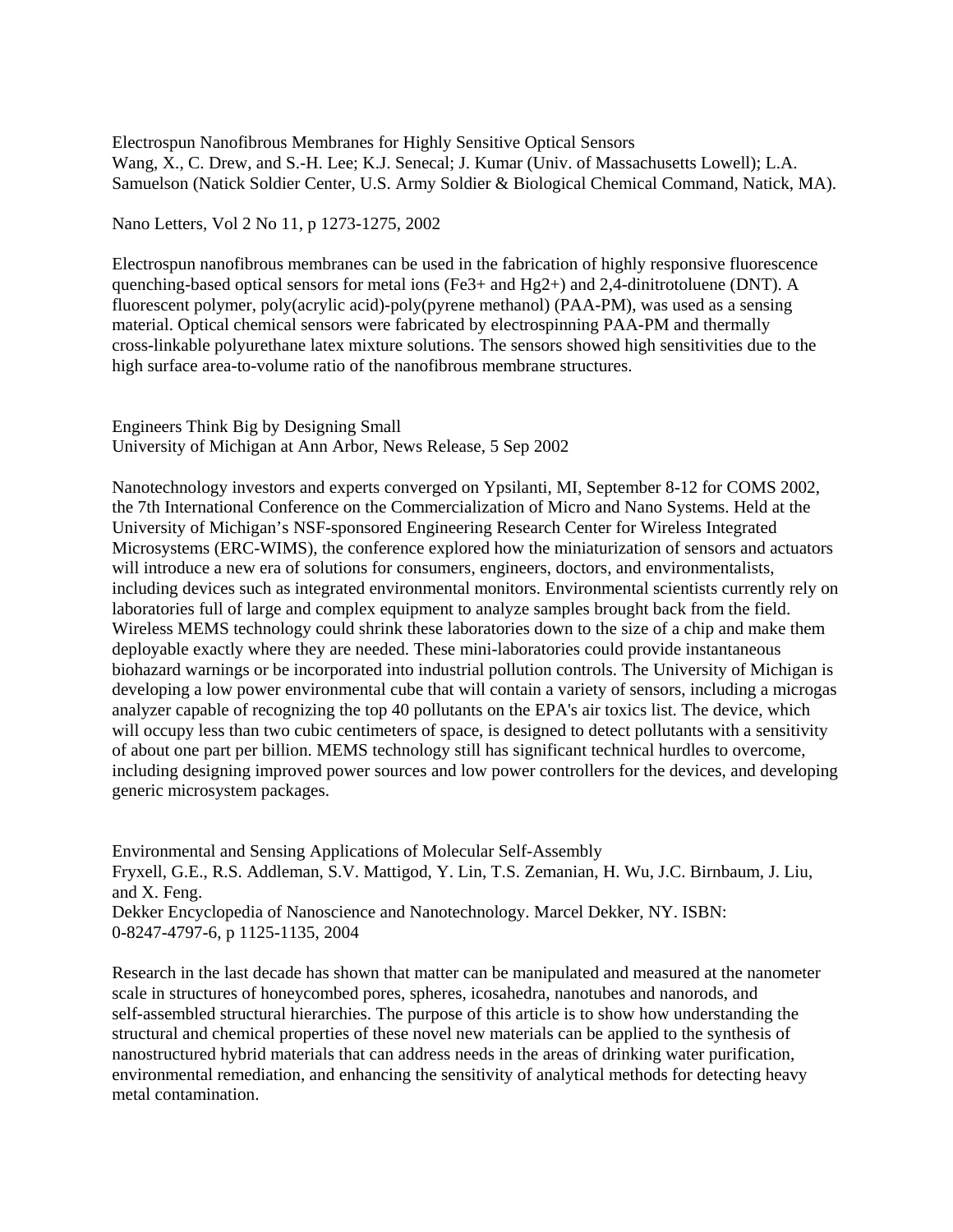Electrospun Nanofibrous Membranes for Highly Sensitive Optical Sensors
Wang, X., C. Drew, and S.-H. Lee; K.J. Senecal; J. Kumar (Univ. of Massachusetts Lowell); L.A. Samuelson (Natick Soldier Center, U.S. Army Soldier & Biological Chemical Command, Natick, MA).

Nano Letters, Vol 2 No 11, p 1273-1275, 2002

Electrospun nanofibrous membranes can be used in the fabrication of highly responsive fluorescence quenching-based optical sensors for metal ions ($Fe^{3+}$ and $Hg^{2+}$) and 2,4-dinitrotoluene (DNT). A fluorescent polymer, poly(acrylic acid)-poly(pyrene methanol) (PAA-PM), was used as a sensing material. Optical chemical sensors were fabricated by electrospinning PAA-PM and thermally cross-linkable polyurethane latex mixture solutions. The sensors showed high sensitivities due to the high surface area-to-volume ratio of the nanofibrous membrane structures.

Engineers Think Big by Designing Small
University of Michigan at Ann Arbor, News Release, 5 Sep 2002

Nanotechnology investors and experts converged on Ypsilanti, MI, September 8-12 for COMS 2002, the 7th International Conference on the Commercialization of Micro and Nano Systems. Held at the University of Michigan's NSF-sponsored Engineering Research Center for Wireless Integrated Microsystems (ERC-WIMS), the conference explored how the miniaturization of sensors and actuators will introduce a new era of solutions for consumers, engineers, doctors, and environmentalists, including devices such as integrated environmental monitors. Environmental scientists currently rely on laboratories full of large and complex equipment to analyze samples brought back from the field. Wireless MEMS technology could shrink these laboratories down to the size of a chip and make them deployable exactly where they are needed. These mini-laboratories could provide instantaneous biohazard warnings or be incorporated into industrial pollution controls. The University of Michigan is developing a low power environmental cube that will contain a variety of sensors, including a microgas analyzer capable of recognizing the top 40 pollutants on the EPA's air toxics list. The device, which will occupy less than two cubic centimeters of space, is designed to detect pollutants with a sensitivity of about one part per billion. MEMS technology still has significant technical hurdles to overcome, including designing improved power sources and low power controllers for the devices, and developing generic microsystem packages.

Environmental and Sensing Applications of Molecular Self-Assembly
Fryxell, G.E., R.S. Addleman, S.V. Mattigod, Y. Lin, T.S. Zemanian, H. Wu, J.C. Birnbaum, J. Liu, and X. Feng.
Dekker Encyclopedia of Nanoscience and Nanotechnology. Marcel Dekker, NY. ISBN: 0-8247-4797-6, p 1125-1135, 2004

Research in the last decade has shown that matter can be manipulated and measured at the nanometer scale in structures of honeycombed pores, spheres, icosahedra, nanotubes and nanorods, and self-assembled structural hierarchies. The purpose of this article is to show how understanding the structural and chemical properties of these novel new materials can be applied to the synthesis of nanostructured hybrid materials that can address needs in the areas of drinking water purification, environmental remediation, and enhancing the sensitivity of analytical methods for detecting heavy metal contamination.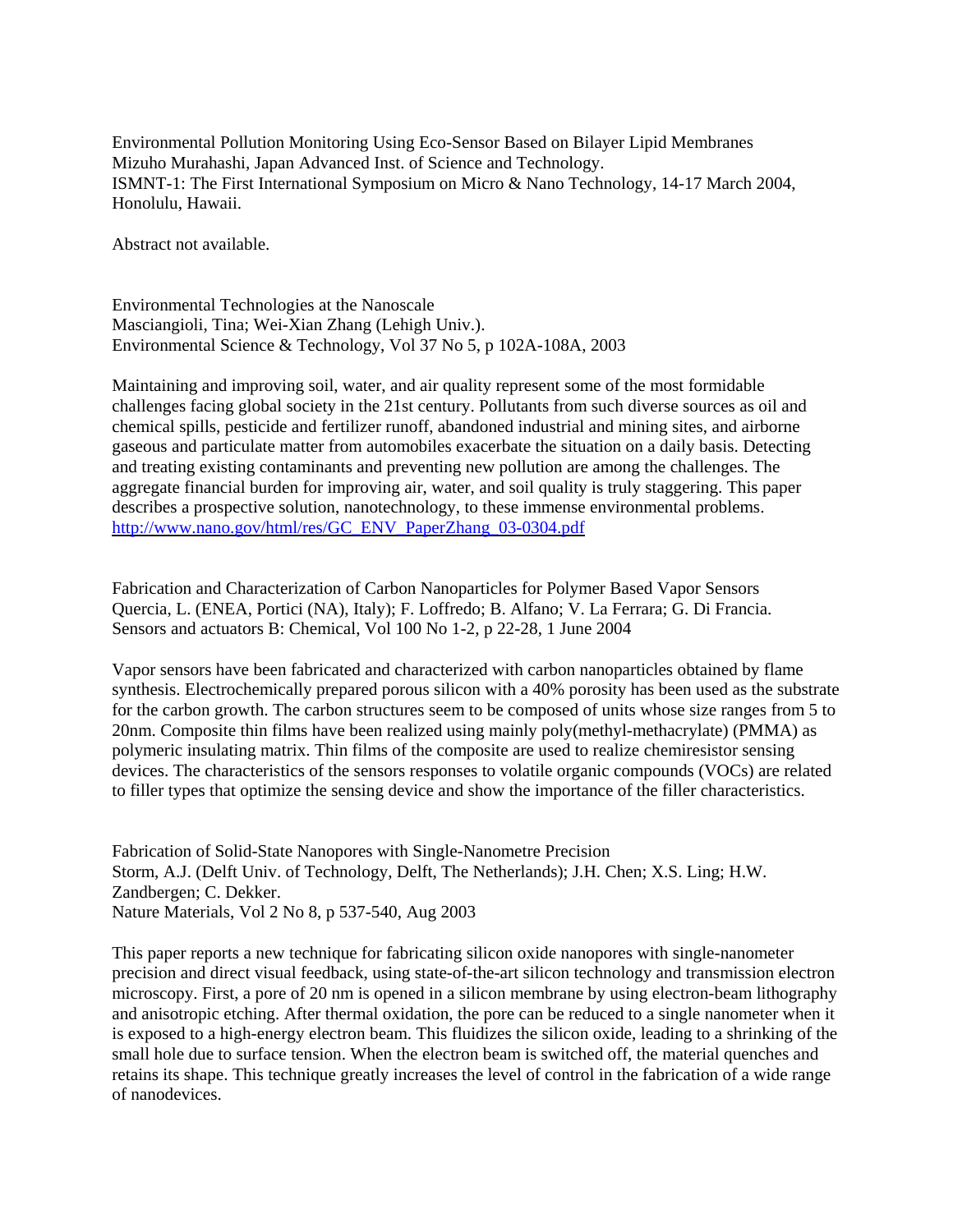Environmental Pollution Monitoring Using Eco-Sensor Based on Bilayer Lipid Membranes
Mizuho Murahashi, Japan Advanced Inst. of Science and Technology.
ISMNT-1: The First International Symposium on Micro & Nano Technology, 14-17 March 2004, Honolulu, Hawaii.

Abstract not available.

Environmental Technologies at the Nanoscale
Masciangioli, Tina; Wei-Xian Zhang (Lehigh Univ.).
Environmental Science & Technology, Vol 37 No 5, p 102A-108A, 2003

Maintaining and improving soil, water, and air quality represent some of the most formidable challenges facing global society in the 21st century. Pollutants from such diverse sources as oil and chemical spills, pesticide and fertilizer runoff, abandoned industrial and mining sites, and airborne gaseous and particulate matter from automobiles exacerbate the situation on a daily basis. Detecting and treating existing contaminants and preventing new pollution are among the challenges. The aggregate financial burden for improving air, water, and soil quality is truly staggering. This paper describes a prospective solution, nanotechnology, to these immense environmental problems.
http://www.nano.gov/html/res/GC_ENV_PaperZhang_03-0304.pdf

Fabrication and Characterization of Carbon Nanoparticles for Polymer Based Vapor Sensors
Quercia, L. (ENEA, Portici (NA), Italy); F. Loffredo; B. Alfano; V. La Ferrara; G. Di Francia.
Sensors and actuators B: Chemical, Vol 100 No 1-2, p 22-28, 1 June 2004

Vapor sensors have been fabricated and characterized with carbon nanoparticles obtained by flame synthesis. Electrochemically prepared porous silicon with a 40% porosity has been used as the substrate for the carbon growth. The carbon structures seem to be composed of units whose size ranges from 5 to 20nm. Composite thin films have been realized using mainly poly(methyl-methacrylate) (PMMA) as polymeric insulating matrix. Thin films of the composite are used to realize chemiresistor sensing devices. The characteristics of the sensors responses to volatile organic compounds (VOCs) are related to filler types that optimize the sensing device and show the importance of the filler characteristics.

Fabrication of Solid-State Nanopores with Single-Nanometre Precision
Storm, A.J. (Delft Univ. of Technology, Delft, The Netherlands); J.H. Chen; X.S. Ling; H.W. Zandbergen; C. Dekker.
Nature Materials, Vol 2 No 8, p 537-540, Aug 2003

This paper reports a new technique for fabricating silicon oxide nanopores with single-nanometer precision and direct visual feedback, using state-of-the-art silicon technology and transmission electron microscopy. First, a pore of 20 nm is opened in a silicon membrane by using electron-beam lithography and anisotropic etching. After thermal oxidation, the pore can be reduced to a single nanometer when it is exposed to a high-energy electron beam. This fluidizes the silicon oxide, leading to a shrinking of the small hole due to surface tension. When the electron beam is switched off, the material quenches and retains its shape. This technique greatly increases the level of control in the fabrication of a wide range of nanodevices.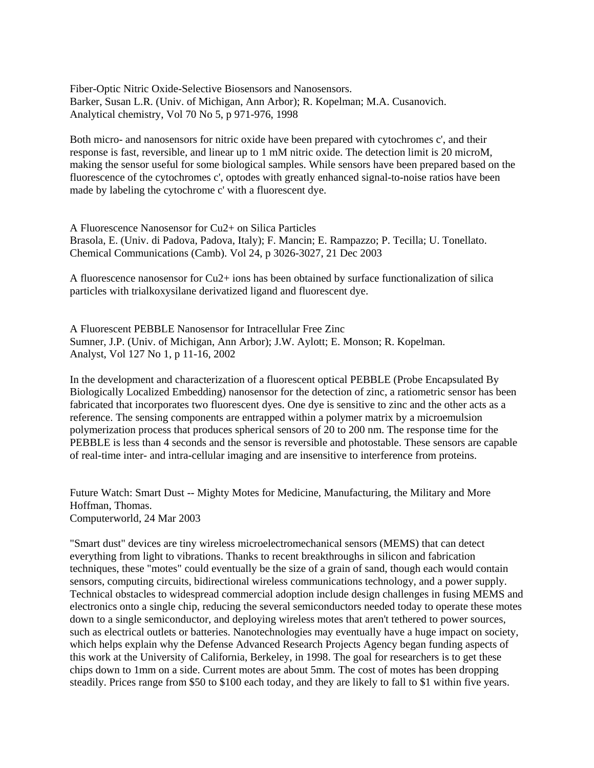Fiber-Optic Nitric Oxide-Selective Biosensors and Nanosensors.
Barker, Susan L.R. (Univ. of Michigan, Ann Arbor); R. Kopelman; M.A. Cusanovich.
Analytical chemistry, Vol 70 No 5, p 971-976, 1998

Both micro- and nanosensors for nitric oxide have been prepared with cytochromes c', and their response is fast, reversible, and linear up to 1 mM nitric oxide. The detection limit is 20 microM, making the sensor useful for some biological samples. While sensors have been prepared based on the fluorescence of the cytochromes c', optodes with greatly enhanced signal-to-noise ratios have been made by labeling the cytochrome c' with a fluorescent dye.

A Fluorescence Nanosensor for $Cu^{2+}$ on Silica Particles
Brasola, E. (Univ. di Padova, Padova, Italy); F. Mancin; E. Rampazzo; P. Tecilla; U. Tonellato.
Chemical Communications (Camb). Vol 24, p 3026-3027, 21 Dec 2003

A fluorescence nanosensor for $Cu^{2+}$ ions has been obtained by surface functionalization of silica particles with trialkoxysilane derivatized ligand and fluorescent dye.

A Fluorescent PEBBLE Nanosensor for Intracellular Free Zinc
Sumner, J.P. (Univ. of Michigan, Ann Arbor); J.W. Aylott; E. Monson; R. Kopelman.
Analyst, Vol 127 No 1, p 11-16, 2002

In the development and characterization of a fluorescent optical PEBBLE (Probe Encapsulated By Biologically Localized Embedding) nanosensor for the detection of zinc, a ratiometric sensor has been fabricated that incorporates two fluorescent dyes. One dye is sensitive to zinc and the other acts as a reference. The sensing components are entrapped within a polymer matrix by a microemulsion polymerization process that produces spherical sensors of 20 to 200 nm. The response time for the PEBBLE is less than 4 seconds and the sensor is reversible and photostable. These sensors are capable of real-time inter- and intra-cellular imaging and are insensitive to interference from proteins.

Future Watch: Smart Dust -- Mighty Motes for Medicine, Manufacturing, the Military and More
Hoffman, Thomas.
Computerworld, 24 Mar 2003

"Smart dust" devices are tiny wireless microelectromechanical sensors (MEMS) that can detect everything from light to vibrations. Thanks to recent breakthroughs in silicon and fabrication techniques, these "motes" could eventually be the size of a grain of sand, though each would contain sensors, computing circuits, bidirectional wireless communications technology, and a power supply. Technical obstacles to widespread commercial adoption include design challenges in fusing MEMS and electronics onto a single chip, reducing the several semiconductors needed today to operate these motes down to a single semiconductor, and deploying wireless motes that aren't tethered to power sources, such as electrical outlets or batteries. Nanotechnologies may eventually have a huge impact on society, which helps explain why the Defense Advanced Research Projects Agency began funding aspects of this work at the University of California, Berkeley, in 1998. The goal for researchers is to get these chips down to 1mm on a side. Current motes are about 5mm. The cost of motes has been dropping steadily. Prices range from $50 to $100 each today, and they are likely to fall to $1 within five years.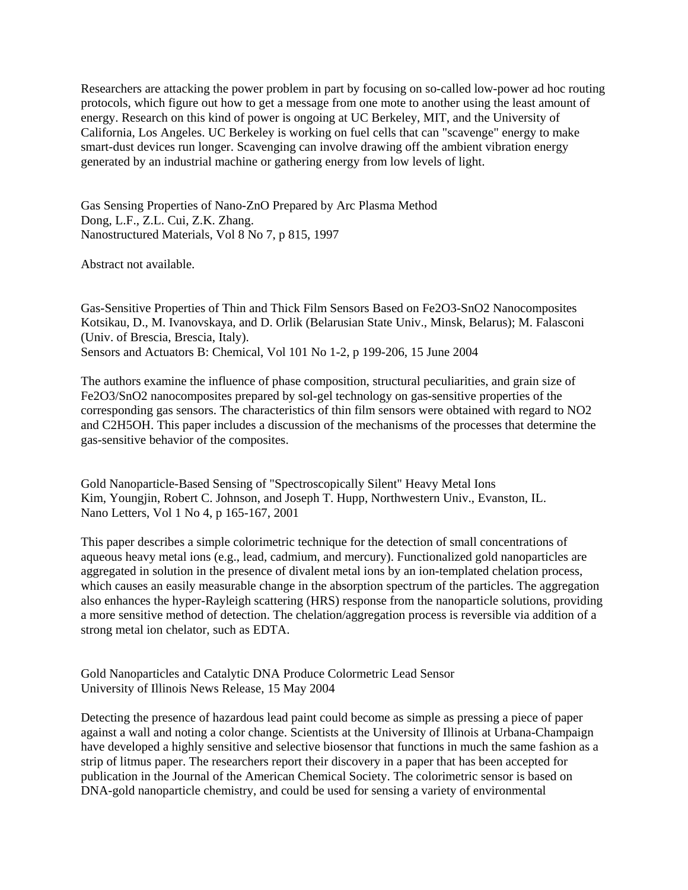Researchers are attacking the power problem in part by focusing on so-called low-power ad hoc routing protocols, which figure out how to get a message from one mote to another using the least amount of energy. Research on this kind of power is ongoing at UC Berkeley, MIT, and the University of California, Los Angeles. UC Berkeley is working on fuel cells that can "scavenge" energy to make smart-dust devices run longer. Scavenging can involve drawing off the ambient vibration energy generated by an industrial machine or gathering energy from low levels of light.

Gas Sensing Properties of Nano-ZnO Prepared by Arc Plasma Method
Dong, L.F., Z.L. Cui, Z.K. Zhang.
Nanostructured Materials, Vol 8 No 7, p 815, 1997

Abstract not available.

Gas-Sensitive Properties of Thin and Thick Film Sensors Based on $Fe_2O_3$-$SnO_2$ Nanocomposites
Kotsikau, D., M. Ivanovskaya, and D. Orlik (Belarusian State Univ., Minsk, Belarus); M. Falasconi (Univ. of Brescia, Brescia, Italy).
Sensors and Actuators B: Chemical, Vol 101 No 1-2, p 199-206, 15 June 2004

The authors examine the influence of phase composition, structural peculiarities, and grain size of $Fe_2O_3$/$SnO_2$ nanocomposites prepared by sol-gel technology on gas-sensitive properties of the corresponding gas sensors. The characteristics of thin film sensors were obtained with regard to $NO_2$ and $C_2H_5OH$. This paper includes a discussion of the mechanisms of the processes that determine the gas-sensitive behavior of the composites.

Gold Nanoparticle-Based Sensing of "Spectroscopically Silent" Heavy Metal Ions
Kim, Youngjin, Robert C. Johnson, and Joseph T. Hupp, Northwestern Univ., Evanston, IL.
Nano Letters, Vol 1 No 4, p 165-167, 2001

This paper describes a simple colorimetric technique for the detection of small concentrations of aqueous heavy metal ions (e.g., lead, cadmium, and mercury). Functionalized gold nanoparticles are aggregated in solution in the presence of divalent metal ions by an ion-templated chelation process, which causes an easily measurable change in the absorption spectrum of the particles. The aggregation also enhances the hyper-Rayleigh scattering (HRS) response from the nanoparticle solutions, providing a more sensitive method of detection. The chelation/aggregation process is reversible via addition of a strong metal ion chelator, such as EDTA.

Gold Nanoparticles and Catalytic DNA Produce Colormetric Lead Sensor
University of Illinois News Release, 15 May 2004

Detecting the presence of hazardous lead paint could become as simple as pressing a piece of paper against a wall and noting a color change. Scientists at the University of Illinois at Urbana-Champaign have developed a highly sensitive and selective biosensor that functions in much the same fashion as a strip of litmus paper. The researchers report their discovery in a paper that has been accepted for publication in the Journal of the American Chemical Society. The colorimetric sensor is based on DNA-gold nanoparticle chemistry, and could be used for sensing a variety of environmental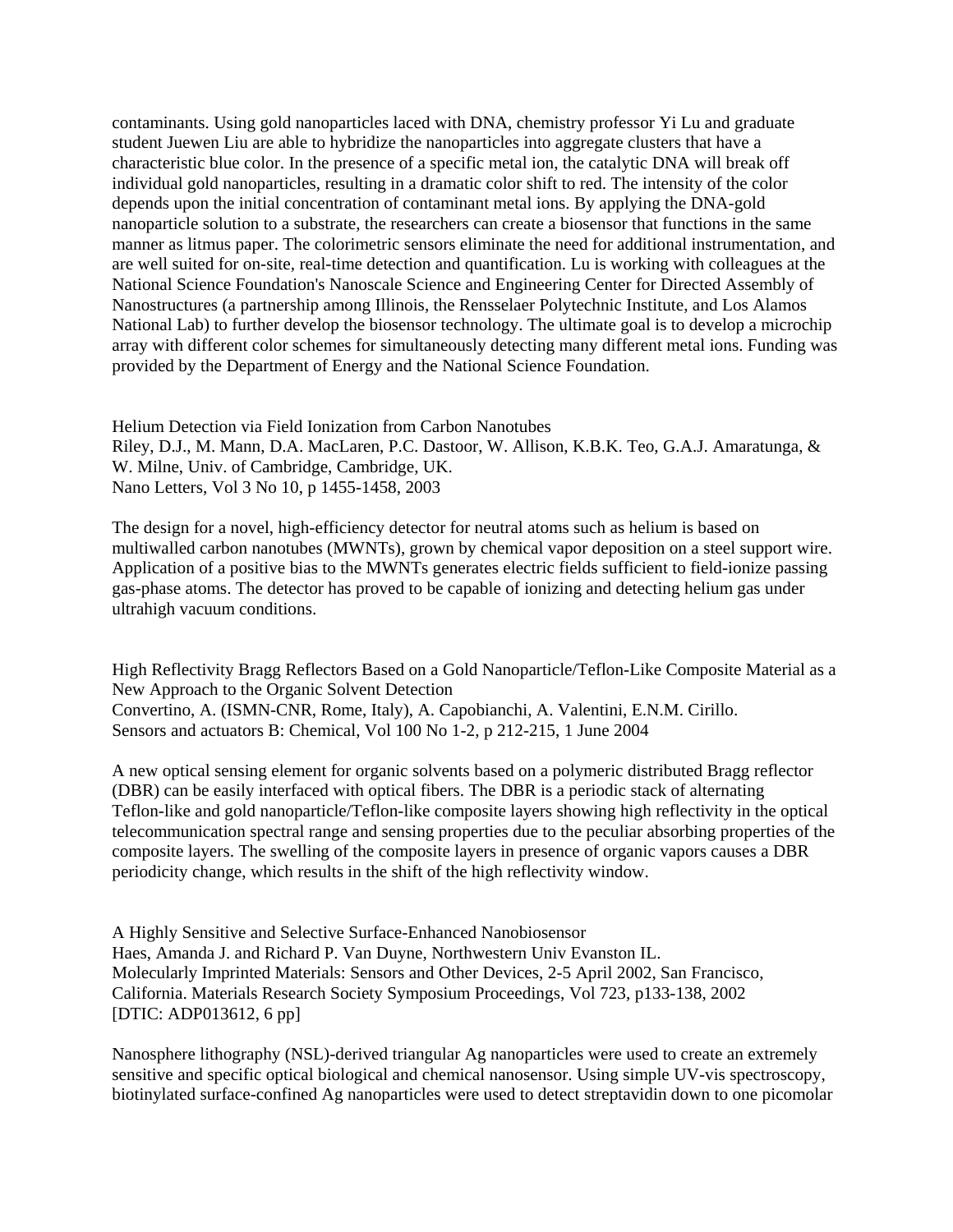contaminants. Using gold nanoparticles laced with DNA, chemistry professor Yi Lu and graduate student Juewen Liu are able to hybridize the nanoparticles into aggregate clusters that have a characteristic blue color. In the presence of a specific metal ion, the catalytic DNA will break off individual gold nanoparticles, resulting in a dramatic color shift to red. The intensity of the color depends upon the initial concentration of contaminant metal ions. By applying the DNA-gold nanoparticle solution to a substrate, the researchers can create a biosensor that functions in the same manner as litmus paper. The colorimetric sensors eliminate the need for additional instrumentation, and are well suited for on-site, real-time detection and quantification. Lu is working with colleagues at the National Science Foundation's Nanoscale Science and Engineering Center for Directed Assembly of Nanostructures (a partnership among Illinois, the Rensselaer Polytechnic Institute, and Los Alamos National Lab) to further develop the biosensor technology. The ultimate goal is to develop a microchip array with different color schemes for simultaneously detecting many different metal ions. Funding was provided by the Department of Energy and the National Science Foundation.

Helium Detection via Field Ionization from Carbon Nanotubes
Riley, D.J., M. Mann, D.A. MacLaren, P.C. Dastoor, W. Allison, K.B.K. Teo, G.A.J. Amaratunga, & W. Milne, Univ. of Cambridge, Cambridge, UK.
Nano Letters, Vol 3 No 10, p 1455-1458, 2003

The design for a novel, high-efficiency detector for neutral atoms such as helium is based on multiwalled carbon nanotubes (MWNTs), grown by chemical vapor deposition on a steel support wire. Application of a positive bias to the MWNTs generates electric fields sufficient to field-ionize passing gas-phase atoms. The detector has proved to be capable of ionizing and detecting helium gas under ultrahigh vacuum conditions.

High Reflectivity Bragg Reflectors Based on a Gold Nanoparticle/Teflon-Like Composite Material as a New Approach to the Organic Solvent Detection
Convertino, A. (ISMN-CNR, Rome, Italy), A. Capobianchi, A. Valentini, E.N.M. Cirillo.
Sensors and actuators B: Chemical, Vol 100 No 1-2, p 212-215, 1 June 2004

A new optical sensing element for organic solvents based on a polymeric distributed Bragg reflector (DBR) can be easily interfaced with optical fibers. The DBR is a periodic stack of alternating Teflon-like and gold nanoparticle/Teflon-like composite layers showing high reflectivity in the optical telecommunication spectral range and sensing properties due to the peculiar absorbing properties of the composite layers. The swelling of the composite layers in presence of organic vapors causes a DBR periodicity change, which results in the shift of the high reflectivity window.

A Highly Sensitive and Selective Surface-Enhanced Nanobiosensor
Haes, Amanda J. and Richard P. Van Duyne, Northwestern Univ Evanston IL.
Molecularly Imprinted Materials: Sensors and Other Devices, 2-5 April 2002, San Francisco, California. Materials Research Society Symposium Proceedings, Vol 723, p133-138, 2002
[DTIC: ADP013612, 6 pp]

Nanosphere lithography (NSL)-derived triangular Ag nanoparticles were used to create an extremely sensitive and specific optical biological and chemical nanosensor. Using simple UV-vis spectroscopy, biotinylated surface-confined Ag nanoparticles were used to detect streptavidin down to one picomolar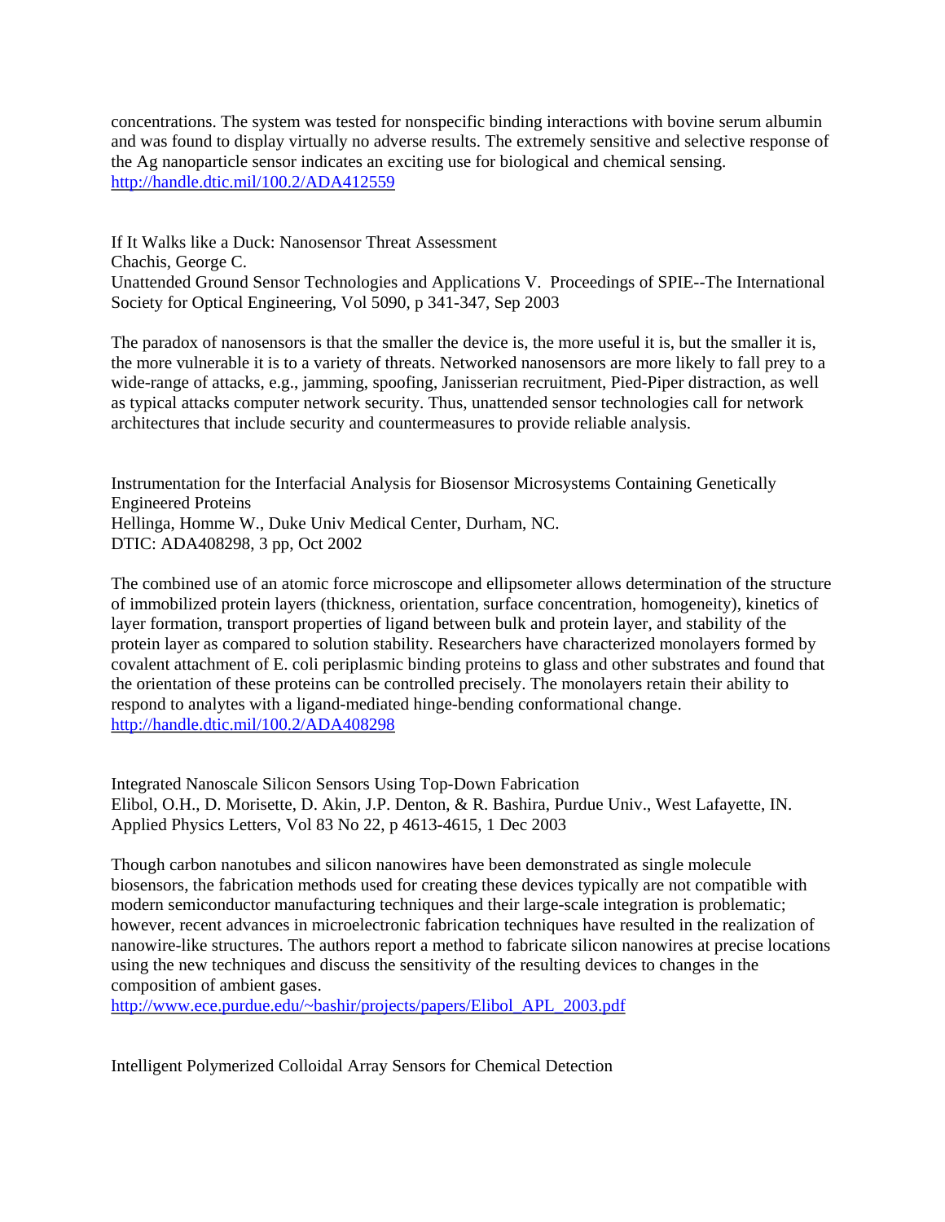concentrations. The system was tested for nonspecific binding interactions with bovine serum albumin and was found to display virtually no adverse results. The extremely sensitive and selective response of the Ag nanoparticle sensor indicates an exciting use for biological and chemical sensing.
http://handle.dtic.mil/100.2/ADA412559

If It Walks like a Duck: Nanosensor Threat Assessment
Chachis, George C.
Unattended Ground Sensor Technologies and Applications V. Proceedings of SPIE--The International Society for Optical Engineering, Vol 5090, p 341-347, Sep 2003

The paradox of nanosensors is that the smaller the device is, the more useful it is, but the smaller it is, the more vulnerable it is to a variety of threats. Networked nanosensors are more likely to fall prey to a wide-range of attacks, e.g., jamming, spoofing, Janisserian recruitment, Pied-Piper distraction, as well as typical attacks computer network security. Thus, unattended sensor technologies call for network architectures that include security and countermeasures to provide reliable analysis.

Instrumentation for the Interfacial Analysis for Biosensor Microsystems Containing Genetically Engineered Proteins
Hellinga, Homme W., Duke Univ Medical Center, Durham, NC.
DTIC: ADA408298, 3 pp, Oct 2002

The combined use of an atomic force microscope and ellipsometer allows determination of the structure of immobilized protein layers (thickness, orientation, surface concentration, homogeneity), kinetics of layer formation, transport properties of ligand between bulk and protein layer, and stability of the protein layer as compared to solution stability. Researchers have characterized monolayers formed by covalent attachment of E. coli periplasmic binding proteins to glass and other substrates and found that the orientation of these proteins can be controlled precisely. The monolayers retain their ability to respond to analytes with a ligand-mediated hinge-bending conformational change.
http://handle.dtic.mil/100.2/ADA408298

Integrated Nanoscale Silicon Sensors Using Top-Down Fabrication
Elibol, O.H., D. Morisette, D. Akin, J.P. Denton, & R. Bashira, Purdue Univ., West Lafayette, IN.
Applied Physics Letters, Vol 83 No 22, p 4613-4615, 1 Dec 2003

Though carbon nanotubes and silicon nanowires have been demonstrated as single molecule biosensors, the fabrication methods used for creating these devices typically are not compatible with modern semiconductor manufacturing techniques and their large-scale integration is problematic; however, recent advances in microelectronic fabrication techniques have resulted in the realization of nanowire-like structures. The authors report a method to fabricate silicon nanowires at precise locations using the new techniques and discuss the sensitivity of the resulting devices to changes in the composition of ambient gases.
http://www.ece.purdue.edu/~bashir/projects/papers/Elibol_APL_2003.pdf

Intelligent Polymerized Colloidal Array Sensors for Chemical Detection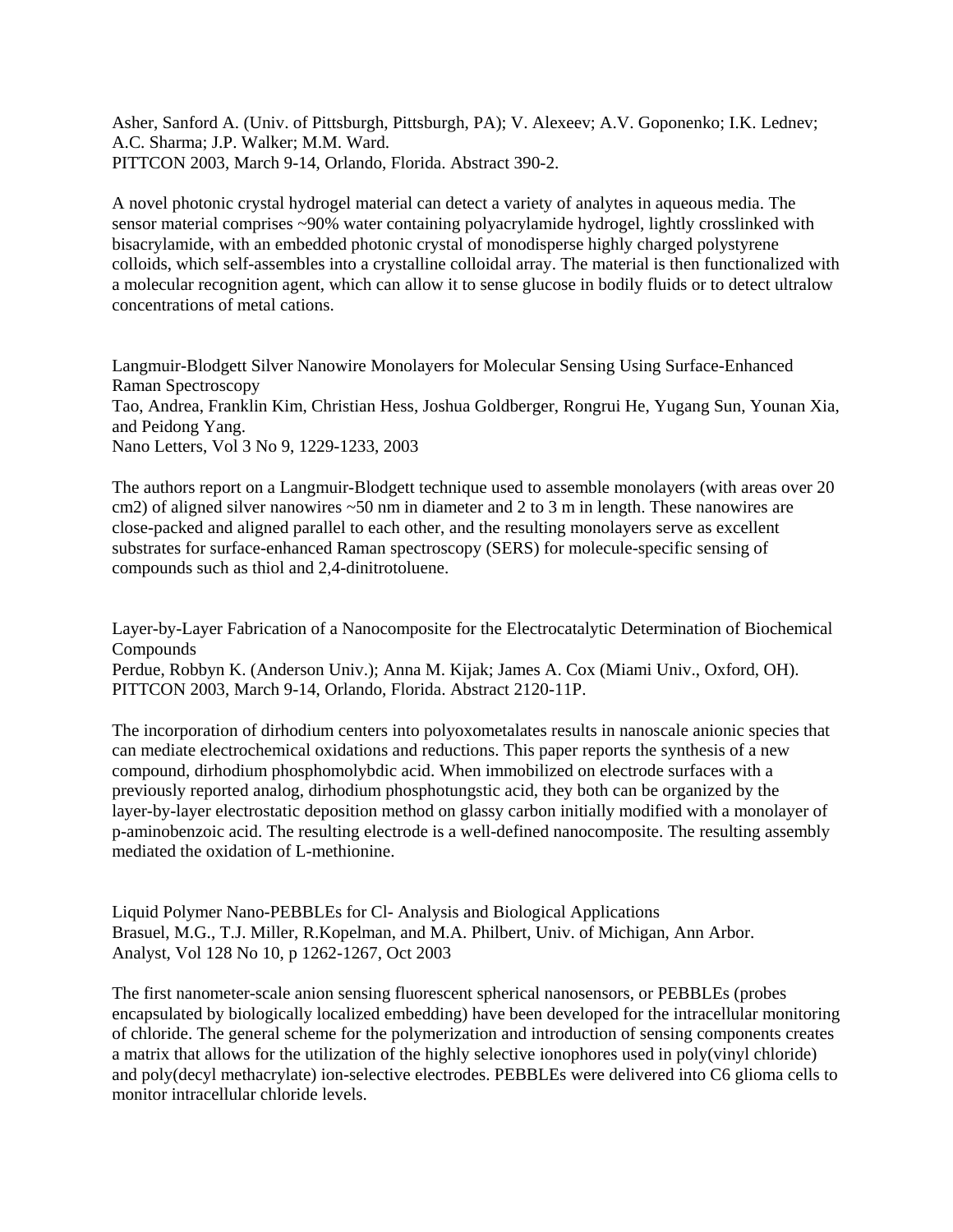Asher, Sanford A. (Univ. of Pittsburgh, Pittsburgh, PA); V. Alexeev; A.V. Goponenko; I.K. Lednev; A.C. Sharma; J.P. Walker; M.M. Ward.
PITTCON 2003, March 9-14, Orlando, Florida. Abstract 390-2.

A novel photonic crystal hydrogel material can detect a variety of analytes in aqueous media. The sensor material comprises ~90% water containing polyacrylamide hydrogel, lightly crosslinked with bisacrylamide, with an embedded photonic crystal of monodisperse highly charged polystyrene colloids, which self-assembles into a crystalline colloidal array. The material is then functionalized with a molecular recognition agent, which can allow it to sense glucose in bodily fluids or to detect ultralow concentrations of metal cations.

Langmuir-Blodgett Silver Nanowire Monolayers for Molecular Sensing Using Surface-Enhanced Raman Spectroscopy
Tao, Andrea, Franklin Kim, Christian Hess, Joshua Goldberger, Rongrui He, Yugang Sun, Younan Xia, and Peidong Yang.
Nano Letters, Vol 3 No 9, 1229-1233, 2003

The authors report on a Langmuir-Blodgett technique used to assemble monolayers (with areas over 20 cm2) of aligned silver nanowires ~50 nm in diameter and 2 to 3 m in length. These nanowires are close-packed and aligned parallel to each other, and the resulting monolayers serve as excellent substrates for surface-enhanced Raman spectroscopy (SERS) for molecule-specific sensing of compounds such as thiol and 2,4-dinitrotoluene.

Layer-by-Layer Fabrication of a Nanocomposite for the Electrocatalytic Determination of Biochemical Compounds
Perdue, Robbyn K. (Anderson Univ.); Anna M. Kijak; James A. Cox (Miami Univ., Oxford, OH).
PITTCON 2003, March 9-14, Orlando, Florida. Abstract 2120-11P.

The incorporation of dirhodium centers into polyoxometalates results in nanoscale anionic species that can mediate electrochemical oxidations and reductions. This paper reports the synthesis of a new compound, dirhodium phosphomolybdic acid. When immobilized on electrode surfaces with a previously reported analog, dirhodium phosphotungstic acid, they both can be organized by the layer-by-layer electrostatic deposition method on glassy carbon initially modified with a monolayer of p-aminobenzoic acid. The resulting electrode is a well-defined nanocomposite. The resulting assembly mediated the oxidation of L-methionine.

Liquid Polymer Nano-PEBBLEs for Cl- Analysis and Biological Applications
Brasuel, M.G., T.J. Miller, R.Kopelman, and M.A. Philbert, Univ. of Michigan, Ann Arbor.
Analyst, Vol 128 No 10, p 1262-1267, Oct 2003

The first nanometer-scale anion sensing fluorescent spherical nanosensors, or PEBBLEs (probes encapsulated by biologically localized embedding) have been developed for the intracellular monitoring of chloride. The general scheme for the polymerization and introduction of sensing components creates a matrix that allows for the utilization of the highly selective ionophores used in poly(vinyl chloride) and poly(decyl methacrylate) ion-selective electrodes. PEBBLEs were delivered into C6 glioma cells to monitor intracellular chloride levels.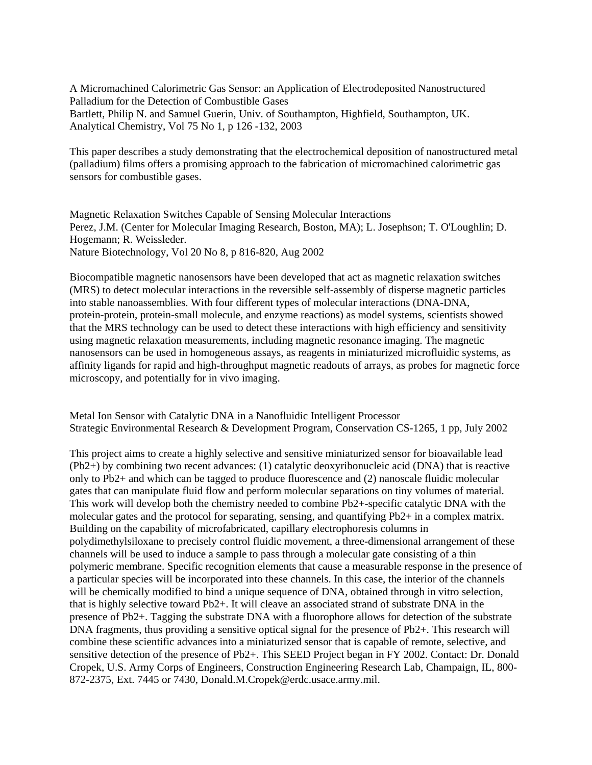A Micromachined Calorimetric Gas Sensor: an Application of Electrodeposited Nanostructured Palladium for the Detection of Combustible Gases
Bartlett, Philip N. and Samuel Guerin, Univ. of Southampton, Highfield, Southampton, UK.
Analytical Chemistry, Vol 75 No 1, p 126 -132, 2003

This paper describes a study demonstrating that the electrochemical deposition of nanostructured metal (palladium) films offers a promising approach to the fabrication of micromachined calorimetric gas sensors for combustible gases.

Magnetic Relaxation Switches Capable of Sensing Molecular Interactions
Perez, J.M. (Center for Molecular Imaging Research, Boston, MA); L. Josephson; T. O'Loughlin; D. Hogemann; R. Weissleder.
Nature Biotechnology, Vol 20 No 8, p 816-820, Aug 2002

Biocompatible magnetic nanosensors have been developed that act as magnetic relaxation switches (MRS) to detect molecular interactions in the reversible self-assembly of disperse magnetic particles into stable nanoassemblies. With four different types of molecular interactions (DNA-DNA, protein-protein, protein-small molecule, and enzyme reactions) as model systems, scientists showed that the MRS technology can be used to detect these interactions with high efficiency and sensitivity using magnetic relaxation measurements, including magnetic resonance imaging. The magnetic nanosensors can be used in homogeneous assays, as reagents in miniaturized microfluidic systems, as affinity ligands for rapid and high-throughput magnetic readouts of arrays, as probes for magnetic force microscopy, and potentially for in vivo imaging.

Metal Ion Sensor with Catalytic DNA in a Nanofluidic Intelligent Processor
Strategic Environmental Research & Development Program, Conservation CS-1265, 1 pp, July 2002

This project aims to create a highly selective and sensitive miniaturized sensor for bioavailable lead ($Pb^{2+}$) by combining two recent advances: (1) catalytic deoxyribonucleic acid (DNA) that is reactive only to $Pb^{2+}$ and which can be tagged to produce fluorescence and (2) nanoscale fluidic molecular gates that can manipulate fluid flow and perform molecular separations on tiny volumes of material. This work will develop both the chemistry needed to combine $Pb^{2+}$-specific catalytic DNA with the molecular gates and the protocol for separating, sensing, and quantifying $Pb^{2+}$ in a complex matrix. Building on the capability of microfabricated, capillary electrophoresis columns in polydimethylsiloxane to precisely control fluidic movement, a three-dimensional arrangement of these channels will be used to induce a sample to pass through a molecular gate consisting of a thin polymeric membrane. Specific recognition elements that cause a measurable response in the presence of a particular species will be incorporated into these channels. In this case, the interior of the channels will be chemically modified to bind a unique sequence of DNA, obtained through in vitro selection, that is highly selective toward $Pb^{2+}$. It will cleave an associated strand of substrate DNA in the presence of $Pb^{2+}$. Tagging the substrate DNA with a fluorophore allows for detection of the substrate DNA fragments, thus providing a sensitive optical signal for the presence of $Pb^{2+}$. This research will combine these scientific advances into a miniaturized sensor that is capable of remote, selective, and sensitive detection of the presence of $Pb^{2+}$. This SEED Project began in FY 2002. Contact: Dr. Donald Cropek, U.S. Army Corps of Engineers, Construction Engineering Research Lab, Champaign, IL, 800-872-2375, Ext. 7445 or 7430, Donald.M.Cropek@erdc.usace.army.mil.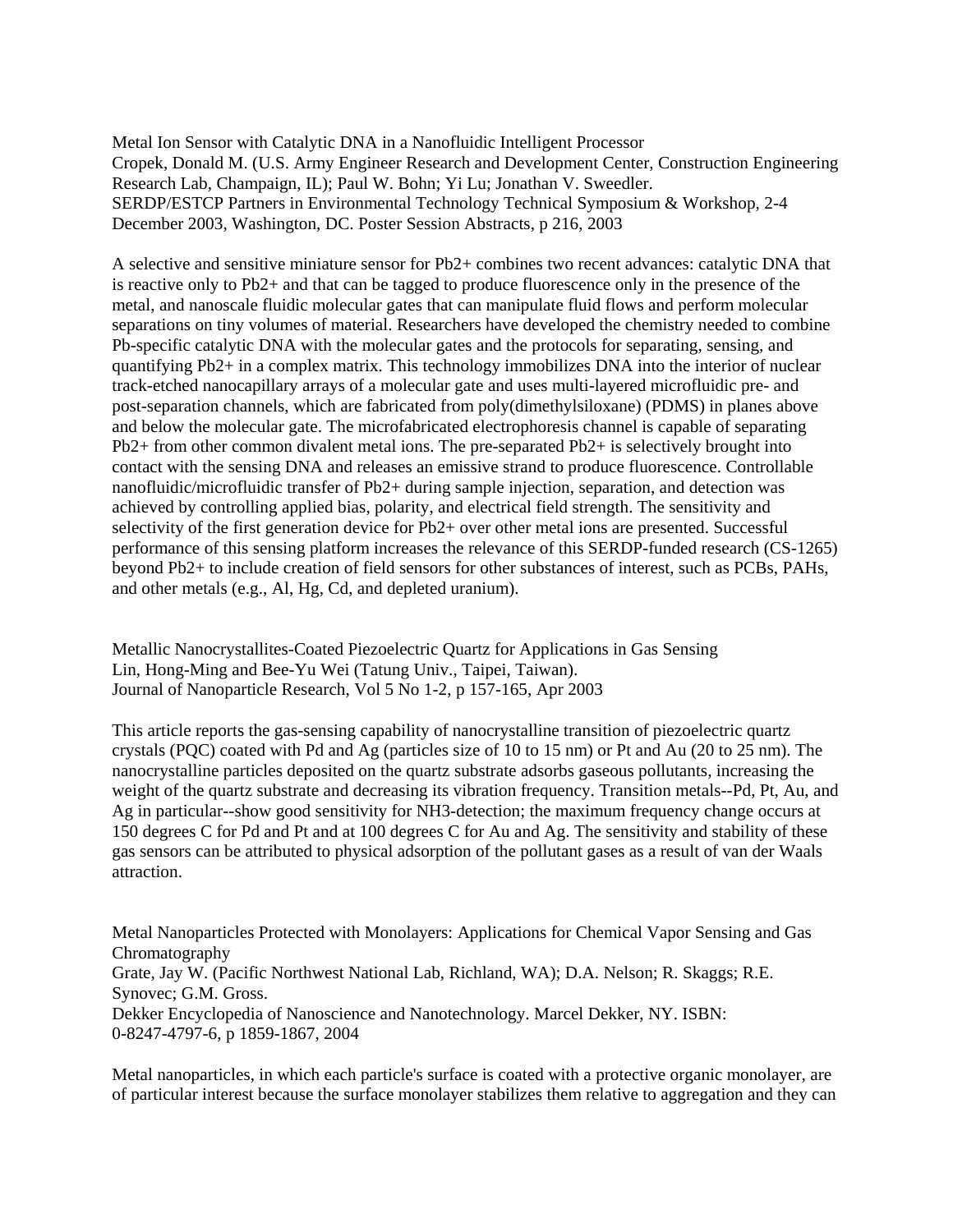Metal Ion Sensor with Catalytic DNA in a Nanofluidic Intelligent Processor
Cropek, Donald M. (U.S. Army Engineer Research and Development Center, Construction Engineering Research Lab, Champaign, IL); Paul W. Bohn; Yi Lu; Jonathan V. Sweedler.
SERDP/ESTCP Partners in Environmental Technology Technical Symposium & Workshop, 2-4 December 2003, Washington, DC. Poster Session Abstracts, p 216, 2003

A selective and sensitive miniature sensor for $Pb^{2+}$ combines two recent advances: catalytic DNA that is reactive only to $Pb^{2+}$ and that can be tagged to produce fluorescence only in the presence of the metal, and nanoscale fluidic molecular gates that can manipulate fluid flows and perform molecular separations on tiny volumes of material. Researchers have developed the chemistry needed to combine Pb-specific catalytic DNA with the molecular gates and the protocols for separating, sensing, and quantifying $Pb^{2+}$ in a complex matrix. This technology immobilizes DNA into the interior of nuclear track-etched nanocapillary arrays of a molecular gate and uses multi-layered microfluidic pre- and post-separation channels, which are fabricated from poly(dimethylsiloxane) (PDMS) in planes above and below the molecular gate. The microfabricated electrophoresis channel is capable of separating $Pb^{2+}$ from other common divalent metal ions. The pre-separated $Pb^{2+}$ is selectively brought into contact with the sensing DNA and releases an emissive strand to produce fluorescence. Controllable nanofluidic/microfluidic transfer of $Pb^{2+}$ during sample injection, separation, and detection was achieved by controlling applied bias, polarity, and electrical field strength. The sensitivity and selectivity of the first generation device for $Pb^{2+}$ over other metal ions are presented. Successful performance of this sensing platform increases the relevance of this SERDP-funded research (CS-1265) beyond $Pb^{2+}$ to include creation of field sensors for other substances of interest, such as PCBs, PAHs, and other metals (e.g., Al, Hg, Cd, and depleted uranium).

Metallic Nanocrystallites-Coated Piezoelectric Quartz for Applications in Gas Sensing
Lin, Hong-Ming and Bee-Yu Wei (Tatung Univ., Taipei, Taiwan).
Journal of Nanoparticle Research, Vol 5 No 1-2, p 157-165, Apr 2003

This article reports the gas-sensing capability of nanocrystalline transition of piezoelectric quartz crystals (PQC) coated with Pd and Ag (particles size of 10 to 15 nm) or Pt and Au (20 to 25 nm). The nanocrystalline particles deposited on the quartz substrate adsorbs gaseous pollutants, increasing the weight of the quartz substrate and decreasing its vibration frequency. Transition metals--Pd, Pt, Au, and Ag in particular--show good sensitivity for $NH_3$-detection; the maximum frequency change occurs at 150 degrees C for Pd and Pt and at 100 degrees C for Au and Ag. The sensitivity and stability of these gas sensors can be attributed to physical adsorption of the pollutant gases as a result of van der Waals attraction.

Metal Nanoparticles Protected with Monolayers: Applications for Chemical Vapor Sensing and Gas Chromatography
Grate, Jay W. (Pacific Northwest National Lab, Richland, WA); D.A. Nelson; R. Skaggs; R.E. Synovec; G.M. Gross.
Dekker Encyclopedia of Nanoscience and Nanotechnology. Marcel Dekker, NY. ISBN: 0-8247-4797-6, p 1859-1867, 2004

Metal nanoparticles, in which each particle's surface is coated with a protective organic monolayer, are of particular interest because the surface monolayer stabilizes them relative to aggregation and they can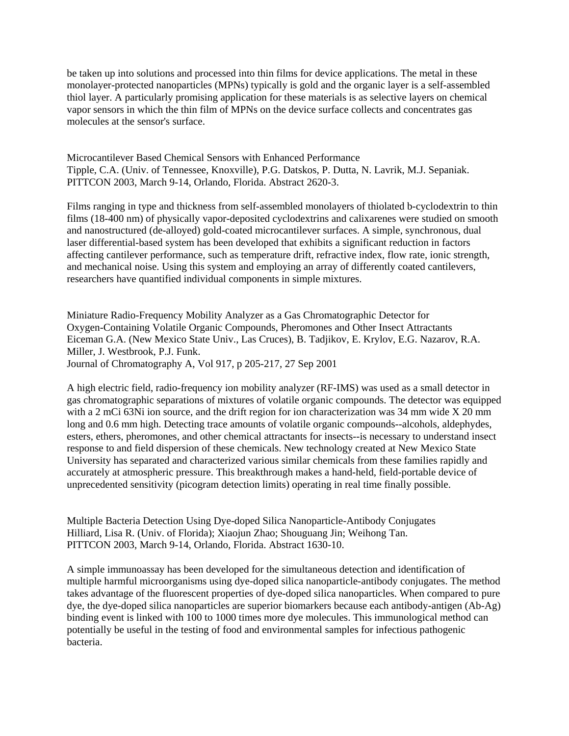be taken up into solutions and processed into thin films for device applications. The metal in these monolayer-protected nanoparticles (MPNs) typically is gold and the organic layer is a self-assembled thiol layer. A particularly promising application for these materials is as selective layers on chemical vapor sensors in which the thin film of MPNs on the device surface collects and concentrates gas molecules at the sensor's surface.

Microcantilever Based Chemical Sensors with Enhanced Performance
Tipple, C.A. (Univ. of Tennessee, Knoxville), P.G. Datskos, P. Dutta, N. Lavrik, M.J. Sepaniak.
PITTCON 2003, March 9-14, Orlando, Florida. Abstract 2620-3.

Films ranging in type and thickness from self-assembled monolayers of thiolated b-cyclodextrin to thin films (18-400 nm) of physically vapor-deposited cyclodextrins and calixarenes were studied on smooth and nanostructured (de-alloyed) gold-coated microcantilever surfaces. A simple, synchronous, dual laser differential-based system has been developed that exhibits a significant reduction in factors affecting cantilever performance, such as temperature drift, refractive index, flow rate, ionic strength, and mechanical noise. Using this system and employing an array of differently coated cantilevers, researchers have quantified individual components in simple mixtures.

Miniature Radio-Frequency Mobility Analyzer as a Gas Chromatographic Detector for Oxygen-Containing Volatile Organic Compounds, Pheromones and Other Insect Attractants
Eiceman G.A. (New Mexico State Univ., Las Cruces), B. Tadjikov, E. Krylov, E.G. Nazarov, R.A. Miller, J. Westbrook, P.J. Funk.
Journal of Chromatography A, Vol 917, p 205-217, 27 Sep 2001

A high electric field, radio-frequency ion mobility analyzer (RF-IMS) was used as a small detector in gas chromatographic separations of mixtures of volatile organic compounds. The detector was equipped with a 2 mCi 63Ni ion source, and the drift region for ion characterization was 34 mm wide X 20 mm long and 0.6 mm high. Detecting trace amounts of volatile organic compounds--alcohols, aldephydes, esters, ethers, pheromones, and other chemical attractants for insects--is necessary to understand insect response to and field dispersion of these chemicals. New technology created at New Mexico State University has separated and characterized various similar chemicals from these families rapidly and accurately at atmospheric pressure. This breakthrough makes a hand-held, field-portable device of unprecedented sensitivity (picogram detection limits) operating in real time finally possible.

Multiple Bacteria Detection Using Dye-doped Silica Nanoparticle-Antibody Conjugates
Hilliard, Lisa R. (Univ. of Florida); Xiaojun Zhao; Shouguang Jin; Weihong Tan.
PITTCON 2003, March 9-14, Orlando, Florida. Abstract 1630-10.

A simple immunoassay has been developed for the simultaneous detection and identification of multiple harmful microorganisms using dye-doped silica nanoparticle-antibody conjugates. The method takes advantage of the fluorescent properties of dye-doped silica nanoparticles. When compared to pure dye, the dye-doped silica nanoparticles are superior biomarkers because each antibody-antigen (Ab-Ag) binding event is linked with 100 to 1000 times more dye molecules. This immunological method can potentially be useful in the testing of food and environmental samples for infectious pathogenic bacteria.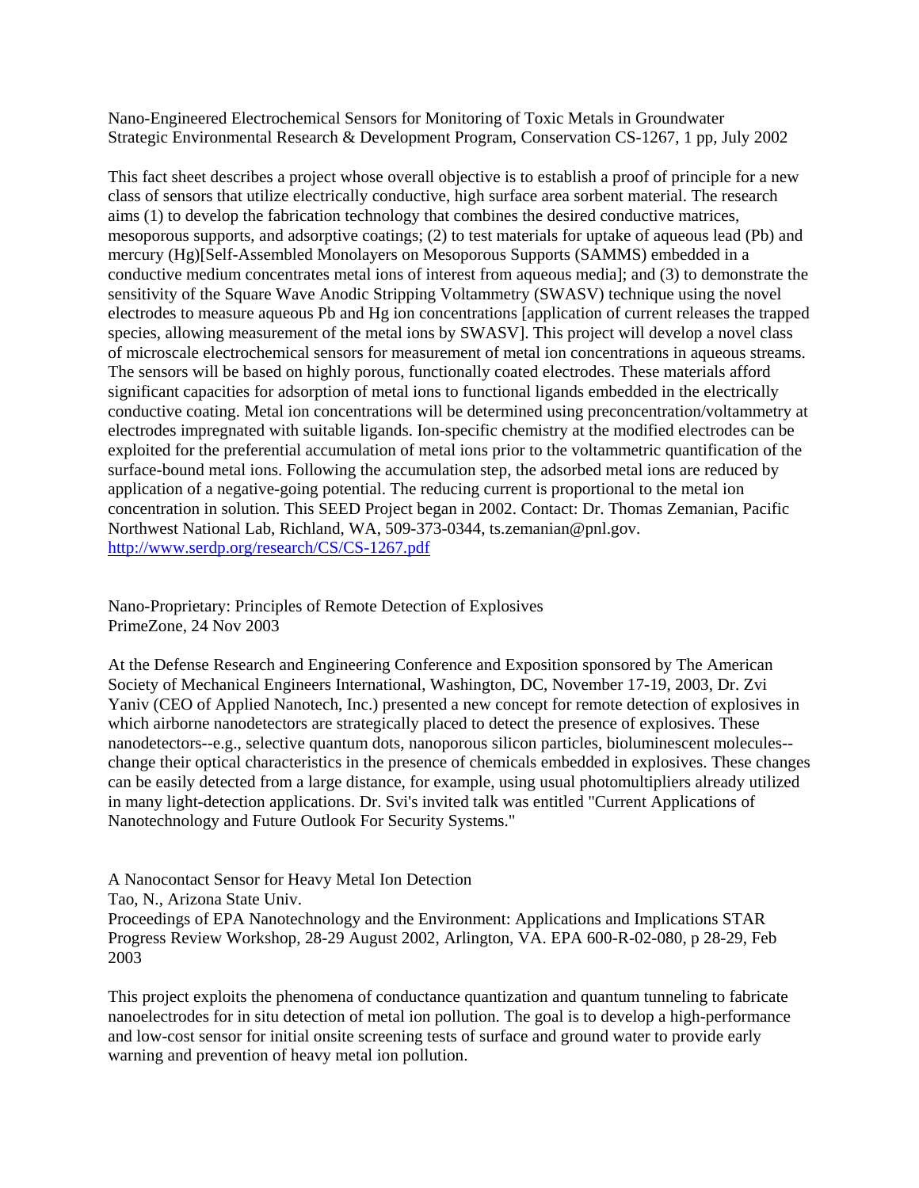Nano-Engineered Electrochemical Sensors for Monitoring of Toxic Metals in Groundwater
Strategic Environmental Research & Development Program, Conservation CS-1267, 1 pp, July 2002

This fact sheet describes a project whose overall objective is to establish a proof of principle for a new class of sensors that utilize electrically conductive, high surface area sorbent material. The research aims (1) to develop the fabrication technology that combines the desired conductive matrices, mesoporous supports, and adsorptive coatings; (2) to test materials for uptake of aqueous lead (Pb) and mercury (Hg)[Self-Assembled Monolayers on Mesoporous Supports (SAMMS) embedded in a conductive medium concentrates metal ions of interest from aqueous media]; and (3) to demonstrate the sensitivity of the Square Wave Anodic Stripping Voltammetry (SWASV) technique using the novel electrodes to measure aqueous Pb and Hg ion concentrations [application of current releases the trapped species, allowing measurement of the metal ions by SWASV]. This project will develop a novel class of microscale electrochemical sensors for measurement of metal ion concentrations in aqueous streams. The sensors will be based on highly porous, functionally coated electrodes. These materials afford significant capacities for adsorption of metal ions to functional ligands embedded in the electrically conductive coating. Metal ion concentrations will be determined using preconcentration/voltammetry at electrodes impregnated with suitable ligands. Ion-specific chemistry at the modified electrodes can be exploited for the preferential accumulation of metal ions prior to the voltammetric quantification of the surface-bound metal ions. Following the accumulation step, the adsorbed metal ions are reduced by application of a negative-going potential. The reducing current is proportional to the metal ion concentration in solution. This SEED Project began in 2002. Contact: Dr. Thomas Zemanian, Pacific Northwest National Lab, Richland, WA, 509-373-0344, ts.zemanian@pnl.gov.
http://www.serdp.org/research/CS/CS-1267.pdf

Nano-Proprietary: Principles of Remote Detection of Explosives
PrimeZone, 24 Nov 2003

At the Defense Research and Engineering Conference and Exposition sponsored by The American Society of Mechanical Engineers International, Washington, DC, November 17-19, 2003, Dr. Zvi Yaniv (CEO of Applied Nanotech, Inc.) presented a new concept for remote detection of explosives in which airborne nanodetectors are strategically placed to detect the presence of explosives. These nanodetectors--e.g., selective quantum dots, nanoporous silicon particles, bioluminescent molecules--change their optical characteristics in the presence of chemicals embedded in explosives. These changes can be easily detected from a large distance, for example, using usual photomultipliers already utilized in many light-detection applications. Dr. Svi's invited talk was entitled "Current Applications of Nanotechnology and Future Outlook For Security Systems."

A Nanocontact Sensor for Heavy Metal Ion Detection
Tao, N., Arizona State Univ.
Proceedings of EPA Nanotechnology and the Environment: Applications and Implications STAR Progress Review Workshop, 28-29 August 2002, Arlington, VA. EPA 600-R-02-080, p 28-29, Feb 2003

This project exploits the phenomena of conductance quantization and quantum tunneling to fabricate nanoelectrodes for in situ detection of metal ion pollution. The goal is to develop a high-performance and low-cost sensor for initial onsite screening tests of surface and ground water to provide early warning and prevention of heavy metal ion pollution.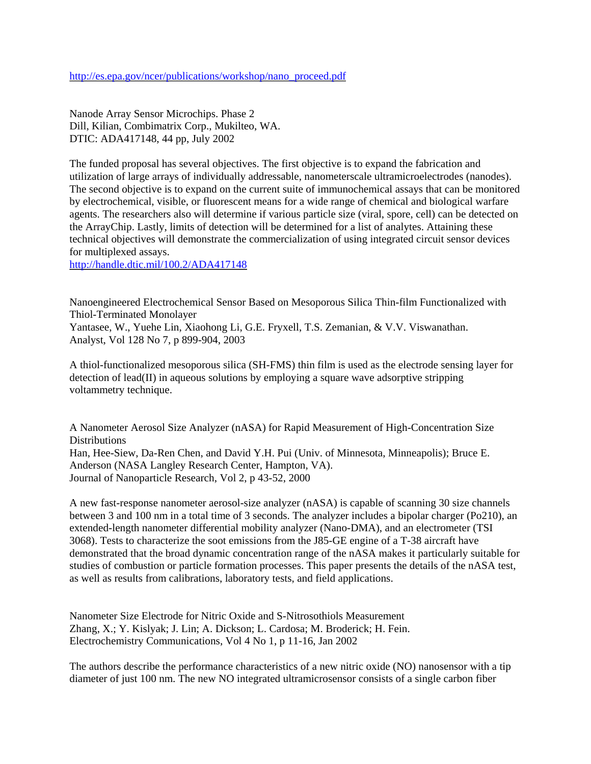http://es.epa.gov/ncer/publications/workshop/nano_proceed.pdf

Nanode Array Sensor Microchips. Phase 2
Dill, Kilian, Combimatrix Corp., Mukilteo, WA.
DTIC: ADA417148, 44 pp, July 2002

The funded proposal has several objectives. The first objective is to expand the fabrication and utilization of large arrays of individually addressable, nanometerscale ultramicroelectrodes (nanodes). The second objective is to expand on the current suite of immunochemical assays that can be monitored by electrochemical, visible, or fluorescent means for a wide range of chemical and biological warfare agents. The researchers also will determine if various particle size (viral, spore, cell) can be detected on the ArrayChip. Lastly, limits of detection will be determined for a list of analytes. Attaining these technical objectives will demonstrate the commercialization of using integrated circuit sensor devices for multiplexed assays.
http://handle.dtic.mil/100.2/ADA417148

Nanoengineered Electrochemical Sensor Based on Mesoporous Silica Thin-film Functionalized with Thiol-Terminated Monolayer
Yantasee, W., Yuehe Lin, Xiaohong Li, G.E. Fryxell, T.S. Zemanian, & V.V. Viswanathan.
Analyst, Vol 128 No 7, p 899-904, 2003

A thiol-functionalized mesoporous silica (SH-FMS) thin film is used as the electrode sensing layer for detection of lead(II) in aqueous solutions by employing a square wave adsorptive stripping voltammetry technique.

A Nanometer Aerosol Size Analyzer (nASA) for Rapid Measurement of High-Concentration Size Distributions
Han, Hee-Siew, Da-Ren Chen, and David Y.H. Pui (Univ. of Minnesota, Minneapolis); Bruce E. Anderson (NASA Langley Research Center, Hampton, VA).
Journal of Nanoparticle Research, Vol 2, p 43-52, 2000

A new fast-response nanometer aerosol-size analyzer (nASA) is capable of scanning 30 size channels between 3 and 100 nm in a total time of 3 seconds. The analyzer includes a bipolar charger (Po210), an extended-length nanometer differential mobility analyzer (Nano-DMA), and an electrometer (TSI 3068). Tests to characterize the soot emissions from the J85-GE engine of a T-38 aircraft have demonstrated that the broad dynamic concentration range of the nASA makes it particularly suitable for studies of combustion or particle formation processes. This paper presents the details of the nASA test, as well as results from calibrations, laboratory tests, and field applications.

Nanometer Size Electrode for Nitric Oxide and S-Nitrosothiols Measurement
Zhang, X.; Y. Kislyak; J. Lin; A. Dickson; L. Cardosa; M. Broderick; H. Fein.
Electrochemistry Communications, Vol 4 No 1, p 11-16, Jan 2002

The authors describe the performance characteristics of a new nitric oxide (NO) nanosensor with a tip diameter of just 100 nm. The new NO integrated ultramicrosensor consists of a single carbon fiber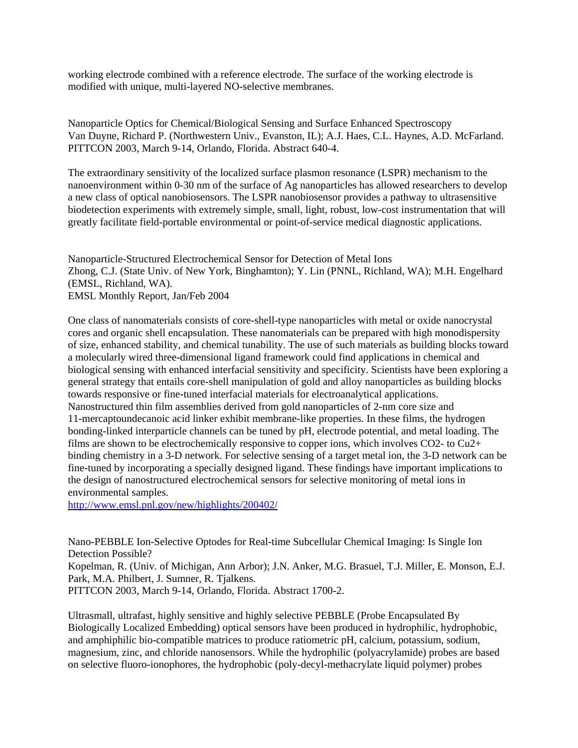working electrode combined with a reference electrode. The surface of the working electrode is modified with unique, multi-layered NO-selective membranes.

Nanoparticle Optics for Chemical/Biological Sensing and Surface Enhanced Spectroscopy
Van Duyne, Richard P. (Northwestern Univ., Evanston, IL); A.J. Haes, C.L. Haynes, A.D. McFarland.
PITTCON 2003, March 9-14, Orlando, Florida. Abstract 640-4.

The extraordinary sensitivity of the localized surface plasmon resonance (LSPR) mechanism to the nanoenvironment within 0-30 nm of the surface of Ag nanoparticles has allowed researchers to develop a new class of optical nanobiosensors. The LSPR nanobiosensor provides a pathway to ultrasensitive biodetection experiments with extremely simple, small, light, robust, low-cost instrumentation that will greatly facilitate field-portable environmental or point-of-service medical diagnostic applications.

Nanoparticle-Structured Electrochemical Sensor for Detection of Metal Ions
Zhong, C.J. (State Univ. of New York, Binghamton); Y. Lin (PNNL, Richland, WA); M.H. Engelhard (EMSL, Richland, WA).
EMSL Monthly Report, Jan/Feb 2004

One class of nanomaterials consists of core-shell-type nanoparticles with metal or oxide nanocrystal cores and organic shell encapsulation. These nanomaterials can be prepared with high monodispersity of size, enhanced stability, and chemical tunability. The use of such materials as building blocks toward a molecularly wired three-dimensional ligand framework could find applications in chemical and biological sensing with enhanced interfacial sensitivity and specificity. Scientists have been exploring a general strategy that entails core-shell manipulation of gold and alloy nanoparticles as building blocks towards responsive or fine-tuned interfacial materials for electroanalytical applications. Nanostructured thin film assemblies derived from gold nanoparticles of 2-nm core size and 11-mercaptoundecanoic acid linker exhibit membrane-like properties. In these films, the hydrogen bonding-linked interparticle channels can be tuned by pH, electrode potential, and metal loading. The films are shown to be electrochemically responsive to copper ions, which involves $CO_2^-$ to $Cu^{2+}$ binding chemistry in a 3-D network. For selective sensing of a target metal ion, the 3-D network can be fine-tuned by incorporating a specially designed ligand. These findings have important implications to the design of nanostructured electrochemical sensors for selective monitoring of metal ions in environmental samples.
http://www.emsl.pnl.gov/new/highlights/200402/

Nano-PEBBLE Ion-Selective Optodes for Real-time Subcellular Chemical Imaging: Is Single Ion Detection Possible?
Kopelman, R. (Univ. of Michigan, Ann Arbor); J.N. Anker, M.G. Brasuel, T.J. Miller, E. Monson, E.J. Park, M.A. Philbert, J. Sumner, R. Tjalkens.
PITTCON 2003, March 9-14, Orlando, Florida. Abstract 1700-2.

Ultrasmall, ultrafast, highly sensitive and highly selective PEBBLE (Probe Encapsulated By Biologically Localized Embedding) optical sensors have been produced in hydrophilic, hydrophobic, and amphiphilic bio-compatible matrices to produce ratiometric pH, calcium, potassium, sodium, magnesium, zinc, and chloride nanosensors. While the hydrophilic (polyacrylamide) probes are based on selective fluoro-ionophores, the hydrophobic (poly-decyl-methacrylate liquid polymer) probes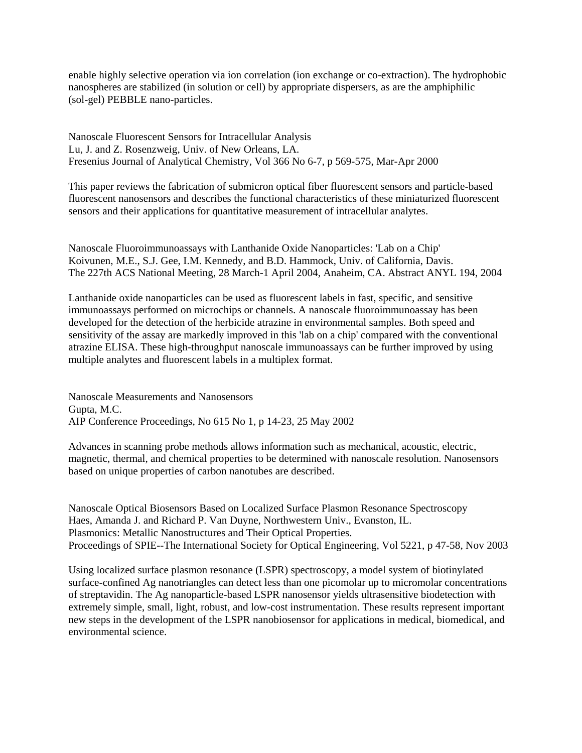enable highly selective operation via ion correlation (ion exchange or co-extraction). The hydrophobic nanospheres are stabilized (in solution or cell) by appropriate dispersers, as are the amphiphilic (sol-gel) PEBBLE nano-particles.

Nanoscale Fluorescent Sensors for Intracellular Analysis
Lu, J. and Z. Rosenzweig, Univ. of New Orleans, LA.
Fresenius Journal of Analytical Chemistry, Vol 366 No 6-7, p 569-575, Mar-Apr 2000

This paper reviews the fabrication of submicron optical fiber fluorescent sensors and particle-based fluorescent nanosensors and describes the functional characteristics of these miniaturized fluorescent sensors and their applications for quantitative measurement of intracellular analytes.

Nanoscale Fluoroimmunoassays with Lanthanide Oxide Nanoparticles: 'Lab on a Chip'
Koivunen, M.E., S.J. Gee, I.M. Kennedy, and B.D. Hammock, Univ. of California, Davis.
The 227th ACS National Meeting, 28 March-1 April 2004, Anaheim, CA. Abstract ANYL 194, 2004

Lanthanide oxide nanoparticles can be used as fluorescent labels in fast, specific, and sensitive immunoassays performed on microchips or channels. A nanoscale fluoroimmunoassay has been developed for the detection of the herbicide atrazine in environmental samples. Both speed and sensitivity of the assay are markedly improved in this 'lab on a chip' compared with the conventional atrazine ELISA. These high-throughput nanoscale immunoassays can be further improved by using multiple analytes and fluorescent labels in a multiplex format.

Nanoscale Measurements and Nanosensors
Gupta, M.C.
AIP Conference Proceedings, No 615 No 1, p 14-23, 25 May 2002

Advances in scanning probe methods allows information such as mechanical, acoustic, electric, magnetic, thermal, and chemical properties to be determined with nanoscale resolution. Nanosensors based on unique properties of carbon nanotubes are described.

Nanoscale Optical Biosensors Based on Localized Surface Plasmon Resonance Spectroscopy
Haes, Amanda J. and Richard P. Van Duyne, Northwestern Univ., Evanston, IL.
Plasmonics: Metallic Nanostructures and Their Optical Properties.
Proceedings of SPIE--The International Society for Optical Engineering, Vol 5221, p 47-58, Nov 2003

Using localized surface plasmon resonance (LSPR) spectroscopy, a model system of biotinylated surface-confined Ag nanotriangles can detect less than one picomolar up to micromolar concentrations of streptavidin. The Ag nanoparticle-based LSPR nanosensor yields ultrasensitive biodetection with extremely simple, small, light, robust, and low-cost instrumentation. These results represent important new steps in the development of the LSPR nanobiosensor for applications in medical, biomedical, and environmental science.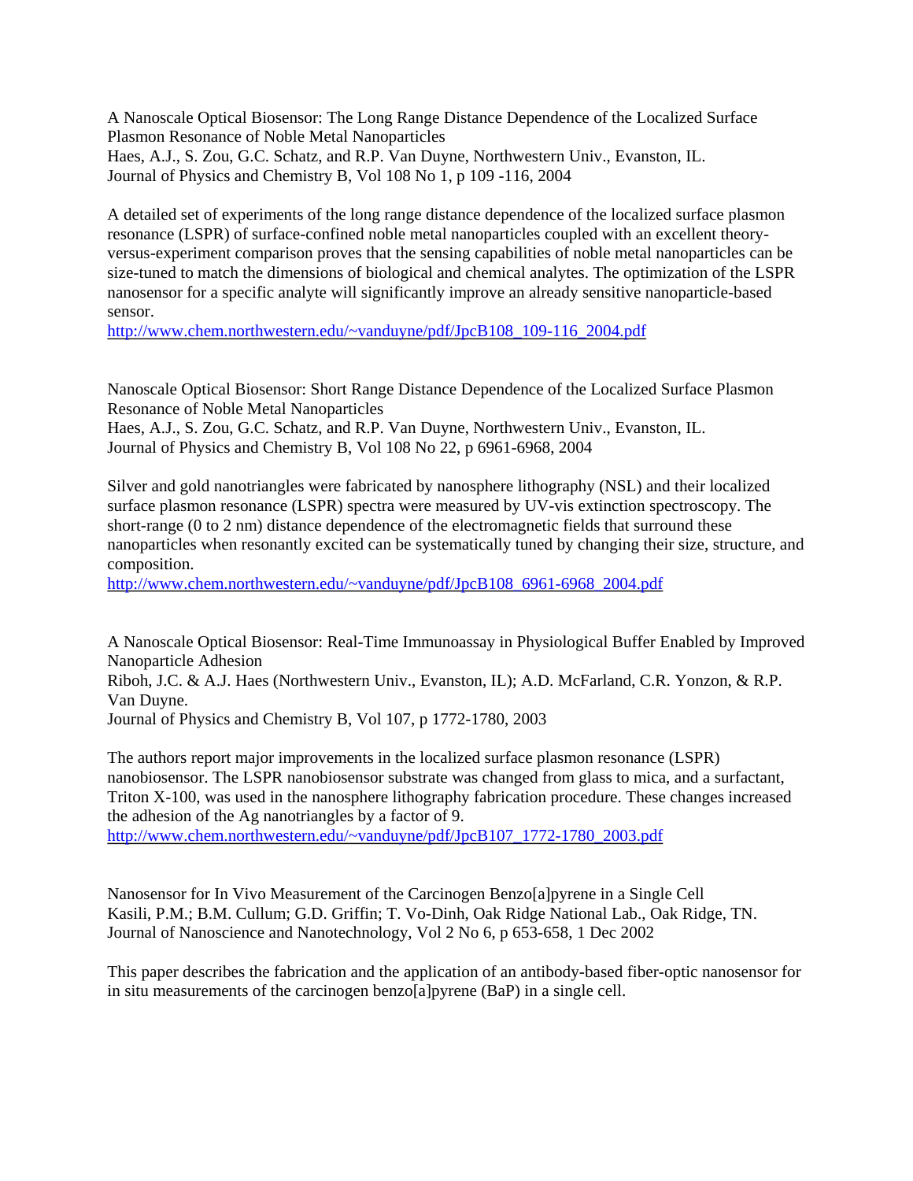A Nanoscale Optical Biosensor: The Long Range Distance Dependence of the Localized Surface Plasmon Resonance of Noble Metal Nanoparticles
Haes, A.J., S. Zou, G.C. Schatz, and R.P. Van Duyne, Northwestern Univ., Evanston, IL.
Journal of Physics and Chemistry B, Vol 108 No 1, p 109 -116, 2004

A detailed set of experiments of the long range distance dependence of the localized surface plasmon resonance (LSPR) of surface-confined noble metal nanoparticles coupled with an excellent theory-versus-experiment comparison proves that the sensing capabilities of noble metal nanoparticles can be size-tuned to match the dimensions of biological and chemical analytes. The optimization of the LSPR nanosensor for a specific analyte will significantly improve an already sensitive nanoparticle-based sensor.
http://www.chem.northwestern.edu/~vanduyne/pdf/JpcB108_109-116_2004.pdf

Nanoscale Optical Biosensor: Short Range Distance Dependence of the Localized Surface Plasmon Resonance of Noble Metal Nanoparticles
Haes, A.J., S. Zou, G.C. Schatz, and R.P. Van Duyne, Northwestern Univ., Evanston, IL.
Journal of Physics and Chemistry B, Vol 108 No 22, p 6961-6968, 2004

Silver and gold nanotriangles were fabricated by nanosphere lithography (NSL) and their localized surface plasmon resonance (LSPR) spectra were measured by UV-vis extinction spectroscopy. The short-range (0 to 2 nm) distance dependence of the electromagnetic fields that surround these nanoparticles when resonantly excited can be systematically tuned by changing their size, structure, and composition.
http://www.chem.northwestern.edu/~vanduyne/pdf/JpcB108_6961-6968_2004.pdf

A Nanoscale Optical Biosensor: Real-Time Immunoassay in Physiological Buffer Enabled by Improved Nanoparticle Adhesion
Riboh, J.C. & A.J. Haes (Northwestern Univ., Evanston, IL); A.D. McFarland, C.R. Yonzon, & R.P. Van Duyne.
Journal of Physics and Chemistry B, Vol 107, p 1772-1780, 2003

The authors report major improvements in the localized surface plasmon resonance (LSPR) nanobiosensor. The LSPR nanobiosensor substrate was changed from glass to mica, and a surfactant, Triton X-100, was used in the nanosphere lithography fabrication procedure. These changes increased the adhesion of the Ag nanotriangles by a factor of 9.
http://www.chem.northwestern.edu/~vanduyne/pdf/JpcB107_1772-1780_2003.pdf

Nanosensor for In Vivo Measurement of the Carcinogen Benzo[a]pyrene in a Single Cell
Kasili, P.M.; B.M. Cullum; G.D. Griffin; T. Vo-Dinh, Oak Ridge National Lab., Oak Ridge, TN.
Journal of Nanoscience and Nanotechnology, Vol 2 No 6, p 653-658, 1 Dec 2002

This paper describes the fabrication and the application of an antibody-based fiber-optic nanosensor for in situ measurements of the carcinogen benzo[a]pyrene (BaP) in a single cell.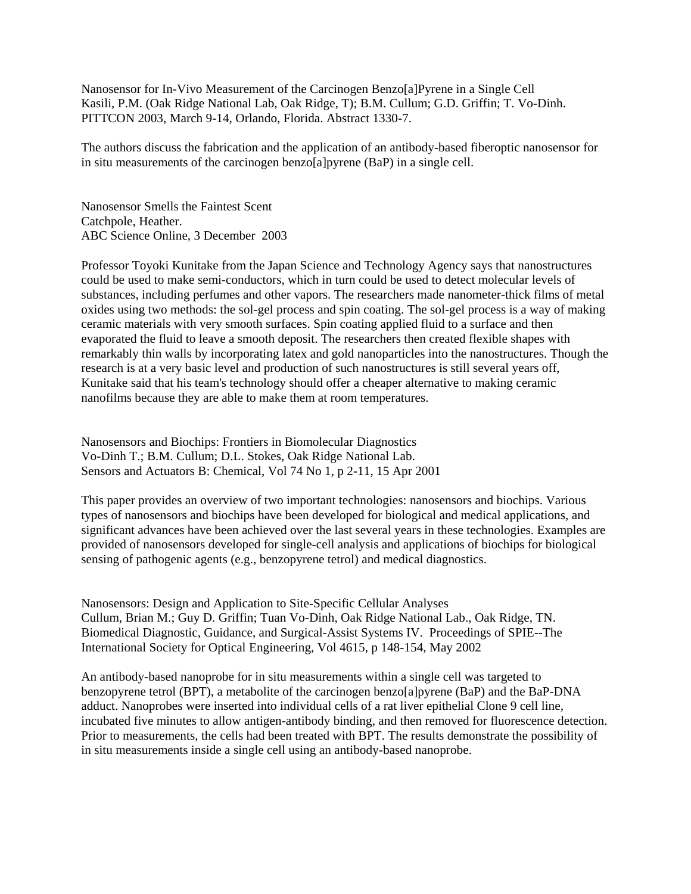Nanosensor for In-Vivo Measurement of the Carcinogen Benzo[a]Pyrene in a Single Cell
Kasili, P.M. (Oak Ridge National Lab, Oak Ridge, T); B.M. Cullum; G.D. Griffin; T. Vo-Dinh.
PITTCON 2003, March 9-14, Orlando, Florida. Abstract 1330-7.

The authors discuss the fabrication and the application of an antibody-based fiberoptic nanosensor for in situ measurements of the carcinogen benzo[a]pyrene (BaP) in a single cell.

Nanosensor Smells the Faintest Scent
Catchpole, Heather.
ABC Science Online, 3 December 2003

Professor Toyoki Kunitake from the Japan Science and Technology Agency says that nanostructures could be used to make semi-conductors, which in turn could be used to detect molecular levels of substances, including perfumes and other vapors. The researchers made nanometer-thick films of metal oxides using two methods: the sol-gel process and spin coating. The sol-gel process is a way of making ceramic materials with very smooth surfaces. Spin coating applied fluid to a surface and then evaporated the fluid to leave a smooth deposit. The researchers then created flexible shapes with remarkably thin walls by incorporating latex and gold nanoparticles into the nanostructures. Though the research is at a very basic level and production of such nanostructures is still several years off, Kunitake said that his team's technology should offer a cheaper alternative to making ceramic nanofilms because they are able to make them at room temperatures.

Nanosensors and Biochips: Frontiers in Biomolecular Diagnostics
Vo-Dinh T.; B.M. Cullum; D.L. Stokes, Oak Ridge National Lab.
Sensors and Actuators B: Chemical, Vol 74 No 1, p 2-11, 15 Apr 2001

This paper provides an overview of two important technologies: nanosensors and biochips. Various types of nanosensors and biochips have been developed for biological and medical applications, and significant advances have been achieved over the last several years in these technologies. Examples are provided of nanosensors developed for single-cell analysis and applications of biochips for biological sensing of pathogenic agents (e.g., benzopyrene tetrol) and medical diagnostics.

Nanosensors: Design and Application to Site-Specific Cellular Analyses
Cullum, Brian M.; Guy D. Griffin; Tuan Vo-Dinh, Oak Ridge National Lab., Oak Ridge, TN.
Biomedical Diagnostic, Guidance, and Surgical-Assist Systems IV. Proceedings of SPIE--The International Society for Optical Engineering, Vol 4615, p 148-154, May 2002

An antibody-based nanoprobe for in situ measurements within a single cell was targeted to benzopyrene tetrol (BPT), a metabolite of the carcinogen benzo[a]pyrene (BaP) and the BaP-DNA adduct. Nanoprobes were inserted into individual cells of a rat liver epithelial Clone 9 cell line, incubated five minutes to allow antigen-antibody binding, and then removed for fluorescence detection. Prior to measurements, the cells had been treated with BPT. The results demonstrate the possibility of in situ measurements inside a single cell using an antibody-based nanoprobe.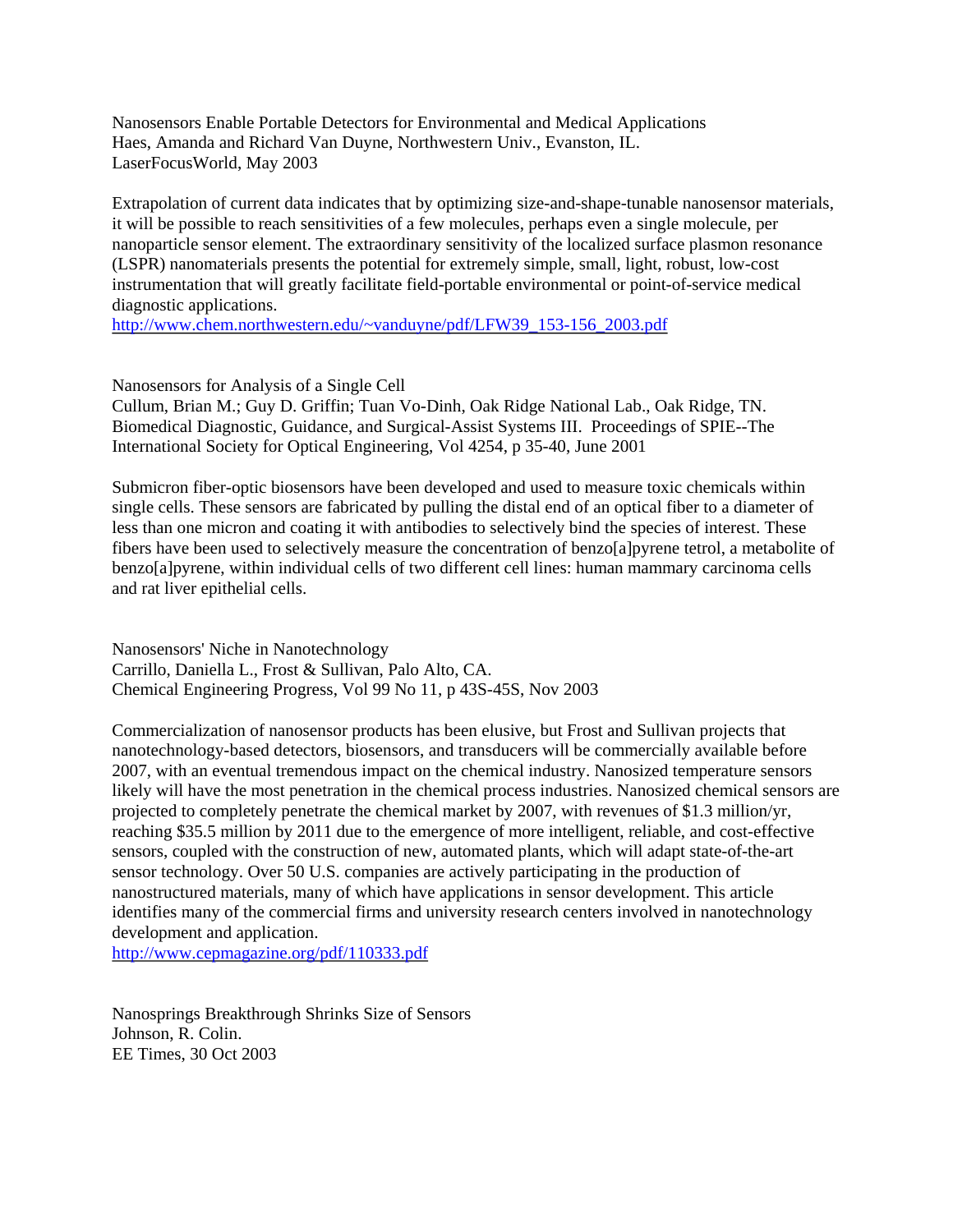Nanosensors Enable Portable Detectors for Environmental and Medical Applications
Haes, Amanda and Richard Van Duyne, Northwestern Univ., Evanston, IL.
LaserFocusWorld, May 2003

Extrapolation of current data indicates that by optimizing size-and-shape-tunable nanosensor materials, it will be possible to reach sensitivities of a few molecules, perhaps even a single molecule, per nanoparticle sensor element. The extraordinary sensitivity of the localized surface plasmon resonance (LSPR) nanomaterials presents the potential for extremely simple, small, light, robust, low-cost instrumentation that will greatly facilitate field-portable environmental or point-of-service medical diagnostic applications.
http://www.chem.northwestern.edu/~vanduyne/pdf/LFW39_153-156_2003.pdf

Nanosensors for Analysis of a Single Cell
Cullum, Brian M.; Guy D. Griffin; Tuan Vo-Dinh, Oak Ridge National Lab., Oak Ridge, TN.
Biomedical Diagnostic, Guidance, and Surgical-Assist Systems III. Proceedings of SPIE--The International Society for Optical Engineering, Vol 4254, p 35-40, June 2001

Submicron fiber-optic biosensors have been developed and used to measure toxic chemicals within single cells. These sensors are fabricated by pulling the distal end of an optical fiber to a diameter of less than one micron and coating it with antibodies to selectively bind the species of interest. These fibers have been used to selectively measure the concentration of benzo[a]pyrene tetrol, a metabolite of benzo[a]pyrene, within individual cells of two different cell lines: human mammary carcinoma cells and rat liver epithelial cells.

Nanosensors' Niche in Nanotechnology
Carrillo, Daniella L., Frost & Sullivan, Palo Alto, CA.
Chemical Engineering Progress, Vol 99 No 11, p 43S-45S, Nov 2003

Commercialization of nanosensor products has been elusive, but Frost and Sullivan projects that nanotechnology-based detectors, biosensors, and transducers will be commercially available before 2007, with an eventual tremendous impact on the chemical industry. Nanosized temperature sensors likely will have the most penetration in the chemical process industries. Nanosized chemical sensors are projected to completely penetrate the chemical market by 2007, with revenues of $1.3 million/yr, reaching $35.5 million by 2011 due to the emergence of more intelligent, reliable, and cost-effective sensors, coupled with the construction of new, automated plants, which will adapt state-of-the-art sensor technology. Over 50 U.S. companies are actively participating in the production of nanostructured materials, many of which have applications in sensor development. This article identifies many of the commercial firms and university research centers involved in nanotechnology development and application.
http://www.cepmagazine.org/pdf/110333.pdf

Nanosprings Breakthrough Shrinks Size of Sensors
Johnson, R. Colin.
EE Times, 30 Oct 2003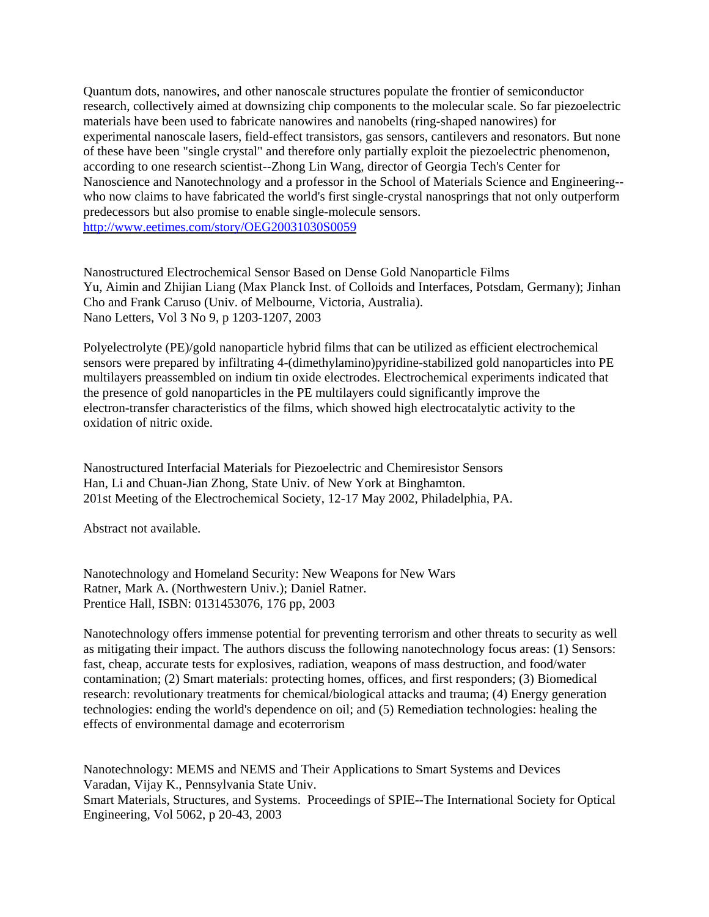Quantum dots, nanowires, and other nanoscale structures populate the frontier of semiconductor research, collectively aimed at downsizing chip components to the molecular scale. So far piezoelectric materials have been used to fabricate nanowires and nanobelts (ring-shaped nanowires) for experimental nanoscale lasers, field-effect transistors, gas sensors, cantilevers and resonators. But none of these have been "single crystal" and therefore only partially exploit the piezoelectric phenomenon, according to one research scientist--Zhong Lin Wang, director of Georgia Tech's Center for Nanoscience and Nanotechnology and a professor in the School of Materials Science and Engineering--who now claims to have fabricated the world's first single-crystal nanosprings that not only outperform predecessors but also promise to enable single-molecule sensors.
http://www.eetimes.com/story/OEG20031030S0059

Nanostructured Electrochemical Sensor Based on Dense Gold Nanoparticle Films
Yu, Aimin and Zhijian Liang (Max Planck Inst. of Colloids and Interfaces, Potsdam, Germany); Jinhan Cho and Frank Caruso (Univ. of Melbourne, Victoria, Australia).
Nano Letters, Vol 3 No 9, p 1203-1207, 2003

Polyelectrolyte (PE)/gold nanoparticle hybrid films that can be utilized as efficient electrochemical sensors were prepared by infiltrating 4-(dimethylamino)pyridine-stabilized gold nanoparticles into PE multilayers preassembled on indium tin oxide electrodes. Electrochemical experiments indicated that the presence of gold nanoparticles in the PE multilayers could significantly improve the electron-transfer characteristics of the films, which showed high electrocatalytic activity to the oxidation of nitric oxide.

Nanostructured Interfacial Materials for Piezoelectric and Chemiresistor Sensors
Han, Li and Chuan-Jian Zhong, State Univ. of New York at Binghamton.
201st Meeting of the Electrochemical Society, 12-17 May 2002, Philadelphia, PA.

Abstract not available.

Nanotechnology and Homeland Security: New Weapons for New Wars
Ratner, Mark A. (Northwestern Univ.); Daniel Ratner.
Prentice Hall, ISBN: 0131453076, 176 pp, 2003

Nanotechnology offers immense potential for preventing terrorism and other threats to security as well as mitigating their impact. The authors discuss the following nanotechnology focus areas: (1) Sensors: fast, cheap, accurate tests for explosives, radiation, weapons of mass destruction, and food/water contamination; (2) Smart materials: protecting homes, offices, and first responders; (3) Biomedical research: revolutionary treatments for chemical/biological attacks and trauma; (4) Energy generation technologies: ending the world's dependence on oil; and (5) Remediation technologies: healing the effects of environmental damage and ecoterrorism

Nanotechnology: MEMS and NEMS and Their Applications to Smart Systems and Devices
Varadan, Vijay K., Pennsylvania State Univ.
Smart Materials, Structures, and Systems. Proceedings of SPIE--The International Society for Optical Engineering, Vol 5062, p 20-43, 2003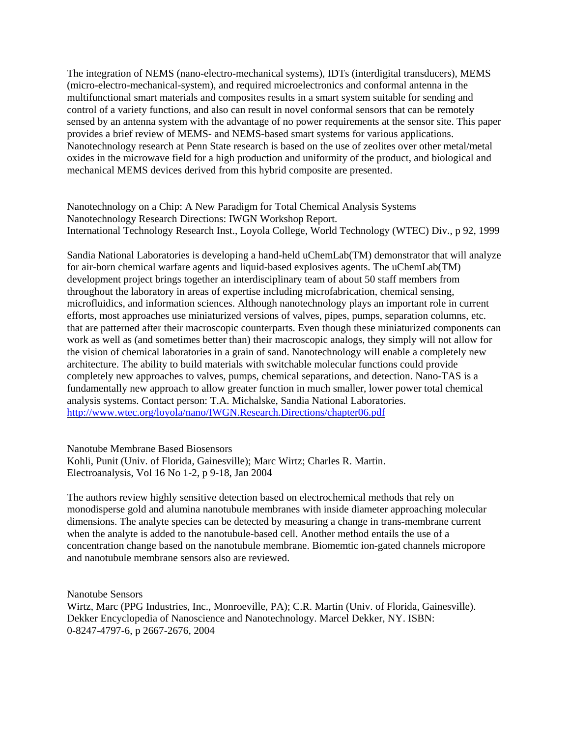The integration of NEMS (nano-electro-mechanical systems), IDTs (interdigital transducers), MEMS (micro-electro-mechanical-system), and required microelectronics and conformal antenna in the multifunctional smart materials and composites results in a smart system suitable for sending and control of a variety functions, and also can result in novel conformal sensors that can be remotely sensed by an antenna system with the advantage of no power requirements at the sensor site. This paper provides a brief review of MEMS- and NEMS-based smart systems for various applications. Nanotechnology research at Penn State research is based on the use of zeolites over other metal/metal oxides in the microwave field for a high production and uniformity of the product, and biological and mechanical MEMS devices derived from this hybrid composite are presented.

Nanotechnology on a Chip: A New Paradigm for Total Chemical Analysis Systems
Nanotechnology Research Directions: IWGN Workshop Report.
International Technology Research Inst., Loyola College, World Technology (WTEC) Div., p 92, 1999

Sandia National Laboratories is developing a hand-held uChemLab(TM) demonstrator that will analyze for air-born chemical warfare agents and liquid-based explosives agents. The uChemLab(TM) development project brings together an interdisciplinary team of about 50 staff members from throughout the laboratory in areas of expertise including microfabrication, chemical sensing, microfluidics, and information sciences. Although nanotechnology plays an important role in current efforts, most approaches use miniaturized versions of valves, pipes, pumps, separation columns, etc. that are patterned after their macroscopic counterparts. Even though these miniaturized components can work as well as (and sometimes better than) their macroscopic analogs, they simply will not allow for the vision of chemical laboratories in a grain of sand. Nanotechnology will enable a completely new architecture. The ability to build materials with switchable molecular functions could provide completely new approaches to valves, pumps, chemical separations, and detection. Nano-TAS is a fundamentally new approach to allow greater function in much smaller, lower power total chemical analysis systems. Contact person: T.A. Michalske, Sandia National Laboratories.
http://www.wtec.org/loyola/nano/IWGN.Research.Directions/chapter06.pdf

Nanotube Membrane Based Biosensors
Kohli, Punit (Univ. of Florida, Gainesville); Marc Wirtz; Charles R. Martin.
Electroanalysis, Vol 16 No 1-2, p 9-18, Jan 2004

The authors review highly sensitive detection based on electrochemical methods that rely on monodisperse gold and alumina nanotubule membranes with inside diameter approaching molecular dimensions. The analyte species can be detected by measuring a change in trans-membrane current when the analyte is added to the nanotubule-based cell. Another method entails the use of a concentration change based on the nanotubule membrane. Biomemtic ion-gated channels micropore and nanotubule membrane sensors also are reviewed.

Nanotube Sensors
Wirtz, Marc (PPG Industries, Inc., Monroeville, PA); C.R. Martin (Univ. of Florida, Gainesville).
Dekker Encyclopedia of Nanoscience and Nanotechnology. Marcel Dekker, NY. ISBN: 0-8247-4797-6, p 2667-2676, 2004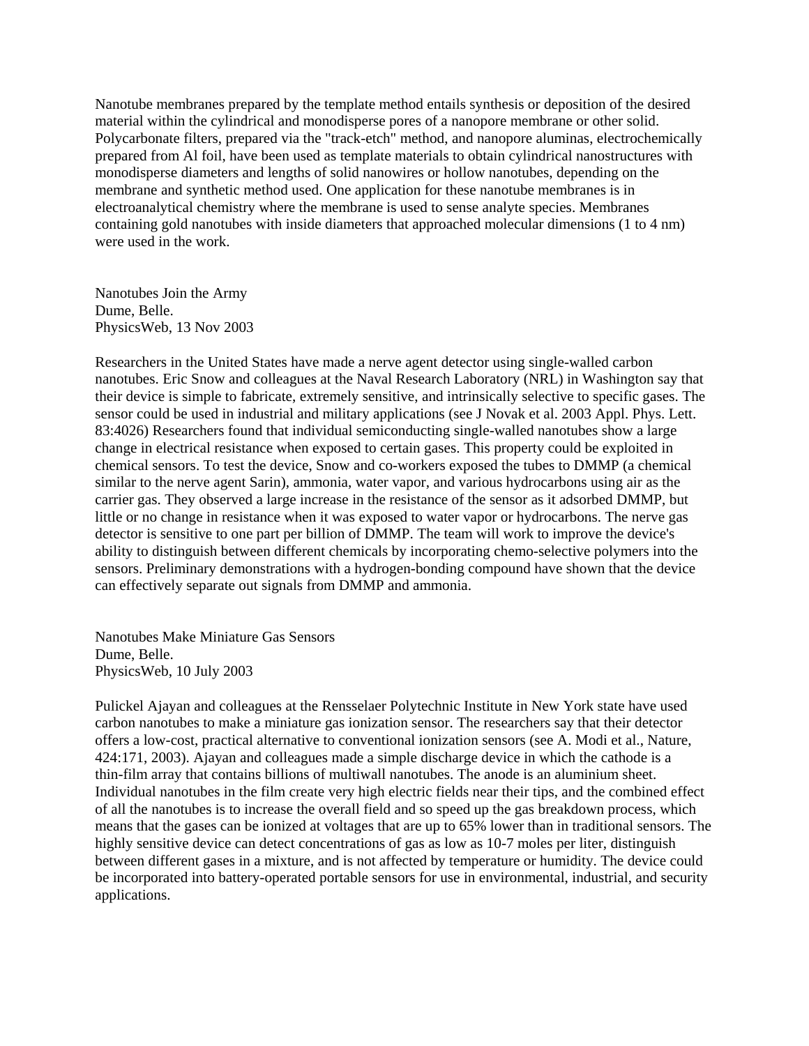Nanotube membranes prepared by the template method entails synthesis or deposition of the desired material within the cylindrical and monodisperse pores of a nanopore membrane or other solid. Polycarbonate filters, prepared via the "track-etch" method, and nanopore aluminas, electrochemically prepared from Al foil, have been used as template materials to obtain cylindrical nanostructures with monodisperse diameters and lengths of solid nanowires or hollow nanotubes, depending on the membrane and synthetic method used. One application for these nanotube membranes is in electroanalytical chemistry where the membrane is used to sense analyte species. Membranes containing gold nanotubes with inside diameters that approached molecular dimensions (1 to 4 nm) were used in the work.

Nanotubes Join the Army
Dume, Belle.
PhysicsWeb, 13 Nov 2003

Researchers in the United States have made a nerve agent detector using single-walled carbon nanotubes. Eric Snow and colleagues at the Naval Research Laboratory (NRL) in Washington say that their device is simple to fabricate, extremely sensitive, and intrinsically selective to specific gases. The sensor could be used in industrial and military applications (see J Novak et al. 2003 Appl. Phys. Lett. 83:4026) Researchers found that individual semiconducting single-walled nanotubes show a large change in electrical resistance when exposed to certain gases. This property could be exploited in chemical sensors. To test the device, Snow and co-workers exposed the tubes to DMMP (a chemical similar to the nerve agent Sarin), ammonia, water vapor, and various hydrocarbons using air as the carrier gas. They observed a large increase in the resistance of the sensor as it adsorbed DMMP, but little or no change in resistance when it was exposed to water vapor or hydrocarbons. The nerve gas detector is sensitive to one part per billion of DMMP. The team will work to improve the device's ability to distinguish between different chemicals by incorporating chemo-selective polymers into the sensors. Preliminary demonstrations with a hydrogen-bonding compound have shown that the device can effectively separate out signals from DMMP and ammonia.

Nanotubes Make Miniature Gas Sensors
Dume, Belle.
PhysicsWeb, 10 July 2003

Pulickel Ajayan and colleagues at the Rensselaer Polytechnic Institute in New York state have used carbon nanotubes to make a miniature gas ionization sensor. The researchers say that their detector offers a low-cost, practical alternative to conventional ionization sensors (see A. Modi et al., Nature, 424:171, 2003). Ajayan and colleagues made a simple discharge device in which the cathode is a thin-film array that contains billions of multiwall nanotubes. The anode is an aluminium sheet. Individual nanotubes in the film create very high electric fields near their tips, and the combined effect of all the nanotubes is to increase the overall field and so speed up the gas breakdown process, which means that the gases can be ionized at voltages that are up to 65% lower than in traditional sensors. The highly sensitive device can detect concentrations of gas as low as 10-7 moles per liter, distinguish between different gases in a mixture, and is not affected by temperature or humidity. The device could be incorporated into battery-operated portable sensors for use in environmental, industrial, and security applications.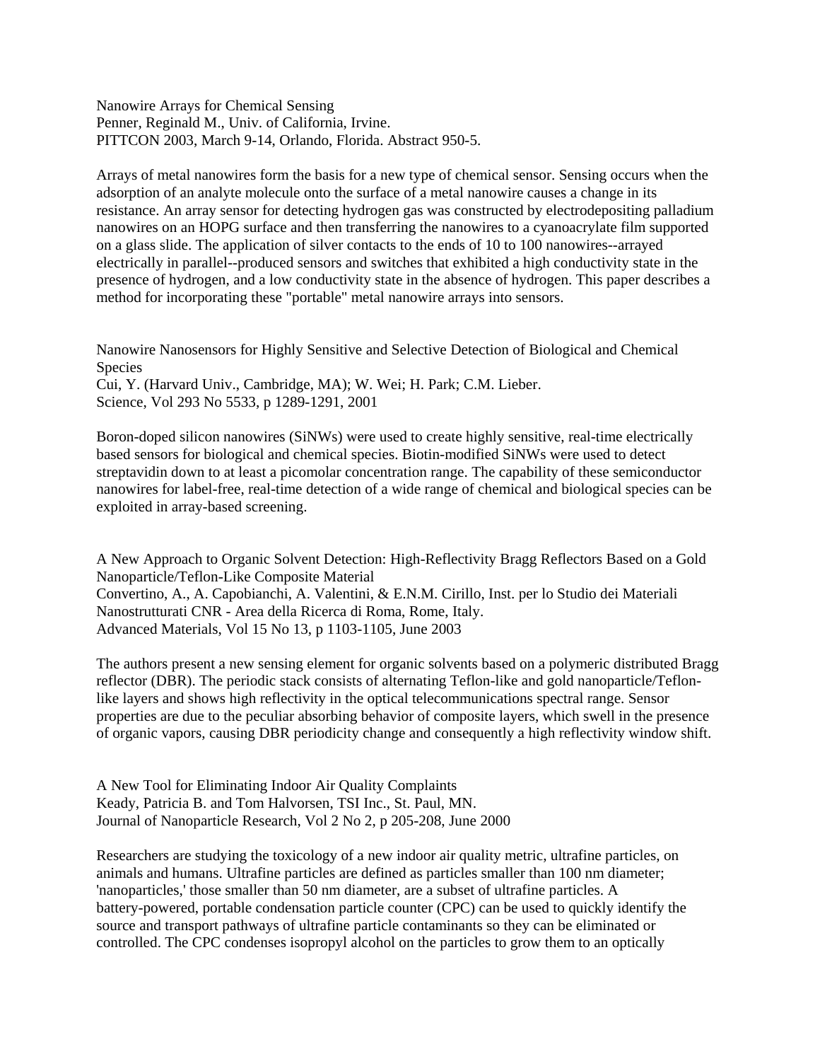Nanowire Arrays for Chemical Sensing
Penner, Reginald M., Univ. of California, Irvine.
PITTCON 2003, March 9-14, Orlando, Florida. Abstract 950-5.

Arrays of metal nanowires form the basis for a new type of chemical sensor. Sensing occurs when the adsorption of an analyte molecule onto the surface of a metal nanowire causes a change in its resistance. An array sensor for detecting hydrogen gas was constructed by electrodepositing palladium nanowires on an HOPG surface and then transferring the nanowires to a cyanoacrylate film supported on a glass slide. The application of silver contacts to the ends of 10 to 100 nanowires--arrayed electrically in parallel--produced sensors and switches that exhibited a high conductivity state in the presence of hydrogen, and a low conductivity state in the absence of hydrogen. This paper describes a method for incorporating these "portable" metal nanowire arrays into sensors.

Nanowire Nanosensors for Highly Sensitive and Selective Detection of Biological and Chemical Species
Cui, Y. (Harvard Univ., Cambridge, MA); W. Wei; H. Park; C.M. Lieber.
Science, Vol 293 No 5533, p 1289-1291, 2001

Boron-doped silicon nanowires (SiNWs) were used to create highly sensitive, real-time electrically based sensors for biological and chemical species. Biotin-modified SiNWs were used to detect streptavidin down to at least a picomolar concentration range. The capability of these semiconductor nanowires for label-free, real-time detection of a wide range of chemical and biological species can be exploited in array-based screening.

A New Approach to Organic Solvent Detection: High-Reflectivity Bragg Reflectors Based on a Gold Nanoparticle/Teflon-Like Composite Material
Convertino, A., A. Capobianchi, A. Valentini, & E.N.M. Cirillo, Inst. per lo Studio dei Materiali Nanostrutturati CNR - Area della Ricerca di Roma, Rome, Italy.
Advanced Materials, Vol 15 No 13, p 1103-1105, June 2003

The authors present a new sensing element for organic solvents based on a polymeric distributed Bragg reflector (DBR). The periodic stack consists of alternating Teflon-like and gold nanoparticle/Teflon-like layers and shows high reflectivity in the optical telecommunications spectral range. Sensor properties are due to the peculiar absorbing behavior of composite layers, which swell in the presence of organic vapors, causing DBR periodicity change and consequently a high reflectivity window shift.

A New Tool for Eliminating Indoor Air Quality Complaints
Keady, Patricia B. and Tom Halvorsen, TSI Inc., St. Paul, MN.
Journal of Nanoparticle Research, Vol 2 No 2, p 205-208, June 2000

Researchers are studying the toxicology of a new indoor air quality metric, ultrafine particles, on animals and humans. Ultrafine particles are defined as particles smaller than 100 nm diameter; 'nanoparticles,' those smaller than 50 nm diameter, are a subset of ultrafine particles. A battery-powered, portable condensation particle counter (CPC) can be used to quickly identify the source and transport pathways of ultrafine particle contaminants so they can be eliminated or controlled. The CPC condenses isopropyl alcohol on the particles to grow them to an optically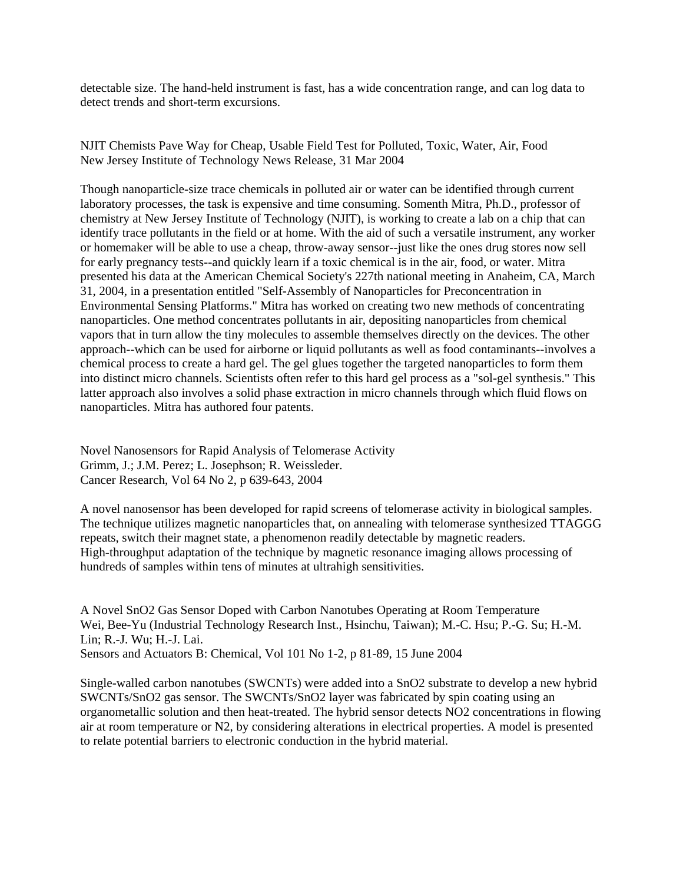detectable size. The hand-held instrument is fast, has a wide concentration range, and can log data to detect trends and short-term excursions.

NJIT Chemists Pave Way for Cheap, Usable Field Test for Polluted, Toxic, Water, Air, Food
New Jersey Institute of Technology News Release, 31 Mar 2004

Though nanoparticle-size trace chemicals in polluted air or water can be identified through current laboratory processes, the task is expensive and time consuming. Somenth Mitra, Ph.D., professor of chemistry at New Jersey Institute of Technology (NJIT), is working to create a lab on a chip that can identify trace pollutants in the field or at home. With the aid of such a versatile instrument, any worker or homemaker will be able to use a cheap, throw-away sensor--just like the ones drug stores now sell for early pregnancy tests--and quickly learn if a toxic chemical is in the air, food, or water. Mitra presented his data at the American Chemical Society's 227th national meeting in Anaheim, CA, March 31, 2004, in a presentation entitled "Self-Assembly of Nanoparticles for Preconcentration in Environmental Sensing Platforms." Mitra has worked on creating two new methods of concentrating nanoparticles. One method concentrates pollutants in air, depositing nanoparticles from chemical vapors that in turn allow the tiny molecules to assemble themselves directly on the devices. The other approach--which can be used for airborne or liquid pollutants as well as food contaminants--involves a chemical process to create a hard gel. The gel glues together the targeted nanoparticles to form them into distinct micro channels. Scientists often refer to this hard gel process as a "sol-gel synthesis." This latter approach also involves a solid phase extraction in micro channels through which fluid flows on nanoparticles. Mitra has authored four patents.

Novel Nanosensors for Rapid Analysis of Telomerase Activity
Grimm, J.; J.M. Perez; L. Josephson; R. Weissleder.
Cancer Research, Vol 64 No 2, p 639-643, 2004

A novel nanosensor has been developed for rapid screens of telomerase activity in biological samples. The technique utilizes magnetic nanoparticles that, on annealing with telomerase synthesized TTAGGG repeats, switch their magnet state, a phenomenon readily detectable by magnetic readers. High-throughput adaptation of the technique by magnetic resonance imaging allows processing of hundreds of samples within tens of minutes at ultrahigh sensitivities.

A Novel $SnO_2$ Gas Sensor Doped with Carbon Nanotubes Operating at Room Temperature
Wei, Bee-Yu (Industrial Technology Research Inst., Hsinchu, Taiwan); M.-C. Hsu; P.-G. Su; H.-M. Lin; R.-J. Wu; H.-J. Lai.
Sensors and Actuators B: Chemical, Vol 101 No 1-2, p 81-89, 15 June 2004

Single-walled carbon nanotubes (SWCNTs) were added into a $SnO_2$ substrate to develop a new hybrid SWCNTs/$SnO_2$ gas sensor. The SWCNTs/$SnO_2$ layer was fabricated by spin coating using an organometallic solution and then heat-treated. The hybrid sensor detects $NO_2$ concentrations in flowing air at room temperature or $N_2$, by considering alterations in electrical properties. A model is presented to relate potential barriers to electronic conduction in the hybrid material.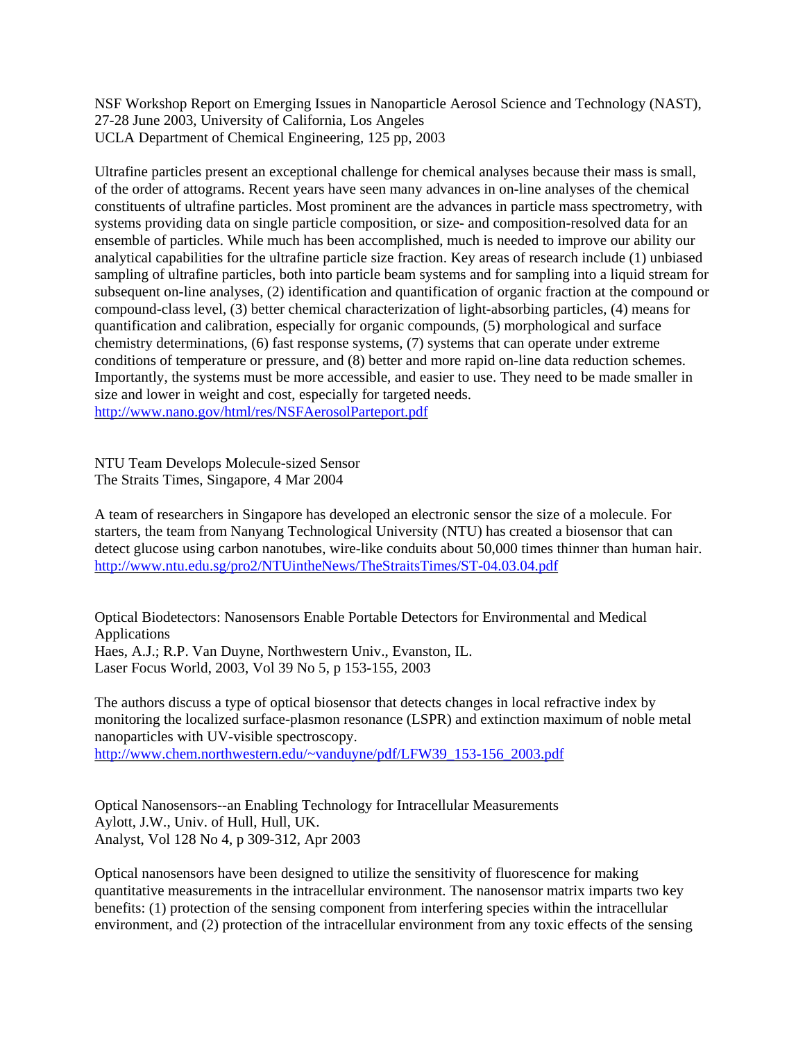NSF Workshop Report on Emerging Issues in Nanoparticle Aerosol Science and Technology (NAST), 27-28 June 2003, University of California, Los Angeles
UCLA Department of Chemical Engineering, 125 pp, 2003

Ultrafine particles present an exceptional challenge for chemical analyses because their mass is small, of the order of attograms. Recent years have seen many advances in on-line analyses of the chemical constituents of ultrafine particles. Most prominent are the advances in particle mass spectrometry, with systems providing data on single particle composition, or size- and composition-resolved data for an ensemble of particles. While much has been accomplished, much is needed to improve our ability our analytical capabilities for the ultrafine particle size fraction. Key areas of research include (1) unbiased sampling of ultrafine particles, both into particle beam systems and for sampling into a liquid stream for subsequent on-line analyses, (2) identification and quantification of organic fraction at the compound or compound-class level, (3) better chemical characterization of light-absorbing particles, (4) means for quantification and calibration, especially for organic compounds, (5) morphological and surface chemistry determinations, (6) fast response systems, (7) systems that can operate under extreme conditions of temperature or pressure, and (8) better and more rapid on-line data reduction schemes. Importantly, the systems must be more accessible, and easier to use. They need to be made smaller in size and lower in weight and cost, especially for targeted needs.
http://www.nano.gov/html/res/NSFAerosolParteport.pdf

NTU Team Develops Molecule-sized Sensor
The Straits Times, Singapore, 4 Mar 2004

A team of researchers in Singapore has developed an electronic sensor the size of a molecule. For starters, the team from Nanyang Technological University (NTU) has created a biosensor that can detect glucose using carbon nanotubes, wire-like conduits about 50,000 times thinner than human hair.
http://www.ntu.edu.sg/pro2/NTUintheNews/TheStraitsTimes/ST-04.03.04.pdf

Optical Biodetectors: Nanosensors Enable Portable Detectors for Environmental and Medical Applications
Haes, A.J.; R.P. Van Duyne, Northwestern Univ., Evanston, IL.
Laser Focus World, 2003, Vol 39 No 5, p 153-155, 2003

The authors discuss a type of optical biosensor that detects changes in local refractive index by monitoring the localized surface-plasmon resonance (LSPR) and extinction maximum of noble metal nanoparticles with UV-visible spectroscopy.
http://www.chem.northwestern.edu/~vanduyne/pdf/LFW39_153-156_2003.pdf

Optical Nanosensors--an Enabling Technology for Intracellular Measurements
Aylott, J.W., Univ. of Hull, Hull, UK.
Analyst, Vol 128 No 4, p 309-312, Apr 2003

Optical nanosensors have been designed to utilize the sensitivity of fluorescence for making quantitative measurements in the intracellular environment. The nanosensor matrix imparts two key benefits: (1) protection of the sensing component from interfering species within the intracellular environment, and (2) protection of the intracellular environment from any toxic effects of the sensing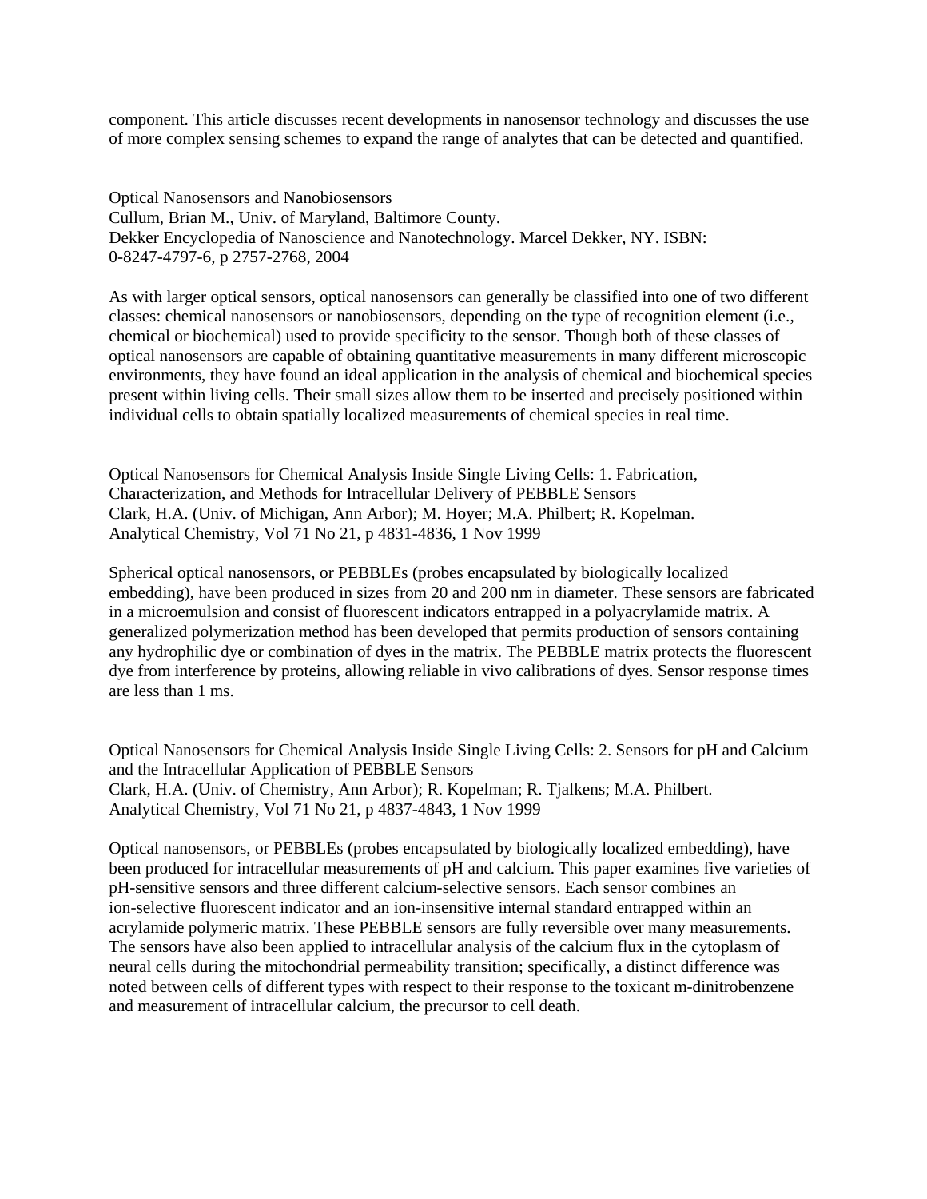component. This article discusses recent developments in nanosensor technology and discusses the use of more complex sensing schemes to expand the range of analytes that can be detected and quantified.

Optical Nanosensors and Nanobiosensors
Cullum, Brian M., Univ. of Maryland, Baltimore County.
Dekker Encyclopedia of Nanoscience and Nanotechnology. Marcel Dekker, NY. ISBN: 0-8247-4797-6, p 2757-2768, 2004

As with larger optical sensors, optical nanosensors can generally be classified into one of two different classes: chemical nanosensors or nanobiosensors, depending on the type of recognition element (i.e., chemical or biochemical) used to provide specificity to the sensor. Though both of these classes of optical nanosensors are capable of obtaining quantitative measurements in many different microscopic environments, they have found an ideal application in the analysis of chemical and biochemical species present within living cells. Their small sizes allow them to be inserted and precisely positioned within individual cells to obtain spatially localized measurements of chemical species in real time.

Optical Nanosensors for Chemical Analysis Inside Single Living Cells: 1. Fabrication, Characterization, and Methods for Intracellular Delivery of PEBBLE Sensors
Clark, H.A. (Univ. of Michigan, Ann Arbor); M. Hoyer; M.A. Philbert; R. Kopelman.
Analytical Chemistry, Vol 71 No 21, p 4831-4836, 1 Nov 1999

Spherical optical nanosensors, or PEBBLEs (probes encapsulated by biologically localized embedding), have been produced in sizes from 20 and 200 nm in diameter. These sensors are fabricated in a microemulsion and consist of fluorescent indicators entrapped in a polyacrylamide matrix. A generalized polymerization method has been developed that permits production of sensors containing any hydrophilic dye or combination of dyes in the matrix. The PEBBLE matrix protects the fluorescent dye from interference by proteins, allowing reliable in vivo calibrations of dyes. Sensor response times are less than 1 ms.

Optical Nanosensors for Chemical Analysis Inside Single Living Cells: 2. Sensors for pH and Calcium and the Intracellular Application of PEBBLE Sensors
Clark, H.A. (Univ. of Chemistry, Ann Arbor); R. Kopelman; R. Tjalkens; M.A. Philbert.
Analytical Chemistry, Vol 71 No 21, p 4837-4843, 1 Nov 1999

Optical nanosensors, or PEBBLEs (probes encapsulated by biologically localized embedding), have been produced for intracellular measurements of pH and calcium. This paper examines five varieties of pH-sensitive sensors and three different calcium-selective sensors. Each sensor combines an ion-selective fluorescent indicator and an ion-insensitive internal standard entrapped within an acrylamide polymeric matrix. These PEBBLE sensors are fully reversible over many measurements. The sensors have also been applied to intracellular analysis of the calcium flux in the cytoplasm of neural cells during the mitochondrial permeability transition; specifically, a distinct difference was noted between cells of different types with respect to their response to the toxicant m-dinitrobenzene and measurement of intracellular calcium, the precursor to cell death.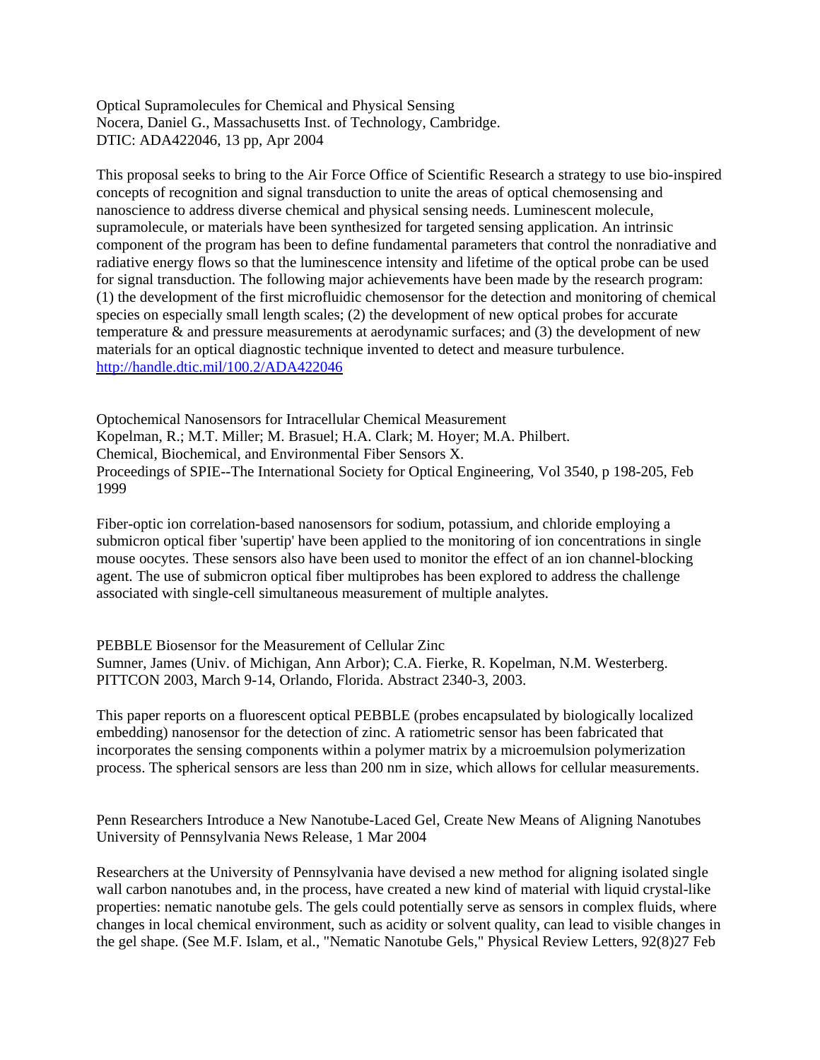Optical Supramolecules for Chemical and Physical Sensing
Nocera, Daniel G., Massachusetts Inst. of Technology, Cambridge.
DTIC: ADA422046, 13 pp, Apr 2004

This proposal seeks to bring to the Air Force Office of Scientific Research a strategy to use bio-inspired concepts of recognition and signal transduction to unite the areas of optical chemosensing and nanoscience to address diverse chemical and physical sensing needs. Luminescent molecule, supramolecule, or materials have been synthesized for targeted sensing application. An intrinsic component of the program has been to define fundamental parameters that control the nonradiative and radiative energy flows so that the luminescence intensity and lifetime of the optical probe can be used for signal transduction. The following major achievements have been made by the research program: (1) the development of the first microfluidic chemosensor for the detection and monitoring of chemical species on especially small length scales; (2) the development of new optical probes for accurate temperature & and pressure measurements at aerodynamic surfaces; and (3) the development of new materials for an optical diagnostic technique invented to detect and measure turbulence.
http://handle.dtic.mil/100.2/ADA422046

Optochemical Nanosensors for Intracellular Chemical Measurement
Kopelman, R.; M.T. Miller; M. Brasuel; H.A. Clark; M. Hoyer; M.A. Philbert.
Chemical, Biochemical, and Environmental Fiber Sensors X.
Proceedings of SPIE--The International Society for Optical Engineering, Vol 3540, p 198-205, Feb 1999

Fiber-optic ion correlation-based nanosensors for sodium, potassium, and chloride employing a submicron optical fiber 'supertip' have been applied to the monitoring of ion concentrations in single mouse oocytes. These sensors also have been used to monitor the effect of an ion channel-blocking agent. The use of submicron optical fiber multiprobes has been explored to address the challenge associated with single-cell simultaneous measurement of multiple analytes.

PEBBLE Biosensor for the Measurement of Cellular Zinc
Sumner, James (Univ. of Michigan, Ann Arbor); C.A. Fierke, R. Kopelman, N.M. Westerberg.
PITTCON 2003, March 9-14, Orlando, Florida. Abstract 2340-3, 2003.

This paper reports on a fluorescent optical PEBBLE (probes encapsulated by biologically localized embedding) nanosensor for the detection of zinc. A ratiometric sensor has been fabricated that incorporates the sensing components within a polymer matrix by a microemulsion polymerization process. The spherical sensors are less than 200 nm in size, which allows for cellular measurements.

Penn Researchers Introduce a New Nanotube-Laced Gel, Create New Means of Aligning Nanotubes
University of Pennsylvania News Release, 1 Mar 2004

Researchers at the University of Pennsylvania have devised a new method for aligning isolated single wall carbon nanotubes and, in the process, have created a new kind of material with liquid crystal-like properties: nematic nanotube gels. The gels could potentially serve as sensors in complex fluids, where changes in local chemical environment, such as acidity or solvent quality, can lead to visible changes in the gel shape. (See M.F. Islam, et al., "Nematic Nanotube Gels," Physical Review Letters, 92(8)27 Feb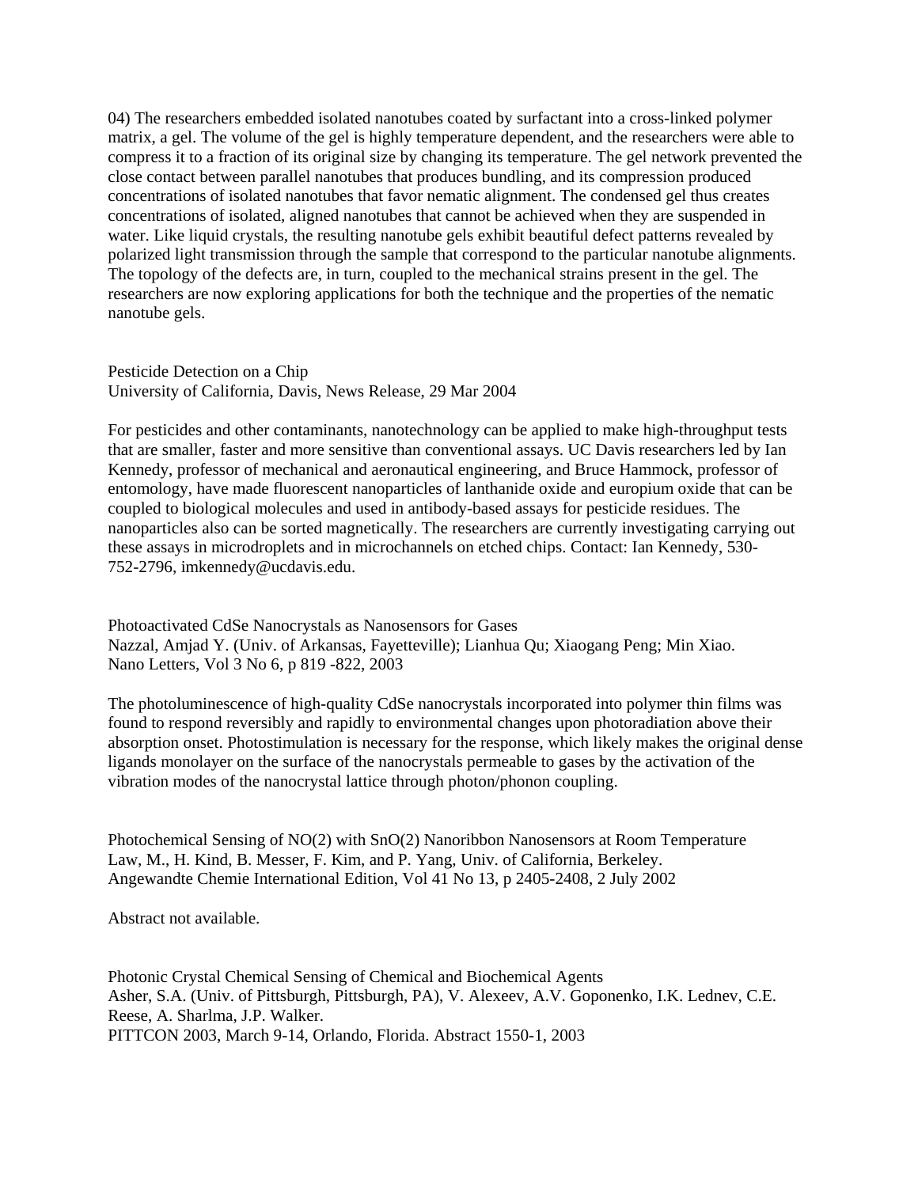04) The researchers embedded isolated nanotubes coated by surfactant into a cross-linked polymer matrix, a gel. The volume of the gel is highly temperature dependent, and the researchers were able to compress it to a fraction of its original size by changing its temperature. The gel network prevented the close contact between parallel nanotubes that produces bundling, and its compression produced concentrations of isolated nanotubes that favor nematic alignment. The condensed gel thus creates concentrations of isolated, aligned nanotubes that cannot be achieved when they are suspended in water. Like liquid crystals, the resulting nanotube gels exhibit beautiful defect patterns revealed by polarized light transmission through the sample that correspond to the particular nanotube alignments. The topology of the defects are, in turn, coupled to the mechanical strains present in the gel. The researchers are now exploring applications for both the technique and the properties of the nematic nanotube gels.

Pesticide Detection on a Chip
University of California, Davis, News Release, 29 Mar 2004

For pesticides and other contaminants, nanotechnology can be applied to make high-throughput tests that are smaller, faster and more sensitive than conventional assays. UC Davis researchers led by Ian Kennedy, professor of mechanical and aeronautical engineering, and Bruce Hammock, professor of entomology, have made fluorescent nanoparticles of lanthanide oxide and europium oxide that can be coupled to biological molecules and used in antibody-based assays for pesticide residues. The nanoparticles also can be sorted magnetically. The researchers are currently investigating carrying out these assays in microdroplets and in microchannels on etched chips. Contact: Ian Kennedy, 530-752-2796, imkennedy@ucdavis.edu.

Photoactivated CdSe Nanocrystals as Nanosensors for Gases
Nazzal, Amjad Y. (Univ. of Arkansas, Fayetteville); Lianhua Qu; Xiaogang Peng; Min Xiao.
Nano Letters, Vol 3 No 6, p 819 -822, 2003

The photoluminescence of high-quality CdSe nanocrystals incorporated into polymer thin films was found to respond reversibly and rapidly to environmental changes upon photoradiation above their absorption onset. Photostimulation is necessary for the response, which likely makes the original dense ligands monolayer on the surface of the nanocrystals permeable to gases by the activation of the vibration modes of the nanocrystal lattice through photon/phonon coupling.

Photochemical Sensing of NO(2) with SnO(2) Nanoribbon Nanosensors at Room Temperature
Law, M., H. Kind, B. Messer, F. Kim, and P. Yang, Univ. of California, Berkeley.
Angewandte Chemie International Edition, Vol 41 No 13, p 2405-2408, 2 July 2002

Abstract not available.

Photonic Crystal Chemical Sensing of Chemical and Biochemical Agents
Asher, S.A. (Univ. of Pittsburgh, Pittsburgh, PA), V. Alexeev, A.V. Goponenko, I.K. Lednev, C.E. Reese, A. Sharlma, J.P. Walker.
PITTCON 2003, March 9-14, Orlando, Florida. Abstract 1550-1, 2003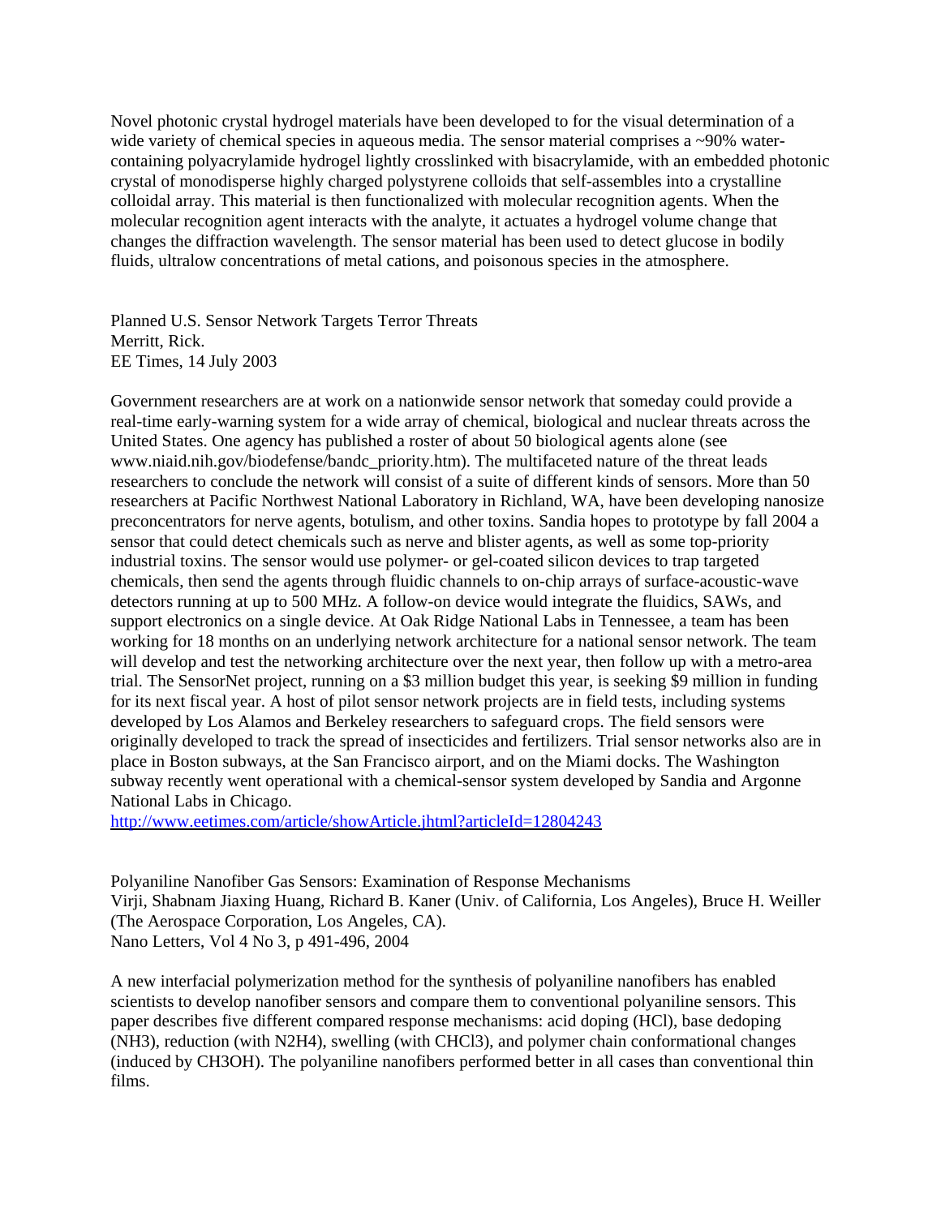Novel photonic crystal hydrogel materials have been developed to for the visual determination of a wide variety of chemical species in aqueous media. The sensor material comprises a ~90% water-containing polyacrylamide hydrogel lightly crosslinked with bisacrylamide, with an embedded photonic crystal of monodisperse highly charged polystyrene colloids that self-assembles into a crystalline colloidal array. This material is then functionalized with molecular recognition agents. When the molecular recognition agent interacts with the analyte, it actuates a hydrogel volume change that changes the diffraction wavelength. The sensor material has been used to detect glucose in bodily fluids, ultralow concentrations of metal cations, and poisonous species in the atmosphere.

Planned U.S. Sensor Network Targets Terror Threats
Merritt, Rick.
EE Times, 14 July 2003

Government researchers are at work on a nationwide sensor network that someday could provide a real-time early-warning system for a wide array of chemical, biological and nuclear threats across the United States. One agency has published a roster of about 50 biological agents alone (see www.niaid.nih.gov/biodefense/bandc_priority.htm). The multifaceted nature of the threat leads researchers to conclude the network will consist of a suite of different kinds of sensors. More than 50 researchers at Pacific Northwest National Laboratory in Richland, WA, have been developing nanosize preconcentrators for nerve agents, botulism, and other toxins. Sandia hopes to prototype by fall 2004 a sensor that could detect chemicals such as nerve and blister agents, as well as some top-priority industrial toxins. The sensor would use polymer- or gel-coated silicon devices to trap targeted chemicals, then send the agents through fluidic channels to on-chip arrays of surface-acoustic-wave detectors running at up to 500 MHz. A follow-on device would integrate the fluidics, SAWs, and support electronics on a single device. At Oak Ridge National Labs in Tennessee, a team has been working for 18 months on an underlying network architecture for a national sensor network. The team will develop and test the networking architecture over the next year, then follow up with a metro-area trial. The SensorNet project, running on a $3 million budget this year, is seeking $9 million in funding for its next fiscal year. A host of pilot sensor network projects are in field tests, including systems developed by Los Alamos and Berkeley researchers to safeguard crops. The field sensors were originally developed to track the spread of insecticides and fertilizers. Trial sensor networks also are in place in Boston subways, at the San Francisco airport, and on the Miami docks. The Washington subway recently went operational with a chemical-sensor system developed by Sandia and Argonne National Labs in Chicago.
http://www.eetimes.com/article/showArticle.jhtml?articleId=12804243

Polyaniline Nanofiber Gas Sensors: Examination of Response Mechanisms
Virji, Shabnam Jiaxing Huang, Richard B. Kaner (Univ. of California, Los Angeles), Bruce H. Weiller (The Aerospace Corporation, Los Angeles, CA).
Nano Letters, Vol 4 No 3, p 491-496, 2004

A new interfacial polymerization method for the synthesis of polyaniline nanofibers has enabled scientists to develop nanofiber sensors and compare them to conventional polyaniline sensors. This paper describes five different compared response mechanisms: acid doping (HCl), base dedoping ($NH_3$), reduction (with $N_2H_4$), swelling (with $CHCl_3$), and polymer chain conformational changes (induced by $CH_3OH$). The polyaniline nanofibers performed better in all cases than conventional thin films.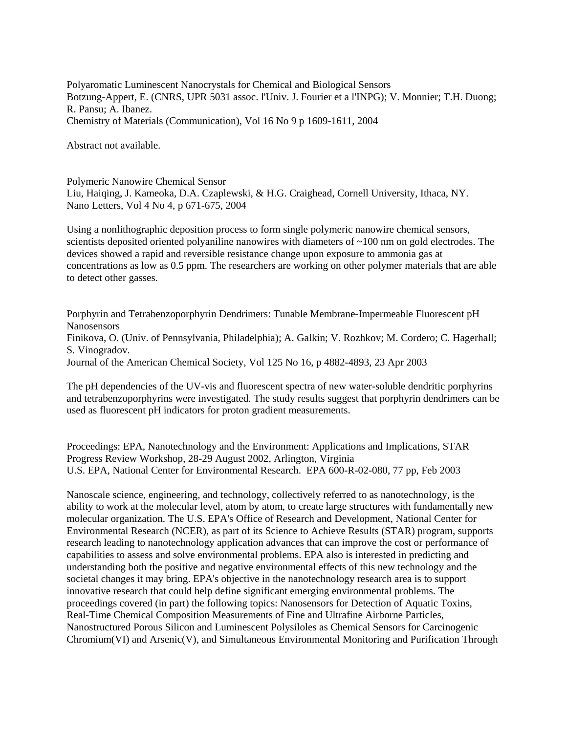Polyaromatic Luminescent Nanocrystals for Chemical and Biological Sensors
Botzung-Appert, E. (CNRS, UPR 5031 assoc. l'Univ. J. Fourier et a l'INPG); V. Monnier; T.H. Duong; R. Pansu; A. Ibanez.
Chemistry of Materials (Communication), Vol 16 No 9 p 1609-1611, 2004

Abstract not available.

Polymeric Nanowire Chemical Sensor
Liu, Haiqing, J. Kameoka, D.A. Czaplewski, & H.G. Craighead, Cornell University, Ithaca, NY.
Nano Letters, Vol 4 No 4, p 671-675, 2004

Using a nonlithographic deposition process to form single polymeric nanowire chemical sensors, scientists deposited oriented polyaniline nanowires with diameters of ~100 nm on gold electrodes. The devices showed a rapid and reversible resistance change upon exposure to ammonia gas at concentrations as low as 0.5 ppm. The researchers are working on other polymer materials that are able to detect other gasses.

Porphyrin and Tetrabenzoporphyrin Dendrimers: Tunable Membrane-Impermeable Fluorescent pH Nanosensors
Finikova, O. (Univ. of Pennsylvania, Philadelphia); A. Galkin; V. Rozhkov; M. Cordero; C. Hagerhall; S. Vinogradov.
Journal of the American Chemical Society, Vol 125 No 16, p 4882-4893, 23 Apr 2003

The pH dependencies of the UV-vis and fluorescent spectra of new water-soluble dendritic porphyrins and tetrabenzoporphyrins were investigated. The study results suggest that porphyrin dendrimers can be used as fluorescent pH indicators for proton gradient measurements.

Proceedings: EPA, Nanotechnology and the Environment: Applications and Implications, STAR Progress Review Workshop, 28-29 August 2002, Arlington, Virginia
U.S. EPA, National Center for Environmental Research. EPA 600-R-02-080, 77 pp, Feb 2003

Nanoscale science, engineering, and technology, collectively referred to as nanotechnology, is the ability to work at the molecular level, atom by atom, to create large structures with fundamentally new molecular organization. The U.S. EPA's Office of Research and Development, National Center for Environmental Research (NCER), as part of its Science to Achieve Results (STAR) program, supports research leading to nanotechnology application advances that can improve the cost or performance of capabilities to assess and solve environmental problems. EPA also is interested in predicting and understanding both the positive and negative environmental effects of this new technology and the societal changes it may bring. EPA's objective in the nanotechnology research area is to support innovative research that could help define significant emerging environmental problems. The proceedings covered (in part) the following topics: Nanosensors for Detection of Aquatic Toxins, Real-Time Chemical Composition Measurements of Fine and Ultrafine Airborne Particles, Nanostructured Porous Silicon and Luminescent Polysiloles as Chemical Sensors for Carcinogenic Chromium(VI) and Arsenic(V), and Simultaneous Environmental Monitoring and Purification Through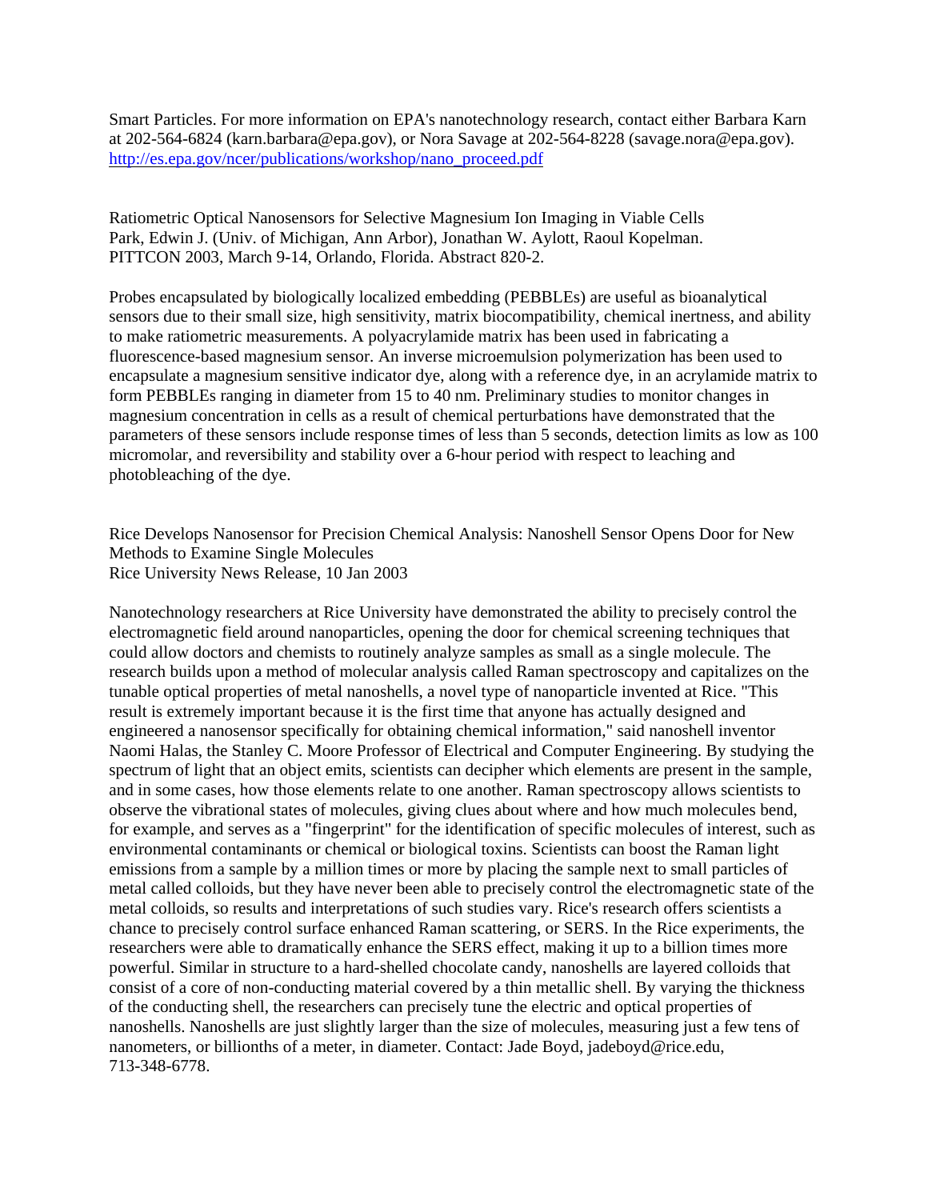Smart Particles. For more information on EPA's nanotechnology research, contact either Barbara Karn at 202-564-6824 (karn.barbara@epa.gov), or Nora Savage at 202-564-8228 (savage.nora@epa.gov). http://es.epa.gov/ncer/publications/workshop/nano_proceed.pdf

Ratiometric Optical Nanosensors for Selective Magnesium Ion Imaging in Viable Cells
Park, Edwin J. (Univ. of Michigan, Ann Arbor), Jonathan W. Aylott, Raoul Kopelman.
PITTCON 2003, March 9-14, Orlando, Florida. Abstract 820-2.

Probes encapsulated by biologically localized embedding (PEBBLEs) are useful as bioanalytical sensors due to their small size, high sensitivity, matrix biocompatibility, chemical inertness, and ability to make ratiometric measurements. A polyacrylamide matrix has been used in fabricating a fluorescence-based magnesium sensor. An inverse microemulsion polymerization has been used to encapsulate a magnesium sensitive indicator dye, along with a reference dye, in an acrylamide matrix to form PEBBLEs ranging in diameter from 15 to 40 nm. Preliminary studies to monitor changes in magnesium concentration in cells as a result of chemical perturbations have demonstrated that the parameters of these sensors include response times of less than 5 seconds, detection limits as low as 100 micromolar, and reversibility and stability over a 6-hour period with respect to leaching and photobleaching of the dye.

Rice Develops Nanosensor for Precision Chemical Analysis: Nanoshell Sensor Opens Door for New Methods to Examine Single Molecules
Rice University News Release, 10 Jan 2003

Nanotechnology researchers at Rice University have demonstrated the ability to precisely control the electromagnetic field around nanoparticles, opening the door for chemical screening techniques that could allow doctors and chemists to routinely analyze samples as small as a single molecule. The research builds upon a method of molecular analysis called Raman spectroscopy and capitalizes on the tunable optical properties of metal nanoshells, a novel type of nanoparticle invented at Rice. "This result is extremely important because it is the first time that anyone has actually designed and engineered a nanosensor specifically for obtaining chemical information," said nanoshell inventor Naomi Halas, the Stanley C. Moore Professor of Electrical and Computer Engineering. By studying the spectrum of light that an object emits, scientists can decipher which elements are present in the sample, and in some cases, how those elements relate to one another. Raman spectroscopy allows scientists to observe the vibrational states of molecules, giving clues about where and how much molecules bend, for example, and serves as a "fingerprint" for the identification of specific molecules of interest, such as environmental contaminants or chemical or biological toxins. Scientists can boost the Raman light emissions from a sample by a million times or more by placing the sample next to small particles of metal called colloids, but they have never been able to precisely control the electromagnetic state of the metal colloids, so results and interpretations of such studies vary. Rice's research offers scientists a chance to precisely control surface enhanced Raman scattering, or SERS. In the Rice experiments, the researchers were able to dramatically enhance the SERS effect, making it up to a billion times more powerful. Similar in structure to a hard-shelled chocolate candy, nanoshells are layered colloids that consist of a core of non-conducting material covered by a thin metallic shell. By varying the thickness of the conducting shell, the researchers can precisely tune the electric and optical properties of nanoshells. Nanoshells are just slightly larger than the size of molecules, measuring just a few tens of nanometers, or billionths of a meter, in diameter. Contact: Jade Boyd, jadeboyd@rice.edu, 713-348-6778.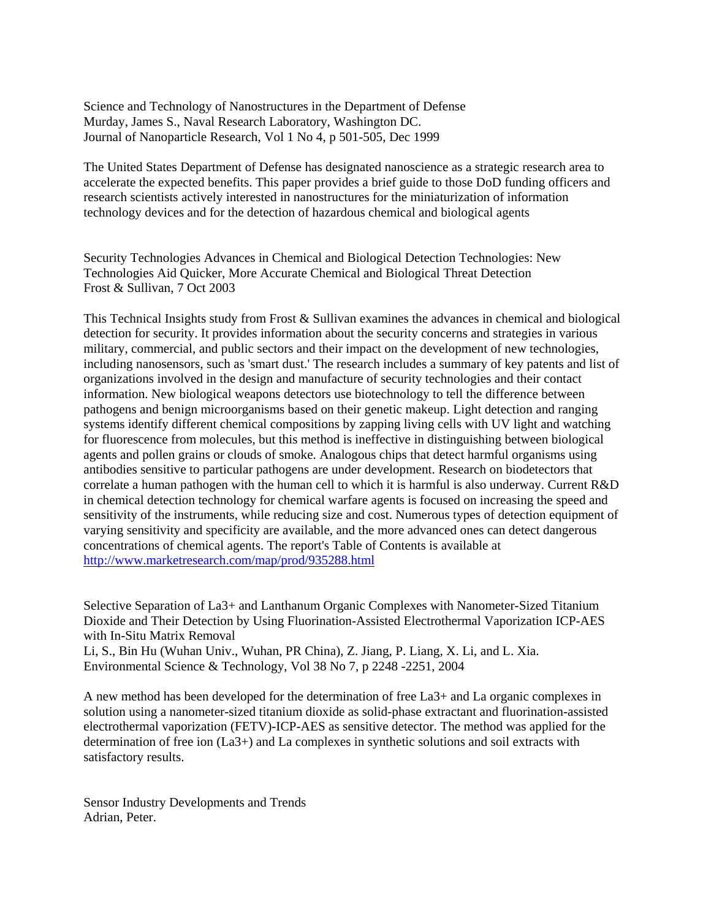Science and Technology of Nanostructures in the Department of Defense
Murday, James S., Naval Research Laboratory, Washington DC.
Journal of Nanoparticle Research, Vol 1 No 4, p 501-505, Dec 1999

The United States Department of Defense has designated nanoscience as a strategic research area to accelerate the expected benefits. This paper provides a brief guide to those DoD funding officers and research scientists actively interested in nanostructures for the miniaturization of information technology devices and for the detection of hazardous chemical and biological agents

Security Technologies Advances in Chemical and Biological Detection Technologies: New Technologies Aid Quicker, More Accurate Chemical and Biological Threat Detection
Frost & Sullivan, 7 Oct 2003

This Technical Insights study from Frost & Sullivan examines the advances in chemical and biological detection for security. It provides information about the security concerns and strategies in various military, commercial, and public sectors and their impact on the development of new technologies, including nanosensors, such as 'smart dust.' The research includes a summary of key patents and list of organizations involved in the design and manufacture of security technologies and their contact information. New biological weapons detectors use biotechnology to tell the difference between pathogens and benign microorganisms based on their genetic makeup. Light detection and ranging systems identify different chemical compositions by zapping living cells with UV light and watching for fluorescence from molecules, but this method is ineffective in distinguishing between biological agents and pollen grains or clouds of smoke. Analogous chips that detect harmful organisms using antibodies sensitive to particular pathogens are under development. Research on biodetectors that correlate a human pathogen with the human cell to which it is harmful is also underway. Current R&D in chemical detection technology for chemical warfare agents is focused on increasing the speed and sensitivity of the instruments, while reducing size and cost. Numerous types of detection equipment of varying sensitivity and specificity are available, and the more advanced ones can detect dangerous concentrations of chemical agents. The report's Table of Contents is available at http://www.marketresearch.com/map/prod/935288.html

Selective Separation of $La^{3+}$ and Lanthanum Organic Complexes with Nanometer-Sized Titanium Dioxide and Their Detection by Using Fluorination-Assisted Electrothermal Vaporization ICP-AES with In-Situ Matrix Removal
Li, S., Bin Hu (Wuhan Univ., Wuhan, PR China), Z. Jiang, P. Liang, X. Li, and L. Xia.
Environmental Science & Technology, Vol 38 No 7, p 2248 -2251, 2004

A new method has been developed for the determination of free $La^{3+}$ and La organic complexes in solution using a nanometer-sized titanium dioxide as solid-phase extractant and fluorination-assisted electrothermal vaporization (FETV)-ICP-AES as sensitive detector. The method was applied for the determination of free ion ($La^{3+}$) and La complexes in synthetic solutions and soil extracts with satisfactory results.

Sensor Industry Developments and Trends
Adrian, Peter.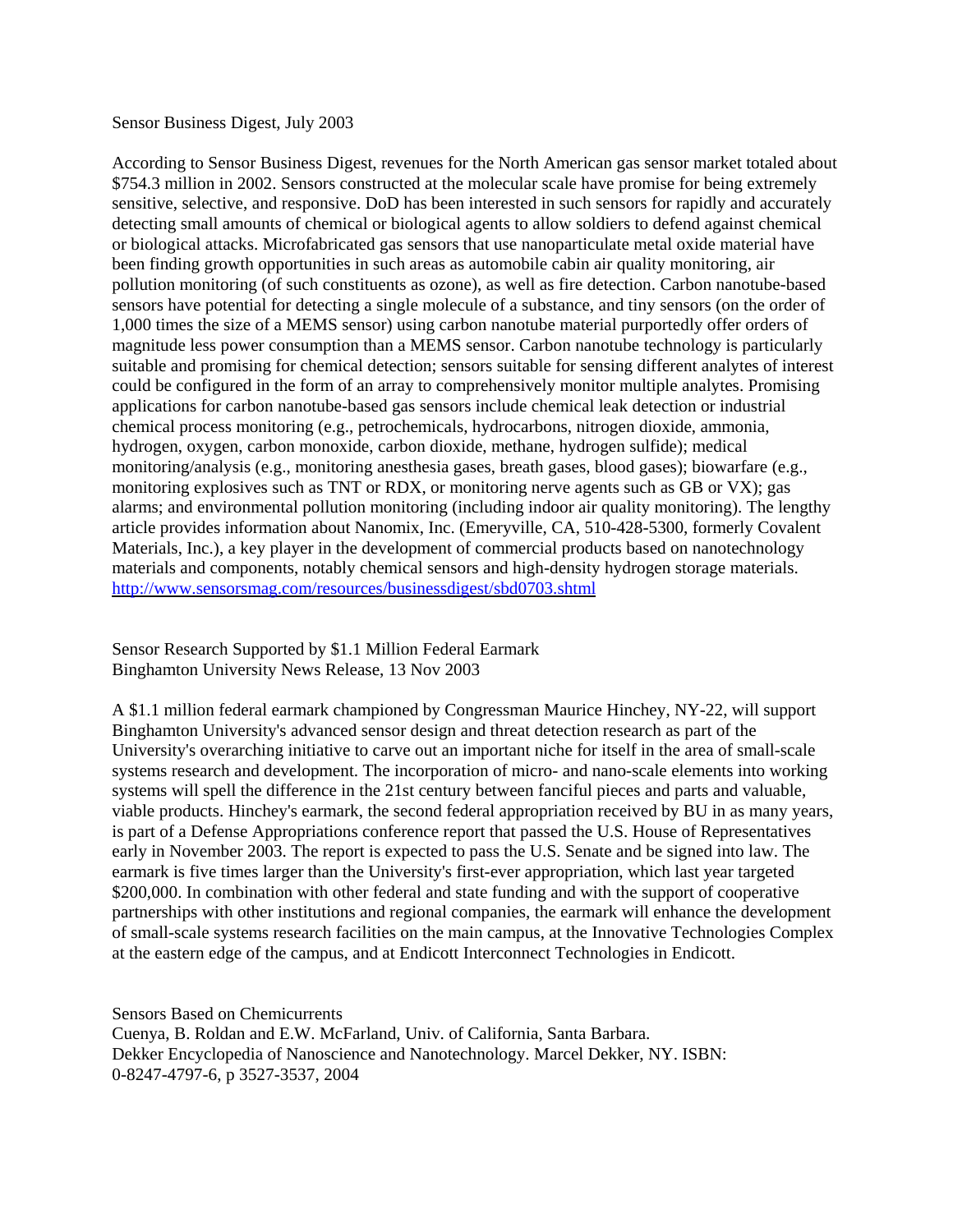Sensor Business Digest, July 2003

According to Sensor Business Digest, revenues for the North American gas sensor market totaled about $754.3 million in 2002. Sensors constructed at the molecular scale have promise for being extremely sensitive, selective, and responsive. DoD has been interested in such sensors for rapidly and accurately detecting small amounts of chemical or biological agents to allow soldiers to defend against chemical or biological attacks. Microfabricated gas sensors that use nanoparticulate metal oxide material have been finding growth opportunities in such areas as automobile cabin air quality monitoring, air pollution monitoring (of such constituents as ozone), as well as fire detection. Carbon nanotube-based sensors have potential for detecting a single molecule of a substance, and tiny sensors (on the order of 1,000 times the size of a MEMS sensor) using carbon nanotube material purportedly offer orders of magnitude less power consumption than a MEMS sensor. Carbon nanotube technology is particularly suitable and promising for chemical detection; sensors suitable for sensing different analytes of interest could be configured in the form of an array to comprehensively monitor multiple analytes. Promising applications for carbon nanotube-based gas sensors include chemical leak detection or industrial chemical process monitoring (e.g., petrochemicals, hydrocarbons, nitrogen dioxide, ammonia, hydrogen, oxygen, carbon monoxide, carbon dioxide, methane, hydrogen sulfide); medical monitoring/analysis (e.g., monitoring anesthesia gases, breath gases, blood gases); biowarfare (e.g., monitoring explosives such as TNT or RDX, or monitoring nerve agents such as GB or VX); gas alarms; and environmental pollution monitoring (including indoor air quality monitoring). The lengthy article provides information about Nanomix, Inc. (Emeryville, CA, 510-428-5300, formerly Covalent Materials, Inc.), a key player in the development of commercial products based on nanotechnology materials and components, notably chemical sensors and high-density hydrogen storage materials.
http://www.sensorsmag.com/resources/businessdigest/sbd0703.shtml

Sensor Research Supported by $1.1 Million Federal Earmark
Binghamton University News Release, 13 Nov 2003

A $1.1 million federal earmark championed by Congressman Maurice Hinchey, NY-22, will support Binghamton University's advanced sensor design and threat detection research as part of the University's overarching initiative to carve out an important niche for itself in the area of small-scale systems research and development. The incorporation of micro- and nano-scale elements into working systems will spell the difference in the 21st century between fanciful pieces and parts and valuable, viable products. Hinchey's earmark, the second federal appropriation received by BU in as many years, is part of a Defense Appropriations conference report that passed the U.S. House of Representatives early in November 2003. The report is expected to pass the U.S. Senate and be signed into law. The earmark is five times larger than the University's first-ever appropriation, which last year targeted $200,000. In combination with other federal and state funding and with the support of cooperative partnerships with other institutions and regional companies, the earmark will enhance the development of small-scale systems research facilities on the main campus, at the Innovative Technologies Complex at the eastern edge of the campus, and at Endicott Interconnect Technologies in Endicott.

Sensors Based on Chemicurrents
Cuenya, B. Roldan and E.W. McFarland, Univ. of California, Santa Barbara.
Dekker Encyclopedia of Nanoscience and Nanotechnology. Marcel Dekker, NY. ISBN: 0-8247-4797-6, p 3527-3537, 2004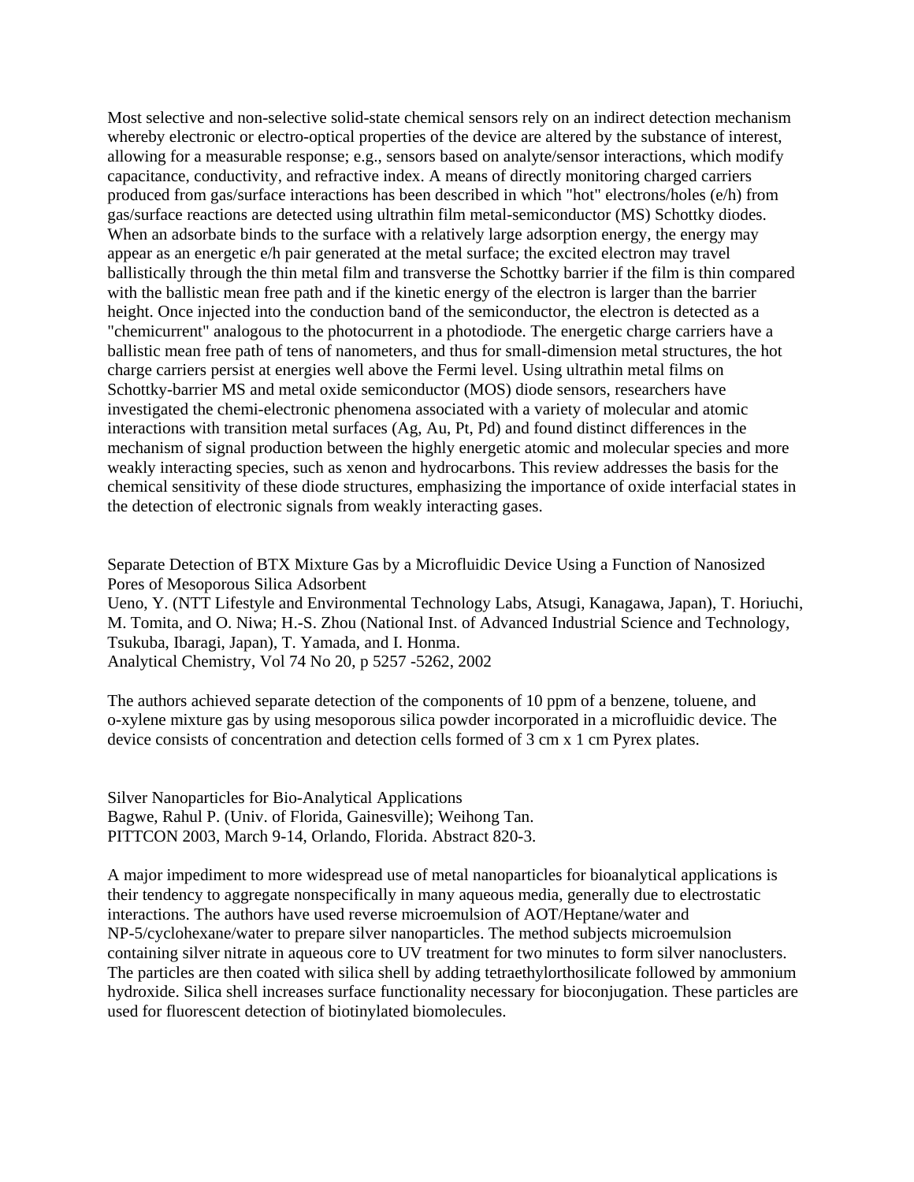Most selective and non-selective solid-state chemical sensors rely on an indirect detection mechanism whereby electronic or electro-optical properties of the device are altered by the substance of interest, allowing for a measurable response; e.g., sensors based on analyte/sensor interactions, which modify capacitance, conductivity, and refractive index. A means of directly monitoring charged carriers produced from gas/surface interactions has been described in which "hot" electrons/holes (e/h) from gas/surface reactions are detected using ultrathin film metal-semiconductor (MS) Schottky diodes. When an adsorbate binds to the surface with a relatively large adsorption energy, the energy may appear as an energetic e/h pair generated at the metal surface; the excited electron may travel ballistically through the thin metal film and transverse the Schottky barrier if the film is thin compared with the ballistic mean free path and if the kinetic energy of the electron is larger than the barrier height. Once injected into the conduction band of the semiconductor, the electron is detected as a "chemicurrent" analogous to the photocurrent in a photodiode. The energetic charge carriers have a ballistic mean free path of tens of nanometers, and thus for small-dimension metal structures, the hot charge carriers persist at energies well above the Fermi level. Using ultrathin metal films on Schottky-barrier MS and metal oxide semiconductor (MOS) diode sensors, researchers have investigated the chemi-electronic phenomena associated with a variety of molecular and atomic interactions with transition metal surfaces (Ag, Au, Pt, Pd) and found distinct differences in the mechanism of signal production between the highly energetic atomic and molecular species and more weakly interacting species, such as xenon and hydrocarbons. This review addresses the basis for the chemical sensitivity of these diode structures, emphasizing the importance of oxide interfacial states in the detection of electronic signals from weakly interacting gases.

Separate Detection of BTX Mixture Gas by a Microfluidic Device Using a Function of Nanosized Pores of Mesoporous Silica Adsorbent
Ueno, Y. (NTT Lifestyle and Environmental Technology Labs, Atsugi, Kanagawa, Japan), T. Horiuchi, M. Tomita, and O. Niwa; H.-S. Zhou (National Inst. of Advanced Industrial Science and Technology, Tsukuba, Ibaragi, Japan), T. Yamada, and I. Honma.
Analytical Chemistry, Vol 74 No 20, p 5257 -5262, 2002

The authors achieved separate detection of the components of 10 ppm of a benzene, toluene, and o-xylene mixture gas by using mesoporous silica powder incorporated in a microfluidic device. The device consists of concentration and detection cells formed of 3 cm x 1 cm Pyrex plates.

Silver Nanoparticles for Bio-Analytical Applications
Bagwe, Rahul P. (Univ. of Florida, Gainesville); Weihong Tan.
PITTCON 2003, March 9-14, Orlando, Florida. Abstract 820-3.

A major impediment to more widespread use of metal nanoparticles for bioanalytical applications is their tendency to aggregate nonspecifically in many aqueous media, generally due to electrostatic interactions. The authors have used reverse microemulsion of AOT/Heptane/water and NP-5/cyclohexane/water to prepare silver nanoparticles. The method subjects microemulsion containing silver nitrate in aqueous core to UV treatment for two minutes to form silver nanoclusters. The particles are then coated with silica shell by adding tetraethylorthosilicate followed by ammonium hydroxide. Silica shell increases surface functionality necessary for bioconjugation. These particles are used for fluorescent detection of biotinylated biomolecules.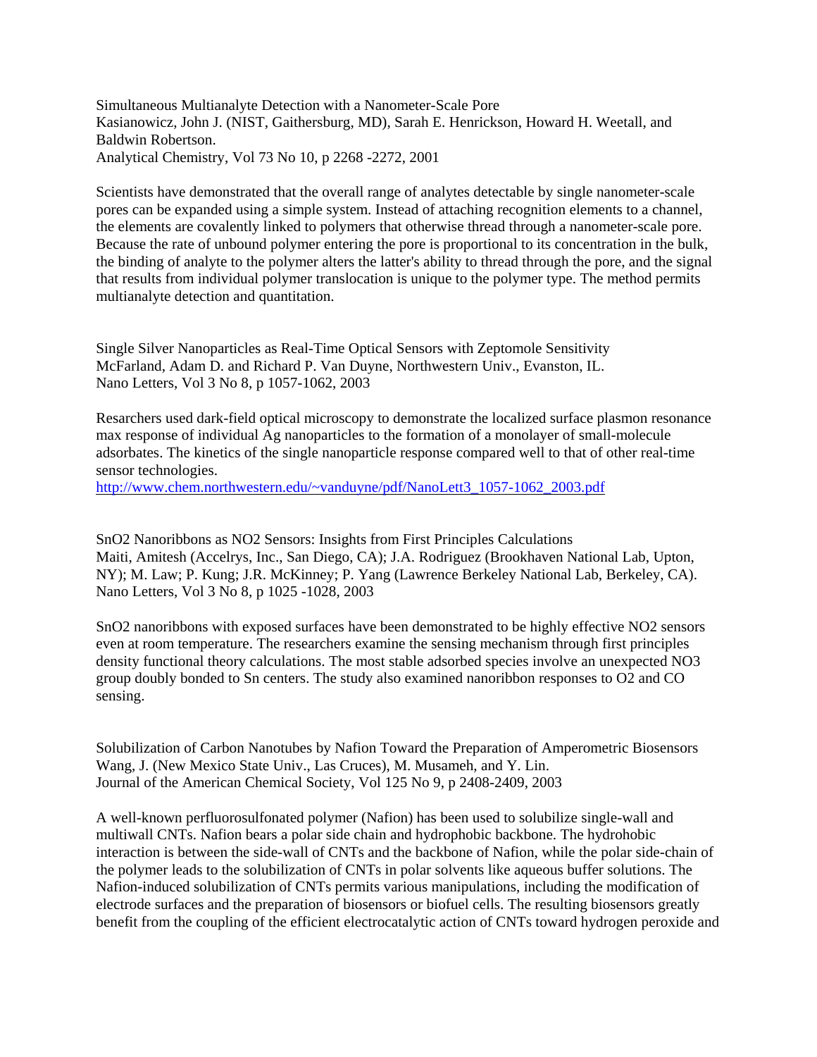Simultaneous Multianalyte Detection with a Nanometer-Scale Pore
Kasianowicz, John J. (NIST, Gaithersburg, MD), Sarah E. Henrickson, Howard H. Weetall, and Baldwin Robertson.
Analytical Chemistry, Vol 73 No 10, p 2268 -2272, 2001

Scientists have demonstrated that the overall range of analytes detectable by single nanometer-scale pores can be expanded using a simple system. Instead of attaching recognition elements to a channel, the elements are covalently linked to polymers that otherwise thread through a nanometer-scale pore. Because the rate of unbound polymer entering the pore is proportional to its concentration in the bulk, the binding of analyte to the polymer alters the latter's ability to thread through the pore, and the signal that results from individual polymer translocation is unique to the polymer type. The method permits multianalyte detection and quantitation.

Single Silver Nanoparticles as Real-Time Optical Sensors with Zeptomole Sensitivity
McFarland, Adam D. and Richard P. Van Duyne, Northwestern Univ., Evanston, IL.
Nano Letters, Vol 3 No 8, p 1057-1062, 2003

Resarchers used dark-field optical microscopy to demonstrate the localized surface plasmon resonance max response of individual Ag nanoparticles to the formation of a monolayer of small-molecule adsorbates. The kinetics of the single nanoparticle response compared well to that of other real-time sensor technologies.
http://www.chem.northwestern.edu/~vanduyne/pdf/NanoLett3_1057-1062_2003.pdf

$SnO_2$ Nanoribbons as $NO_2$ Sensors: Insights from First Principles Calculations
Maiti, Amitesh (Accelrys, Inc., San Diego, CA); J.A. Rodriguez (Brookhaven National Lab, Upton, NY); M. Law; P. Kung; J.R. McKinney; P. Yang (Lawrence Berkeley National Lab, Berkeley, CA).
Nano Letters, Vol 3 No 8, p 1025 -1028, 2003

$SnO_2$ nanoribbons with exposed surfaces have been demonstrated to be highly effective $NO_2$ sensors even at room temperature. The researchers examine the sensing mechanism through first principles density functional theory calculations. The most stable adsorbed species involve an unexpected $NO_3$ group doubly bonded to Sn centers. The study also examined nanoribbon responses to $O_2$ and CO sensing.

Solubilization of Carbon Nanotubes by Nafion Toward the Preparation of Amperometric Biosensors
Wang, J. (New Mexico State Univ., Las Cruces), M. Musameh, and Y. Lin.
Journal of the American Chemical Society, Vol 125 No 9, p 2408-2409, 2003

A well-known perfluorosulfonated polymer (Nafion) has been used to solubilize single-wall and multiwall CNTs. Nafion bears a polar side chain and hydrophobic backbone. The hydrohobic interaction is between the side-wall of CNTs and the backbone of Nafion, while the polar side-chain of the polymer leads to the solubilization of CNTs in polar solvents like aqueous buffer solutions. The Nafion-induced solubilization of CNTs permits various manipulations, including the modification of electrode surfaces and the preparation of biosensors or biofuel cells. The resulting biosensors greatly benefit from the coupling of the efficient electrocatalytic action of CNTs toward hydrogen peroxide and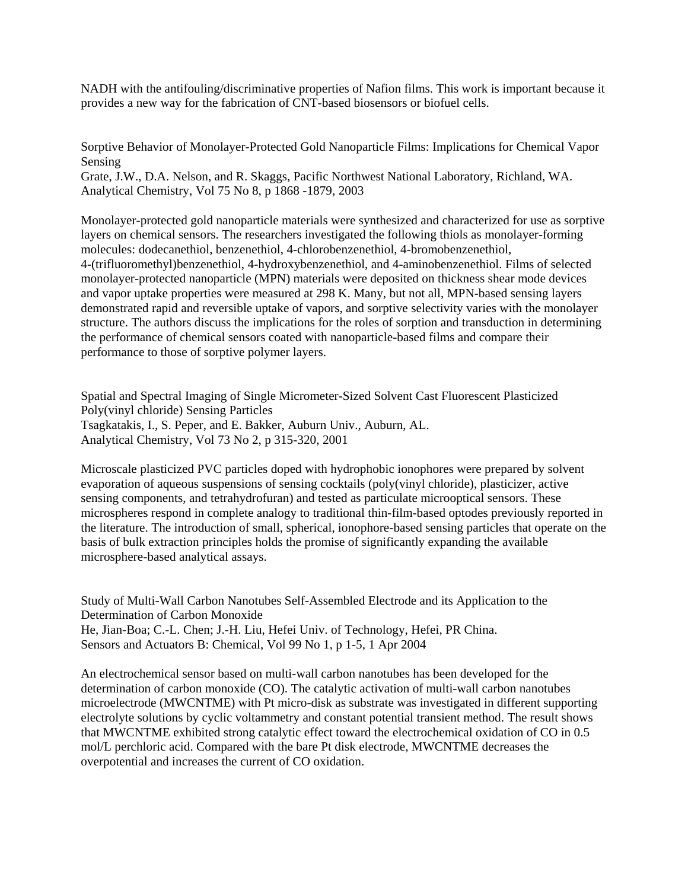NADH with the antifouling/discriminative properties of Nafion films. This work is important because it provides a new way for the fabrication of CNT-based biosensors or biofuel cells.

Sorptive Behavior of Monolayer-Protected Gold Nanoparticle Films: Implications for Chemical Vapor Sensing
Grate, J.W., D.A. Nelson, and R. Skaggs, Pacific Northwest National Laboratory, Richland, WA.
Analytical Chemistry, Vol 75 No 8, p 1868 -1879, 2003

Monolayer-protected gold nanoparticle materials were synthesized and characterized for use as sorptive layers on chemical sensors. The researchers investigated the following thiols as monolayer-forming molecules: dodecanethiol, benzenethiol, 4-chlorobenzenethiol, 4-bromobenzenethiol, 4-(trifluoromethyl)benzenethiol, 4-hydroxybenzenethiol, and 4-aminobenzenethiol. Films of selected monolayer-protected nanoparticle (MPN) materials were deposited on thickness shear mode devices and vapor uptake properties were measured at 298 K. Many, but not all, MPN-based sensing layers demonstrated rapid and reversible uptake of vapors, and sorptive selectivity varies with the monolayer structure. The authors discuss the implications for the roles of sorption and transduction in determining the performance of chemical sensors coated with nanoparticle-based films and compare their performance to those of sorptive polymer layers.

Spatial and Spectral Imaging of Single Micrometer-Sized Solvent Cast Fluorescent Plasticized Poly(vinyl chloride) Sensing Particles
Tsagkatakis, I., S. Peper, and E. Bakker, Auburn Univ., Auburn, AL.
Analytical Chemistry, Vol 73 No 2, p 315-320, 2001

Microscale plasticized PVC particles doped with hydrophobic ionophores were prepared by solvent evaporation of aqueous suspensions of sensing cocktails (poly(vinyl chloride), plasticizer, active sensing components, and tetrahydrofuran) and tested as particulate microoptical sensors. These microspheres respond in complete analogy to traditional thin-film-based optodes previously reported in the literature. The introduction of small, spherical, ionophore-based sensing particles that operate on the basis of bulk extraction principles holds the promise of significantly expanding the available microsphere-based analytical assays.

Study of Multi-Wall Carbon Nanotubes Self-Assembled Electrode and its Application to the Determination of Carbon Monoxide
He, Jian-Boa; C.-L. Chen; J.-H. Liu, Hefei Univ. of Technology, Hefei, PR China.
Sensors and Actuators B: Chemical, Vol 99 No 1, p 1-5, 1 Apr 2004

An electrochemical sensor based on multi-wall carbon nanotubes has been developed for the determination of carbon monoxide (CO). The catalytic activation of multi-wall carbon nanotubes microelectrode (MWCNTME) with Pt micro-disk as substrate was investigated in different supporting electrolyte solutions by cyclic voltammetry and constant potential transient method. The result shows that MWCNTME exhibited strong catalytic effect toward the electrochemical oxidation of CO in 0.5 mol/L perchloric acid. Compared with the bare Pt disk electrode, MWCNTME decreases the overpotential and increases the current of CO oxidation.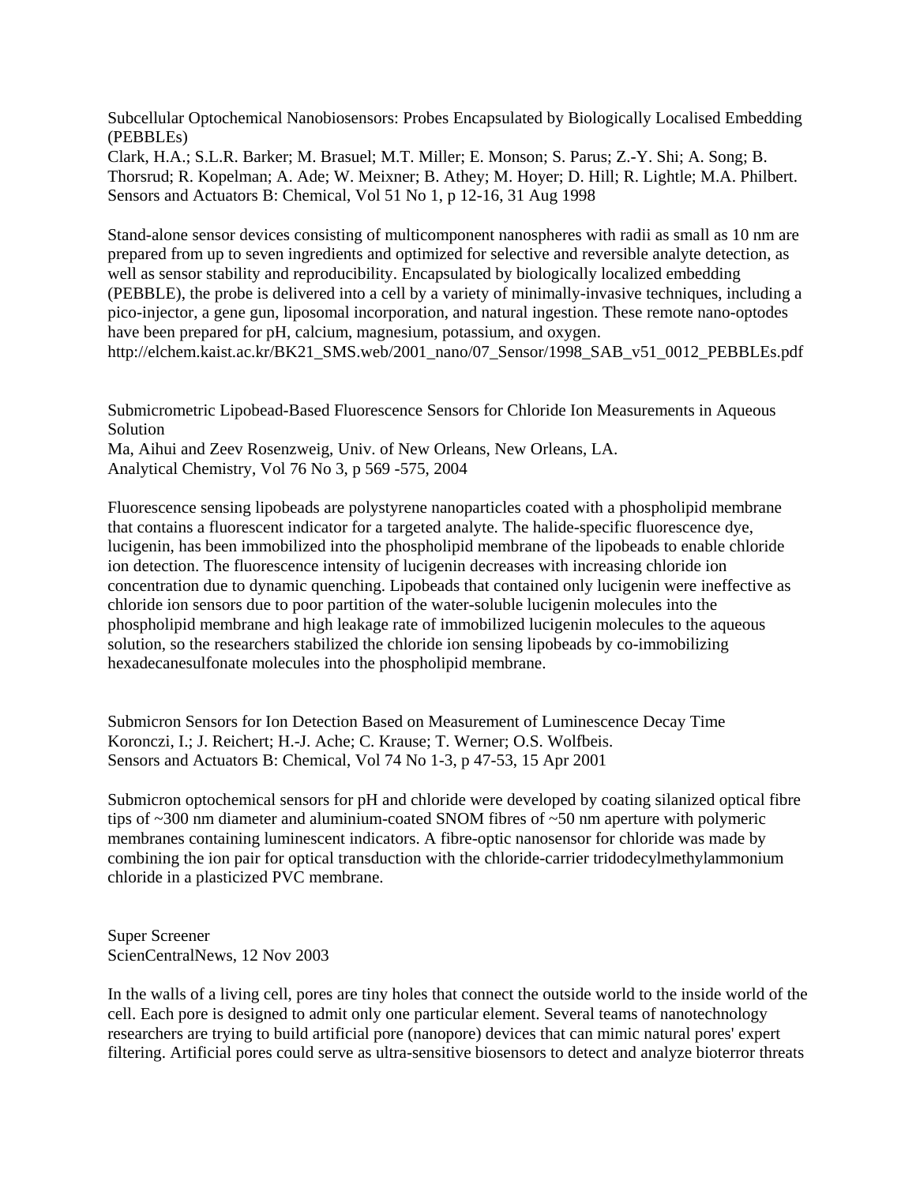Subcellular Optochemical Nanobiosensors: Probes Encapsulated by Biologically Localised Embedding (PEBBLEs)
Clark, H.A.; S.L.R. Barker; M. Brasuel; M.T. Miller; E. Monson; S. Parus; Z.-Y. Shi; A. Song; B. Thorsrud; R. Kopelman; A. Ade; W. Meixner; B. Athey; M. Hoyer; D. Hill; R. Lightle; M.A. Philbert.
Sensors and Actuators B: Chemical, Vol 51 No 1, p 12-16, 31 Aug 1998

Stand-alone sensor devices consisting of multicomponent nanospheres with radii as small as 10 nm are prepared from up to seven ingredients and optimized for selective and reversible analyte detection, as well as sensor stability and reproducibility. Encapsulated by biologically localized embedding (PEBBLE), the probe is delivered into a cell by a variety of minimally-invasive techniques, including a pico-injector, a gene gun, liposomal incorporation, and natural ingestion. These remote nano-optodes have been prepared for pH, calcium, magnesium, potassium, and oxygen.
http://elchem.kaist.ac.kr/BK21_SMS.web/2001_nano/07_Sensor/1998_SAB_v51_0012_PEBBLEs.pdf

Submicrometric Lipobead-Based Fluorescence Sensors for Chloride Ion Measurements in Aqueous Solution
Ma, Aihui and Zeev Rosenzweig, Univ. of New Orleans, New Orleans, LA.
Analytical Chemistry, Vol 76 No 3, p 569 -575, 2004

Fluorescence sensing lipobeads are polystyrene nanoparticles coated with a phospholipid membrane that contains a fluorescent indicator for a targeted analyte. The halide-specific fluorescence dye, lucigenin, has been immobilized into the phospholipid membrane of the lipobeads to enable chloride ion detection. The fluorescence intensity of lucigenin decreases with increasing chloride ion concentration due to dynamic quenching. Lipobeads that contained only lucigenin were ineffective as chloride ion sensors due to poor partition of the water-soluble lucigenin molecules into the phospholipid membrane and high leakage rate of immobilized lucigenin molecules to the aqueous solution, so the researchers stabilized the chloride ion sensing lipobeads by co-immobilizing hexadecanesulfonate molecules into the phospholipid membrane.

Submicron Sensors for Ion Detection Based on Measurement of Luminescence Decay Time
Koronczi, I.; J. Reichert; H.-J. Ache; C. Krause; T. Werner; O.S. Wolfbeis.
Sensors and Actuators B: Chemical, Vol 74 No 1-3, p 47-53, 15 Apr 2001

Submicron optochemical sensors for pH and chloride were developed by coating silanized optical fibre tips of ~300 nm diameter and aluminium-coated SNOM fibres of ~50 nm aperture with polymeric membranes containing luminescent indicators. A fibre-optic nanosensor for chloride was made by combining the ion pair for optical transduction with the chloride-carrier tridodecylmethylammonium chloride in a plasticized PVC membrane.

Super Screener
ScienCentralNews, 12 Nov 2003

In the walls of a living cell, pores are tiny holes that connect the outside world to the inside world of the cell. Each pore is designed to admit only one particular element. Several teams of nanotechnology researchers are trying to build artificial pore (nanopore) devices that can mimic natural pores' expert filtering. Artificial pores could serve as ultra-sensitive biosensors to detect and analyze bioterror threats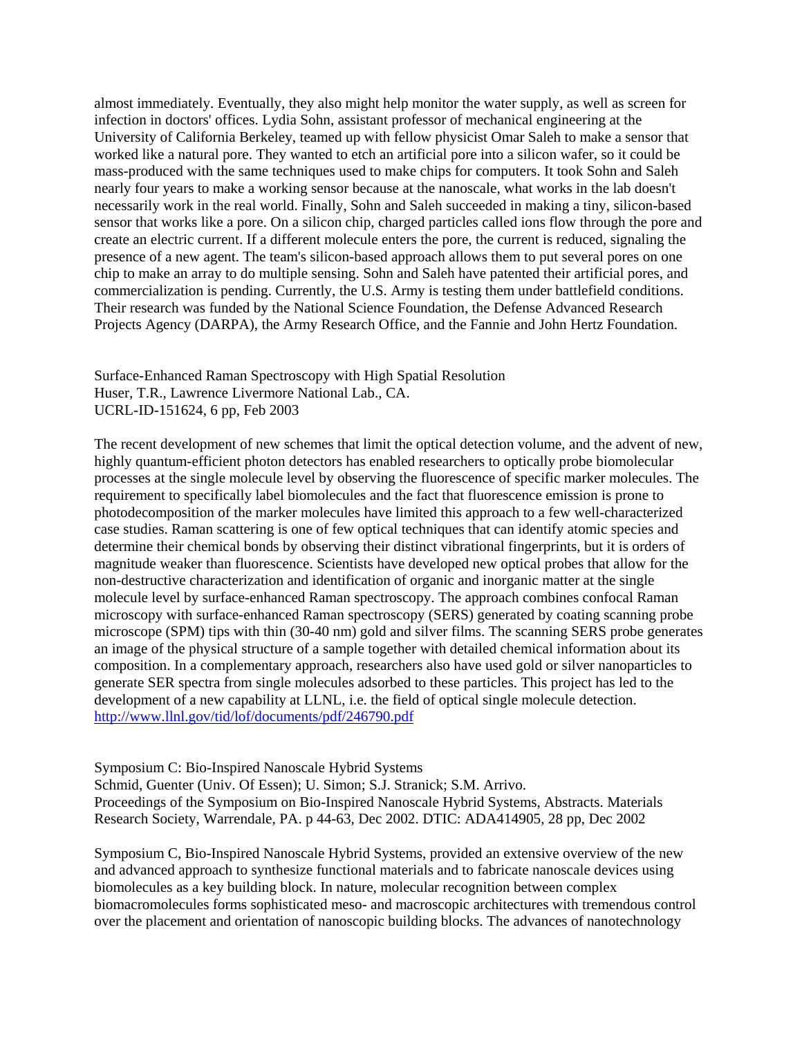almost immediately. Eventually, they also might help monitor the water supply, as well as screen for infection in doctors' offices. Lydia Sohn, assistant professor of mechanical engineering at the University of California Berkeley, teamed up with fellow physicist Omar Saleh to make a sensor that worked like a natural pore. They wanted to etch an artificial pore into a silicon wafer, so it could be mass-produced with the same techniques used to make chips for computers. It took Sohn and Saleh nearly four years to make a working sensor because at the nanoscale, what works in the lab doesn't necessarily work in the real world. Finally, Sohn and Saleh succeeded in making a tiny, silicon-based sensor that works like a pore. On a silicon chip, charged particles called ions flow through the pore and create an electric current. If a different molecule enters the pore, the current is reduced, signaling the presence of a new agent. The team's silicon-based approach allows them to put several pores on one chip to make an array to do multiple sensing. Sohn and Saleh have patented their artificial pores, and commercialization is pending. Currently, the U.S. Army is testing them under battlefield conditions. Their research was funded by the National Science Foundation, the Defense Advanced Research Projects Agency (DARPA), the Army Research Office, and the Fannie and John Hertz Foundation.

Surface-Enhanced Raman Spectroscopy with High Spatial Resolution
Huser, T.R., Lawrence Livermore National Lab., CA.
UCRL-ID-151624, 6 pp, Feb 2003

The recent development of new schemes that limit the optical detection volume, and the advent of new, highly quantum-efficient photon detectors has enabled researchers to optically probe biomolecular processes at the single molecule level by observing the fluorescence of specific marker molecules. The requirement to specifically label biomolecules and the fact that fluorescence emission is prone to photodecomposition of the marker molecules have limited this approach to a few well-characterized case studies. Raman scattering is one of few optical techniques that can identify atomic species and determine their chemical bonds by observing their distinct vibrational fingerprints, but it is orders of magnitude weaker than fluorescence. Scientists have developed new optical probes that allow for the non-destructive characterization and identification of organic and inorganic matter at the single molecule level by surface-enhanced Raman spectroscopy. The approach combines confocal Raman microscopy with surface-enhanced Raman spectroscopy (SERS) generated by coating scanning probe microscope (SPM) tips with thin (30-40 nm) gold and silver films. The scanning SERS probe generates an image of the physical structure of a sample together with detailed chemical information about its composition. In a complementary approach, researchers also have used gold or silver nanoparticles to generate SER spectra from single molecules adsorbed to these particles. This project has led to the development of a new capability at LLNL, i.e. the field of optical single molecule detection.
http://www.llnl.gov/tid/lof/documents/pdf/246790.pdf

Symposium C: Bio-Inspired Nanoscale Hybrid Systems
Schmid, Guenter (Univ. Of Essen); U. Simon; S.J. Stranick; S.M. Arrivo.
Proceedings of the Symposium on Bio-Inspired Nanoscale Hybrid Systems, Abstracts. Materials Research Society, Warrendale, PA. p 44-63, Dec 2002. DTIC: ADA414905, 28 pp, Dec 2002

Symposium C, Bio-Inspired Nanoscale Hybrid Systems, provided an extensive overview of the new and advanced approach to synthesize functional materials and to fabricate nanoscale devices using biomolecules as a key building block. In nature, molecular recognition between complex biomacromolecules forms sophisticated meso- and macroscopic architectures with tremendous control over the placement and orientation of nanoscopic building blocks. The advances of nanotechnology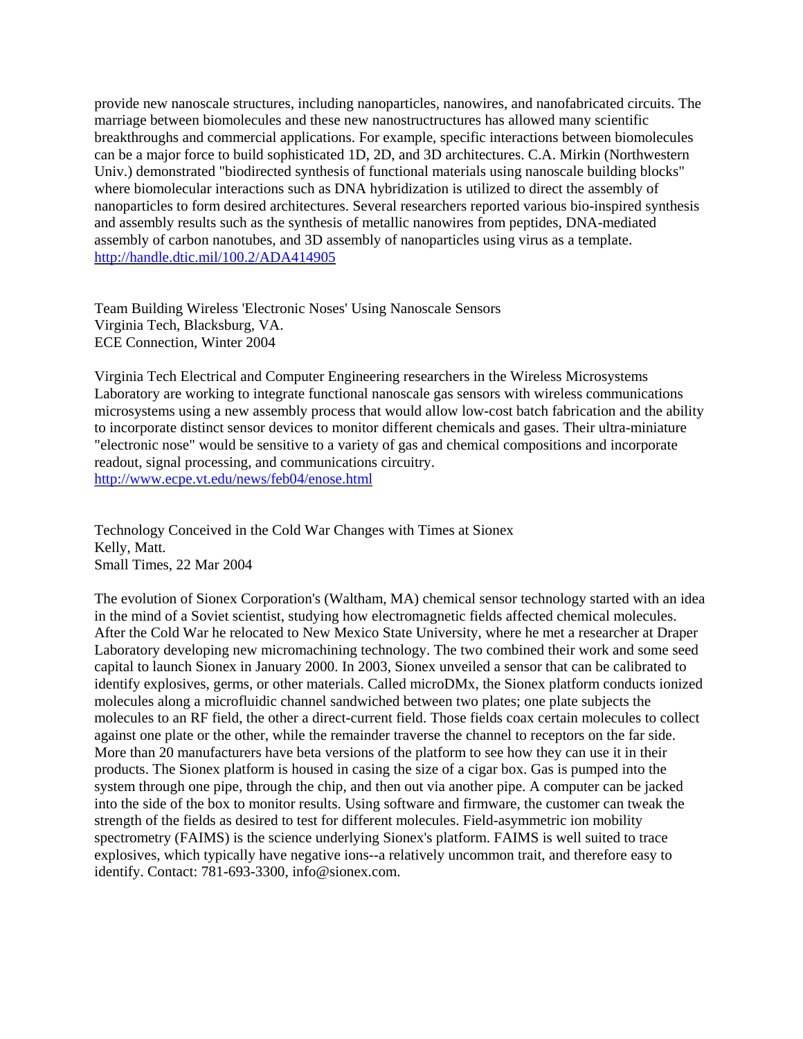provide new nanoscale structures, including nanoparticles, nanowires, and nanofabricated circuits. The marriage between biomolecules and these new nanostructructures has allowed many scientific breakthroughs and commercial applications. For example, specific interactions between biomolecules can be a major force to build sophisticated 1D, 2D, and 3D architectures. C.A. Mirkin (Northwestern Univ.) demonstrated "biodirected synthesis of functional materials using nanoscale building blocks" where biomolecular interactions such as DNA hybridization is utilized to direct the assembly of nanoparticles to form desired architectures. Several researchers reported various bio-inspired synthesis and assembly results such as the synthesis of metallic nanowires from peptides, DNA-mediated assembly of carbon nanotubes, and 3D assembly of nanoparticles using virus as a template.
http://handle.dtic.mil/100.2/ADA414905

Team Building Wireless 'Electronic Noses' Using Nanoscale Sensors
Virginia Tech, Blacksburg, VA.
ECE Connection, Winter 2004

Virginia Tech Electrical and Computer Engineering researchers in the Wireless Microsystems Laboratory are working to integrate functional nanoscale gas sensors with wireless communications microsystems using a new assembly process that would allow low-cost batch fabrication and the ability to incorporate distinct sensor devices to monitor different chemicals and gases. Their ultra-miniature "electronic nose" would be sensitive to a variety of gas and chemical compositions and incorporate readout, signal processing, and communications circuitry.
http://www.ecpe.vt.edu/news/feb04/enose.html

Technology Conceived in the Cold War Changes with Times at Sionex
Kelly, Matt.
Small Times, 22 Mar 2004

The evolution of Sionex Corporation's (Waltham, MA) chemical sensor technology started with an idea in the mind of a Soviet scientist, studying how electromagnetic fields affected chemical molecules. After the Cold War he relocated to New Mexico State University, where he met a researcher at Draper Laboratory developing new micromachining technology. The two combined their work and some seed capital to launch Sionex in January 2000. In 2003, Sionex unveiled a sensor that can be calibrated to identify explosives, germs, or other materials. Called microDMx, the Sionex platform conducts ionized molecules along a microfluidic channel sandwiched between two plates; one plate subjects the molecules to an RF field, the other a direct-current field. Those fields coax certain molecules to collect against one plate or the other, while the remainder traverse the channel to receptors on the far side. More than 20 manufacturers have beta versions of the platform to see how they can use it in their products. The Sionex platform is housed in casing the size of a cigar box. Gas is pumped into the system through one pipe, through the chip, and then out via another pipe. A computer can be jacked into the side of the box to monitor results. Using software and firmware, the customer can tweak the strength of the fields as desired to test for different molecules. Field-asymmetric ion mobility spectrometry (FAIMS) is the science underlying Sionex's platform. FAIMS is well suited to trace explosives, which typically have negative ions--a relatively uncommon trait, and therefore easy to identify. Contact: 781-693-3300, info@sionex.com.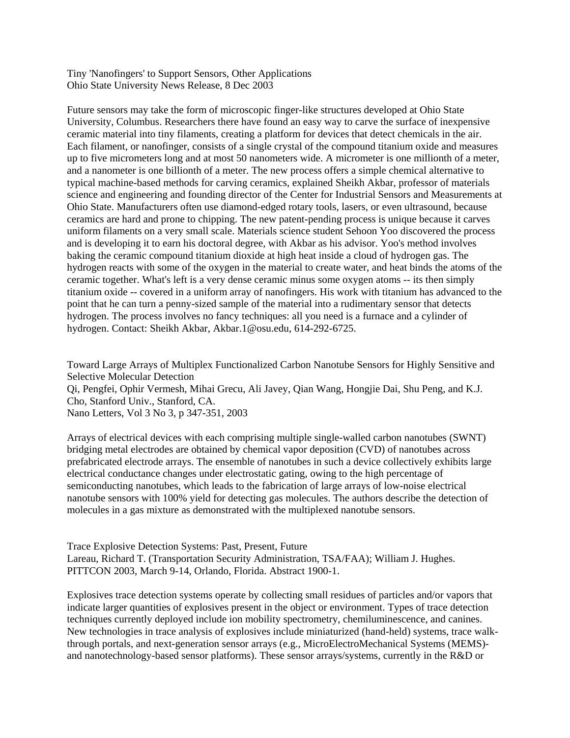Tiny 'Nanofingers' to Support Sensors, Other Applications
Ohio State University News Release, 8 Dec 2003

Future sensors may take the form of microscopic finger-like structures developed at Ohio State University, Columbus. Researchers there have found an easy way to carve the surface of inexpensive ceramic material into tiny filaments, creating a platform for devices that detect chemicals in the air. Each filament, or nanofinger, consists of a single crystal of the compound titanium oxide and measures up to five micrometers long and at most 50 nanometers wide. A micrometer is one millionth of a meter, and a nanometer is one billionth of a meter. The new process offers a simple chemical alternative to typical machine-based methods for carving ceramics, explained Sheikh Akbar, professor of materials science and engineering and founding director of the Center for Industrial Sensors and Measurements at Ohio State. Manufacturers often use diamond-edged rotary tools, lasers, or even ultrasound, because ceramics are hard and prone to chipping. The new patent-pending process is unique because it carves uniform filaments on a very small scale. Materials science student Sehoon Yoo discovered the process and is developing it to earn his doctoral degree, with Akbar as his advisor. Yoo's method involves baking the ceramic compound titanium dioxide at high heat inside a cloud of hydrogen gas. The hydrogen reacts with some of the oxygen in the material to create water, and heat binds the atoms of the ceramic together. What's left is a very dense ceramic minus some oxygen atoms -- its then simply titanium oxide -- covered in a uniform array of nanofingers. His work with titanium has advanced to the point that he can turn a penny-sized sample of the material into a rudimentary sensor that detects hydrogen. The process involves no fancy techniques: all you need is a furnace and a cylinder of hydrogen. Contact: Sheikh Akbar, Akbar.1@osu.edu, 614-292-6725.

Toward Large Arrays of Multiplex Functionalized Carbon Nanotube Sensors for Highly Sensitive and Selective Molecular Detection
Qi, Pengfei, Ophir Vermesh, Mihai Grecu, Ali Javey, Qian Wang, Hongjie Dai, Shu Peng, and K.J. Cho, Stanford Univ., Stanford, CA.
Nano Letters, Vol 3 No 3, p 347-351, 2003

Arrays of electrical devices with each comprising multiple single-walled carbon nanotubes (SWNT) bridging metal electrodes are obtained by chemical vapor deposition (CVD) of nanotubes across prefabricated electrode arrays. The ensemble of nanotubes in such a device collectively exhibits large electrical conductance changes under electrostatic gating, owing to the high percentage of semiconducting nanotubes, which leads to the fabrication of large arrays of low-noise electrical nanotube sensors with 100% yield for detecting gas molecules. The authors describe the detection of molecules in a gas mixture as demonstrated with the multiplexed nanotube sensors.

Trace Explosive Detection Systems: Past, Present, Future
Lareau, Richard T. (Transportation Security Administration, TSA/FAA); William J. Hughes.
PITTCON 2003, March 9-14, Orlando, Florida. Abstract 1900-1.

Explosives trace detection systems operate by collecting small residues of particles and/or vapors that indicate larger quantities of explosives present in the object or environment. Types of trace detection techniques currently deployed include ion mobility spectrometry, chemiluminescence, and canines. New technologies in trace analysis of explosives include miniaturized (hand-held) systems, trace walk-through portals, and next-generation sensor arrays (e.g., MicroElectroMechanical Systems (MEMS)- and nanotechnology-based sensor platforms). These sensor arrays/systems, currently in the R&D or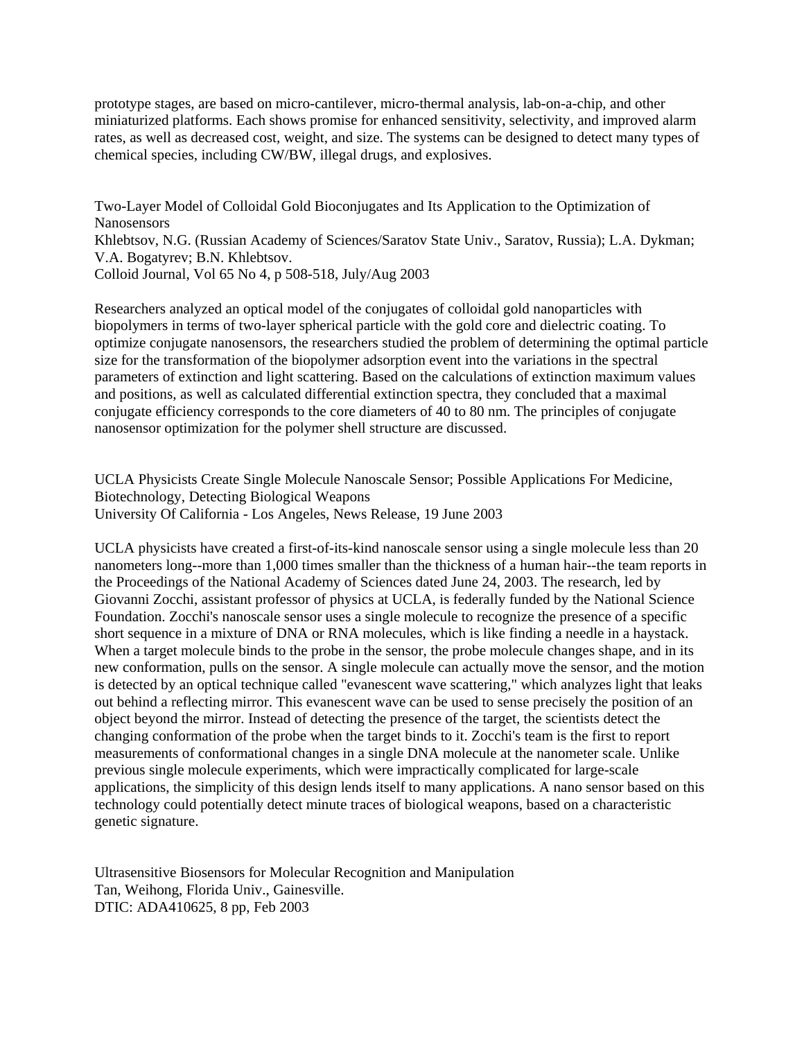prototype stages, are based on micro-cantilever, micro-thermal analysis, lab-on-a-chip, and other miniaturized platforms. Each shows promise for enhanced sensitivity, selectivity, and improved alarm rates, as well as decreased cost, weight, and size. The systems can be designed to detect many types of chemical species, including CW/BW, illegal drugs, and explosives.

Two-Layer Model of Colloidal Gold Bioconjugates and Its Application to the Optimization of Nanosensors
Khlebtsov, N.G. (Russian Academy of Sciences/Saratov State Univ., Saratov, Russia); L.A. Dykman; V.A. Bogatyrev; B.N. Khlebtsov.
Colloid Journal, Vol 65 No 4, p 508-518, July/Aug 2003

Researchers analyzed an optical model of the conjugates of colloidal gold nanoparticles with biopolymers in terms of two-layer spherical particle with the gold core and dielectric coating. To optimize conjugate nanosensors, the researchers studied the problem of determining the optimal particle size for the transformation of the biopolymer adsorption event into the variations in the spectral parameters of extinction and light scattering. Based on the calculations of extinction maximum values and positions, as well as calculated differential extinction spectra, they concluded that a maximal conjugate efficiency corresponds to the core diameters of 40 to 80 nm. The principles of conjugate nanosensor optimization for the polymer shell structure are discussed.

UCLA Physicists Create Single Molecule Nanoscale Sensor; Possible Applications For Medicine, Biotechnology, Detecting Biological Weapons
University Of California - Los Angeles, News Release, 19 June 2003

UCLA physicists have created a first-of-its-kind nanoscale sensor using a single molecule less than 20 nanometers long--more than 1,000 times smaller than the thickness of a human hair--the team reports in the Proceedings of the National Academy of Sciences dated June 24, 2003. The research, led by Giovanni Zocchi, assistant professor of physics at UCLA, is federally funded by the National Science Foundation. Zocchi's nanoscale sensor uses a single molecule to recognize the presence of a specific short sequence in a mixture of DNA or RNA molecules, which is like finding a needle in a haystack. When a target molecule binds to the probe in the sensor, the probe molecule changes shape, and in its new conformation, pulls on the sensor. A single molecule can actually move the sensor, and the motion is detected by an optical technique called "evanescent wave scattering," which analyzes light that leaks out behind a reflecting mirror. This evanescent wave can be used to sense precisely the position of an object beyond the mirror. Instead of detecting the presence of the target, the scientists detect the changing conformation of the probe when the target binds to it. Zocchi's team is the first to report measurements of conformational changes in a single DNA molecule at the nanometer scale. Unlike previous single molecule experiments, which were impractically complicated for large-scale applications, the simplicity of this design lends itself to many applications. A nano sensor based on this technology could potentially detect minute traces of biological weapons, based on a characteristic genetic signature.

Ultrasensitive Biosensors for Molecular Recognition and Manipulation
Tan, Weihong, Florida Univ., Gainesville.
DTIC: ADA410625, 8 pp, Feb 2003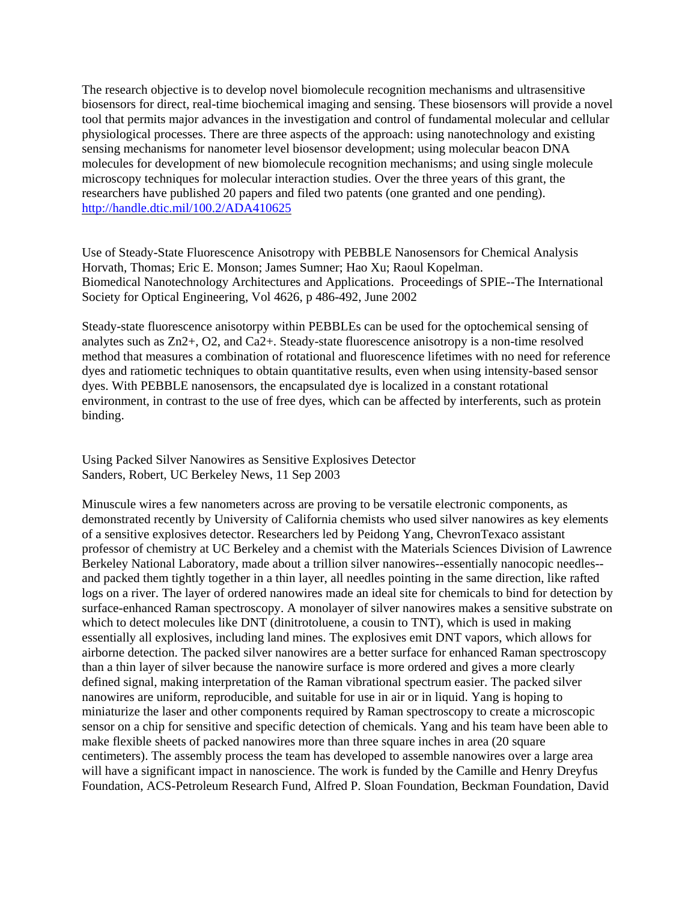The research objective is to develop novel biomolecule recognition mechanisms and ultrasensitive biosensors for direct, real-time biochemical imaging and sensing. These biosensors will provide a novel tool that permits major advances in the investigation and control of fundamental molecular and cellular physiological processes. There are three aspects of the approach: using nanotechnology and existing sensing mechanisms for nanometer level biosensor development; using molecular beacon DNA molecules for development of new biomolecule recognition mechanisms; and using single molecule microscopy techniques for molecular interaction studies. Over the three years of this grant, the researchers have published 20 papers and filed two patents (one granted and one pending). http://handle.dtic.mil/100.2/ADA410625

Use of Steady-State Fluorescence Anisotropy with PEBBLE Nanosensors for Chemical Analysis
Horvath, Thomas; Eric E. Monson; James Sumner; Hao Xu; Raoul Kopelman.
Biomedical Nanotechnology Architectures and Applications. Proceedings of SPIE--The International Society for Optical Engineering, Vol 4626, p 486-492, June 2002

Steady-state fluorescence anisotorpy within PEBBLEs can be used for the optochemical sensing of analytes such as $Zn^{2+}$, $O_2$, and $Ca^{2+}$. Steady-state fluorescence anisotropy is a non-time resolved method that measures a combination of rotational and fluorescence lifetimes with no need for reference dyes and ratiometic techniques to obtain quantitative results, even when using intensity-based sensor dyes. With PEBBLE nanosensors, the encapsulated dye is localized in a constant rotational environment, in contrast to the use of free dyes, which can be affected by interferents, such as protein binding.

Using Packed Silver Nanowires as Sensitive Explosives Detector
Sanders, Robert, UC Berkeley News, 11 Sep 2003

Minuscule wires a few nanometers across are proving to be versatile electronic components, as demonstrated recently by University of California chemists who used silver nanowires as key elements of a sensitive explosives detector. Researchers led by Peidong Yang, ChevronTexaco assistant professor of chemistry at UC Berkeley and a chemist with the Materials Sciences Division of Lawrence Berkeley National Laboratory, made about a trillion silver nanowires--essentially nanocopic needles--and packed them tightly together in a thin layer, all needles pointing in the same direction, like rafted logs on a river. The layer of ordered nanowires made an ideal site for chemicals to bind for detection by surface-enhanced Raman spectroscopy. A monolayer of silver nanowires makes a sensitive substrate on which to detect molecules like DNT (dinitrotoluene, a cousin to TNT), which is used in making essentially all explosives, including land mines. The explosives emit DNT vapors, which allows for airborne detection. The packed silver nanowires are a better surface for enhanced Raman spectroscopy than a thin layer of silver because the nanowire surface is more ordered and gives a more clearly defined signal, making interpretation of the Raman vibrational spectrum easier. The packed silver nanowires are uniform, reproducible, and suitable for use in air or in liquid. Yang is hoping to miniaturize the laser and other components required by Raman spectroscopy to create a microscopic sensor on a chip for sensitive and specific detection of chemicals. Yang and his team have been able to make flexible sheets of packed nanowires more than three square inches in area (20 square centimeters). The assembly process the team has developed to assemble nanowires over a large area will have a significant impact in nanoscience. The work is funded by the Camille and Henry Dreyfus Foundation, ACS-Petroleum Research Fund, Alfred P. Sloan Foundation, Beckman Foundation, David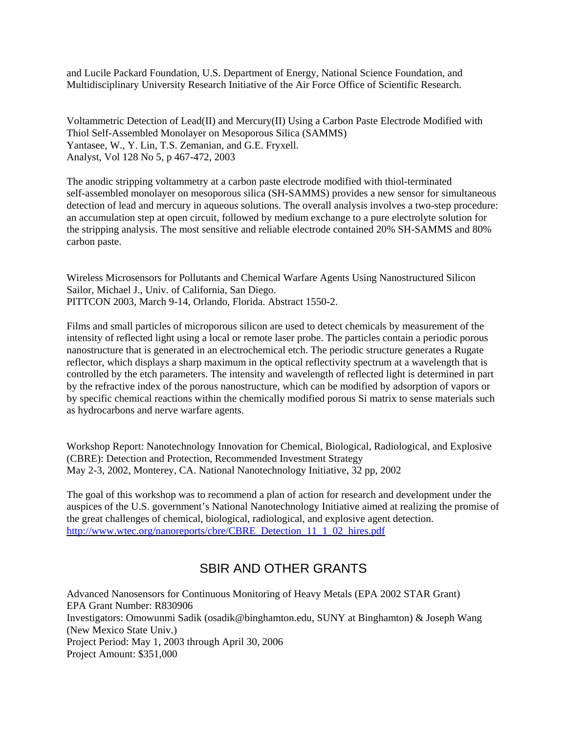and Lucile Packard Foundation, U.S. Department of Energy, National Science Foundation, and Multidisciplinary University Research Initiative of the Air Force Office of Scientific Research.

Voltammetric Detection of Lead(II) and Mercury(II) Using a Carbon Paste Electrode Modified with Thiol Self-Assembled Monolayer on Mesoporous Silica (SAMMS)
Yantasee, W., Y. Lin, T.S. Zemanian, and G.E. Fryxell.
Analyst, Vol 128 No 5, p 467-472, 2003

The anodic stripping voltammetry at a carbon paste electrode modified with thiol-terminated self-assembled monolayer on mesoporous silica (SH-SAMMS) provides a new sensor for simultaneous detection of lead and mercury in aqueous solutions. The overall analysis involves a two-step procedure: an accumulation step at open circuit, followed by medium exchange to a pure electrolyte solution for the stripping analysis. The most sensitive and reliable electrode contained 20% SH-SAMMS and 80% carbon paste.

Wireless Microsensors for Pollutants and Chemical Warfare Agents Using Nanostructured Silicon
Sailor, Michael J., Univ. of California, San Diego.
PITTCON 2003, March 9-14, Orlando, Florida. Abstract 1550-2.

Films and small particles of microporous silicon are used to detect chemicals by measurement of the intensity of reflected light using a local or remote laser probe. The particles contain a periodic porous nanostructure that is generated in an electrochemical etch. The periodic structure generates a Rugate reflector, which displays a sharp maximum in the optical reflectivity spectrum at a wavelength that is controlled by the etch parameters. The intensity and wavelength of reflected light is determined in part by the refractive index of the porous nanostructure, which can be modified by adsorption of vapors or by specific chemical reactions within the chemically modified porous Si matrix to sense materials such as hydrocarbons and nerve warfare agents.

Workshop Report: Nanotechnology Innovation for Chemical, Biological, Radiological, and Explosive (CBRE): Detection and Protection, Recommended Investment Strategy
May 2-3, 2002, Monterey, CA. National Nanotechnology Initiative, 32 pp, 2002

The goal of this workshop was to recommend a plan of action for research and development under the auspices of the U.S. government's National Nanotechnology Initiative aimed at realizing the promise of the great challenges of chemical, biological, radiological, and explosive agent detection.
http://www.wtec.org/nanoreports/cbre/CBRE_Detection_11_1_02_hires.pdf

## SBIR AND OTHER GRANTS

Advanced Nanosensors for Continuous Monitoring of Heavy Metals (EPA 2002 STAR Grant)
EPA Grant Number: R830906
Investigators: Omowunmi Sadik (osadik@binghamton.edu, SUNY at Binghamton) & Joseph Wang (New Mexico State Univ.)
Project Period: May 1, 2003 through April 30, 2006
Project Amount: $351,000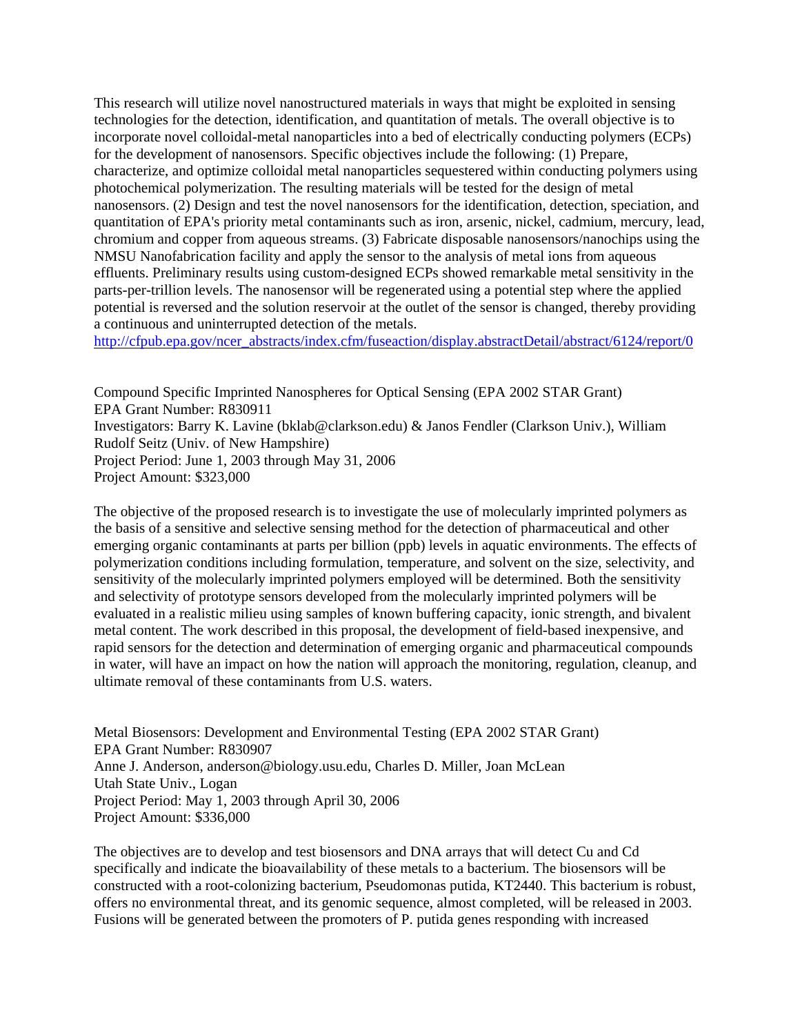This research will utilize novel nanostructured materials in ways that might be exploited in sensing technologies for the detection, identification, and quantitation of metals. The overall objective is to incorporate novel colloidal-metal nanoparticles into a bed of electrically conducting polymers (ECPs) for the development of nanosensors. Specific objectives include the following: (1) Prepare, characterize, and optimize colloidal metal nanoparticles sequestered within conducting polymers using photochemical polymerization. The resulting materials will be tested for the design of metal nanosensors. (2) Design and test the novel nanosensors for the identification, detection, speciation, and quantitation of EPA's priority metal contaminants such as iron, arsenic, nickel, cadmium, mercury, lead, chromium and copper from aqueous streams. (3) Fabricate disposable nanosensors/nanochips using the NMSU Nanofabrication facility and apply the sensor to the analysis of metal ions from aqueous effluents. Preliminary results using custom-designed ECPs showed remarkable metal sensitivity in the parts-per-trillion levels. The nanosensor will be regenerated using a potential step where the applied potential is reversed and the solution reservoir at the outlet of the sensor is changed, thereby providing a continuous and uninterrupted detection of the metals.
http://cfpub.epa.gov/ncer_abstracts/index.cfm/fuseaction/display.abstractDetail/abstract/6124/report/0

Compound Specific Imprinted Nanospheres for Optical Sensing (EPA 2002 STAR Grant)
EPA Grant Number: R830911
Investigators: Barry K. Lavine (bklab@clarkson.edu) & Janos Fendler (Clarkson Univ.), William Rudolf Seitz (Univ. of New Hampshire)
Project Period: June 1, 2003 through May 31, 2006
Project Amount: $323,000

The objective of the proposed research is to investigate the use of molecularly imprinted polymers as the basis of a sensitive and selective sensing method for the detection of pharmaceutical and other emerging organic contaminants at parts per billion (ppb) levels in aquatic environments. The effects of polymerization conditions including formulation, temperature, and solvent on the size, selectivity, and sensitivity of the molecularly imprinted polymers employed will be determined. Both the sensitivity and selectivity of prototype sensors developed from the molecularly imprinted polymers will be evaluated in a realistic milieu using samples of known buffering capacity, ionic strength, and bivalent metal content. The work described in this proposal, the development of field-based inexpensive, and rapid sensors for the detection and determination of emerging organic and pharmaceutical compounds in water, will have an impact on how the nation will approach the monitoring, regulation, cleanup, and ultimate removal of these contaminants from U.S. waters.

Metal Biosensors: Development and Environmental Testing (EPA 2002 STAR Grant)
EPA Grant Number: R830907
Anne J. Anderson, anderson@biology.usu.edu, Charles D. Miller, Joan McLean
Utah State Univ., Logan
Project Period: May 1, 2003 through April 30, 2006
Project Amount: $336,000

The objectives are to develop and test biosensors and DNA arrays that will detect Cu and Cd specifically and indicate the bioavailability of these metals to a bacterium. The biosensors will be constructed with a root-colonizing bacterium, Pseudomonas putida, KT2440. This bacterium is robust, offers no environmental threat, and its genomic sequence, almost completed, will be released in 2003. Fusions will be generated between the promoters of P. putida genes responding with increased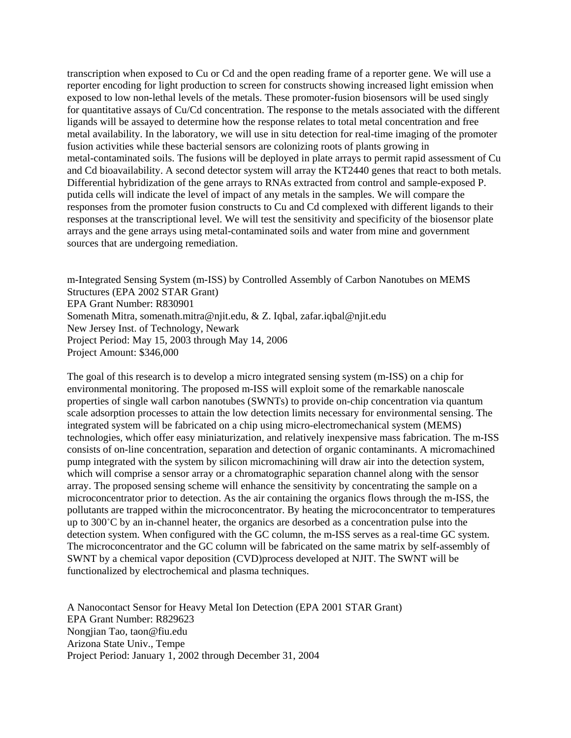transcription when exposed to Cu or Cd and the open reading frame of a reporter gene. We will use a reporter encoding for light production to screen for constructs showing increased light emission when exposed to low non-lethal levels of the metals. These promoter-fusion biosensors will be used singly for quantitative assays of Cu/Cd concentration. The response to the metals associated with the different ligands will be assayed to determine how the response relates to total metal concentration and free metal availability. In the laboratory, we will use in situ detection for real-time imaging of the promoter fusion activities while these bacterial sensors are colonizing roots of plants growing in metal-contaminated soils. The fusions will be deployed in plate arrays to permit rapid assessment of Cu and Cd bioavailability. A second detector system will array the KT2440 genes that react to both metals. Differential hybridization of the gene arrays to RNAs extracted from control and sample-exposed P. putida cells will indicate the level of impact of any metals in the samples. We will compare the responses from the promoter fusion constructs to Cu and Cd complexed with different ligands to their responses at the transcriptional level. We will test the sensitivity and specificity of the biosensor plate arrays and the gene arrays using metal-contaminated soils and water from mine and government sources that are undergoing remediation.

m-Integrated Sensing System (m-ISS) by Controlled Assembly of Carbon Nanotubes on MEMS Structures (EPA 2002 STAR Grant)
EPA Grant Number: R830901
Somenath Mitra, somenath.mitra@njit.edu, & Z. Iqbal, zafar.iqbal@njit.edu
New Jersey Inst. of Technology, Newark
Project Period: May 15, 2003 through May 14, 2006
Project Amount: $346,000

The goal of this research is to develop a micro integrated sensing system (m-ISS) on a chip for environmental monitoring. The proposed m-ISS will exploit some of the remarkable nanoscale properties of single wall carbon nanotubes (SWNTs) to provide on-chip concentration via quantum scale adsorption processes to attain the low detection limits necessary for environmental sensing. The integrated system will be fabricated on a chip using micro-electromechanical system (MEMS) technologies, which offer easy miniaturization, and relatively inexpensive mass fabrication. The m-ISS consists of on-line concentration, separation and detection of organic contaminants. A micromachined pump integrated with the system by silicon micromachining will draw air into the detection system, which will comprise a sensor array or a chromatographic separation channel along with the sensor array. The proposed sensing scheme will enhance the sensitivity by concentrating the sample on a microconcentrator prior to detection. As the air containing the organics flows through the m-ISS, the pollutants are trapped within the microconcentrator. By heating the microconcentrator to temperatures up to 300˚C by an in-channel heater, the organics are desorbed as a concentration pulse into the detection system. When configured with the GC column, the m-ISS serves as a real-time GC system. The microconcentrator and the GC column will be fabricated on the same matrix by self-assembly of SWNT by a chemical vapor deposition (CVD)process developed at NJIT. The SWNT will be functionalized by electrochemical and plasma techniques.

A Nanocontact Sensor for Heavy Metal Ion Detection (EPA 2001 STAR Grant)
EPA Grant Number: R829623
Nongjian Tao, taon@fiu.edu
Arizona State Univ., Tempe
Project Period: January 1, 2002 through December 31, 2004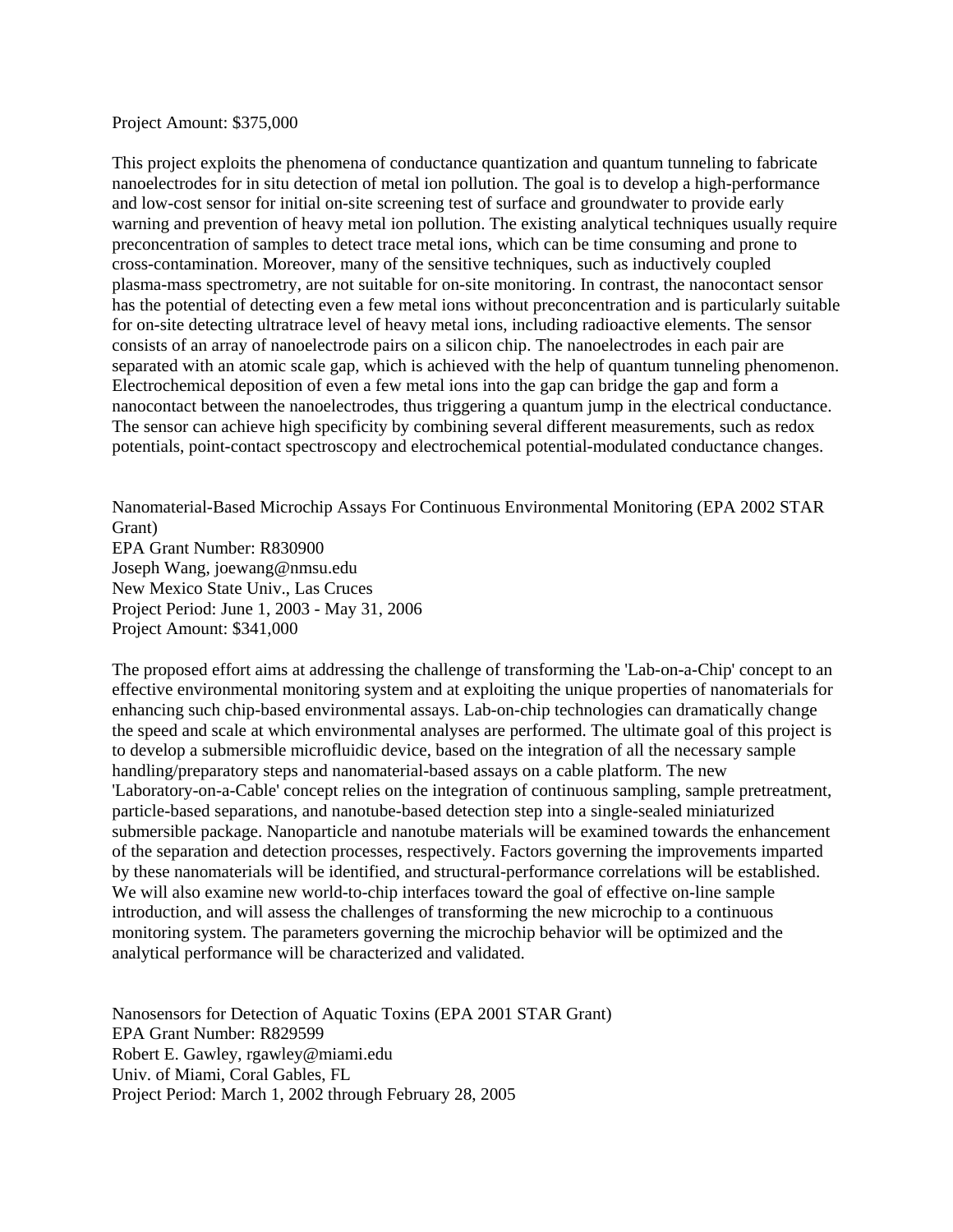Project Amount: $375,000

This project exploits the phenomena of conductance quantization and quantum tunneling to fabricate nanoelectrodes for in situ detection of metal ion pollution. The goal is to develop a high-performance and low-cost sensor for initial on-site screening test of surface and groundwater to provide early warning and prevention of heavy metal ion pollution. The existing analytical techniques usually require preconcentration of samples to detect trace metal ions, which can be time consuming and prone to cross-contamination. Moreover, many of the sensitive techniques, such as inductively coupled plasma-mass spectrometry, are not suitable for on-site monitoring. In contrast, the nanocontact sensor has the potential of detecting even a few metal ions without preconcentration and is particularly suitable for on-site detecting ultratrace level of heavy metal ions, including radioactive elements. The sensor consists of an array of nanoelectrode pairs on a silicon chip. The nanoelectrodes in each pair are separated with an atomic scale gap, which is achieved with the help of quantum tunneling phenomenon. Electrochemical deposition of even a few metal ions into the gap can bridge the gap and form a nanocontact between the nanoelectrodes, thus triggering a quantum jump in the electrical conductance. The sensor can achieve high specificity by combining several different measurements, such as redox potentials, point-contact spectroscopy and electrochemical potential-modulated conductance changes.

Nanomaterial-Based Microchip Assays For Continuous Environmental Monitoring (EPA 2002 STAR Grant)
EPA Grant Number: R830900
Joseph Wang, joewang@nmsu.edu
New Mexico State Univ., Las Cruces
Project Period: June 1, 2003 - May 31, 2006
Project Amount: $341,000

The proposed effort aims at addressing the challenge of transforming the 'Lab-on-a-Chip' concept to an effective environmental monitoring system and at exploiting the unique properties of nanomaterials for enhancing such chip-based environmental assays. Lab-on-chip technologies can dramatically change the speed and scale at which environmental analyses are performed. The ultimate goal of this project is to develop a submersible microfluidic device, based on the integration of all the necessary sample handling/preparatory steps and nanomaterial-based assays on a cable platform. The new 'Laboratory-on-a-Cable' concept relies on the integration of continuous sampling, sample pretreatment, particle-based separations, and nanotube-based detection step into a single-sealed miniaturized submersible package. Nanoparticle and nanotube materials will be examined towards the enhancement of the separation and detection processes, respectively. Factors governing the improvements imparted by these nanomaterials will be identified, and structural-performance correlations will be established. We will also examine new world-to-chip interfaces toward the goal of effective on-line sample introduction, and will assess the challenges of transforming the new microchip to a continuous monitoring system. The parameters governing the microchip behavior will be optimized and the analytical performance will be characterized and validated.

Nanosensors for Detection of Aquatic Toxins (EPA 2001 STAR Grant)
EPA Grant Number: R829599
Robert E. Gawley, rgawley@miami.edu
Univ. of Miami, Coral Gables, FL
Project Period: March 1, 2002 through February 28, 2005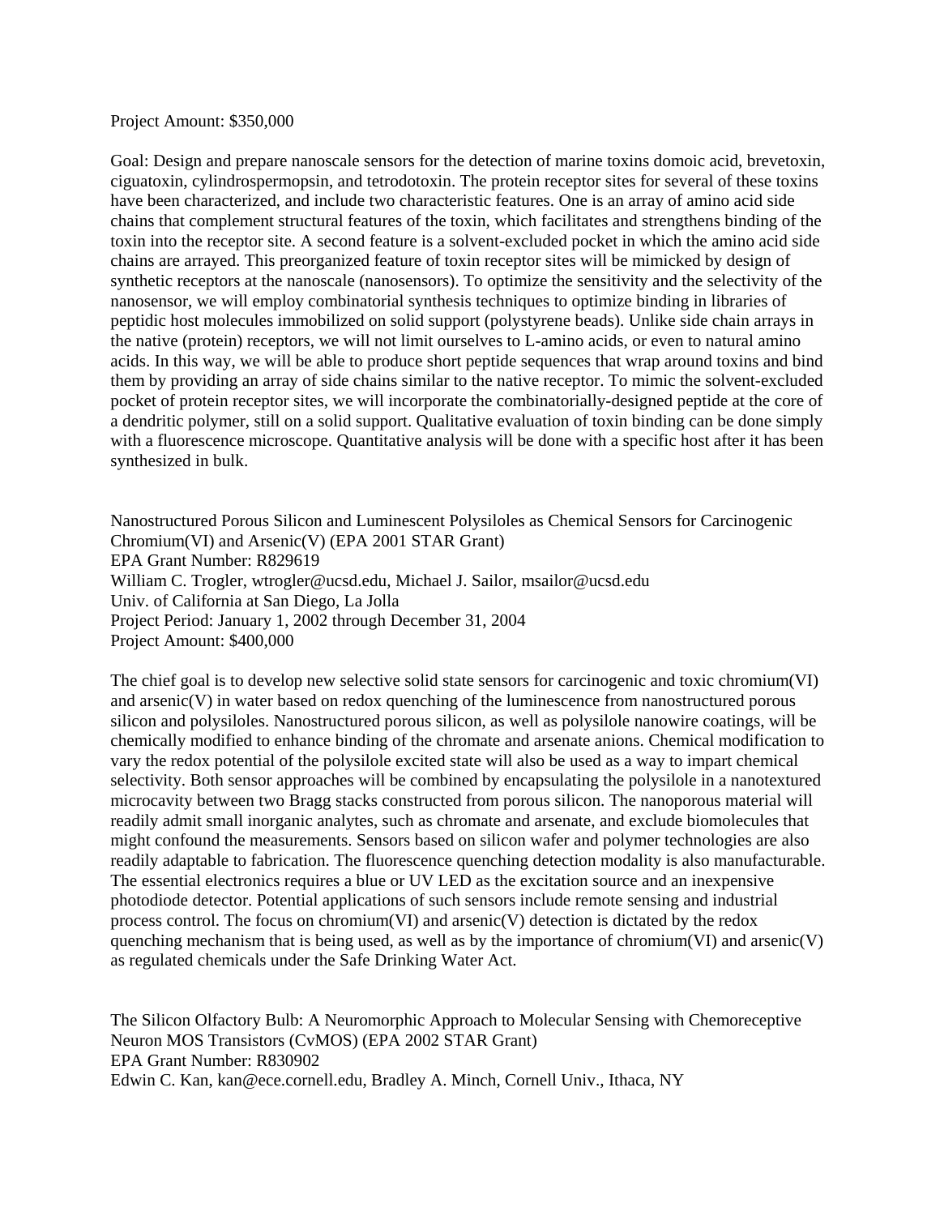Project Amount: $350,000

Goal: Design and prepare nanoscale sensors for the detection of marine toxins domoic acid, brevetoxin, ciguatoxin, cylindrospermopsin, and tetrodotoxin. The protein receptor sites for several of these toxins have been characterized, and include two characteristic features. One is an array of amino acid side chains that complement structural features of the toxin, which facilitates and strengthens binding of the toxin into the receptor site. A second feature is a solvent-excluded pocket in which the amino acid side chains are arrayed. This preorganized feature of toxin receptor sites will be mimicked by design of synthetic receptors at the nanoscale (nanosensors). To optimize the sensitivity and the selectivity of the nanosensor, we will employ combinatorial synthesis techniques to optimize binding in libraries of peptidic host molecules immobilized on solid support (polystyrene beads). Unlike side chain arrays in the native (protein) receptors, we will not limit ourselves to L-amino acids, or even to natural amino acids. In this way, we will be able to produce short peptide sequences that wrap around toxins and bind them by providing an array of side chains similar to the native receptor. To mimic the solvent-excluded pocket of protein receptor sites, we will incorporate the combinatorially-designed peptide at the core of a dendritic polymer, still on a solid support. Qualitative evaluation of toxin binding can be done simply with a fluorescence microscope. Quantitative analysis will be done with a specific host after it has been synthesized in bulk.

Nanostructured Porous Silicon and Luminescent Polysiloles as Chemical Sensors for Carcinogenic Chromium(VI) and Arsenic(V) (EPA 2001 STAR Grant)
EPA Grant Number: R829619
William C. Trogler, wtrogler@ucsd.edu, Michael J. Sailor, msailor@ucsd.edu
Univ. of California at San Diego, La Jolla
Project Period: January 1, 2002 through December 31, 2004
Project Amount: $400,000

The chief goal is to develop new selective solid state sensors for carcinogenic and toxic chromium(VI) and arsenic(V) in water based on redox quenching of the luminescence from nanostructured porous silicon and polysiloles. Nanostructured porous silicon, as well as polysilole nanowire coatings, will be chemically modified to enhance binding of the chromate and arsenate anions. Chemical modification to vary the redox potential of the polysilole excited state will also be used as a way to impart chemical selectivity. Both sensor approaches will be combined by encapsulating the polysilole in a nanotextured microcavity between two Bragg stacks constructed from porous silicon. The nanoporous material will readily admit small inorganic analytes, such as chromate and arsenate, and exclude biomolecules that might confound the measurements. Sensors based on silicon wafer and polymer technologies are also readily adaptable to fabrication. The fluorescence quenching detection modality is also manufacturable. The essential electronics requires a blue or UV LED as the excitation source and an inexpensive photodiode detector. Potential applications of such sensors include remote sensing and industrial process control. The focus on chromium(VI) and arsenic(V) detection is dictated by the redox quenching mechanism that is being used, as well as by the importance of chromium(VI) and arsenic(V) as regulated chemicals under the Safe Drinking Water Act.

The Silicon Olfactory Bulb: A Neuromorphic Approach to Molecular Sensing with Chemoreceptive Neuron MOS Transistors (CvMOS) (EPA 2002 STAR Grant)
EPA Grant Number: R830902
Edwin C. Kan, kan@ece.cornell.edu, Bradley A. Minch, Cornell Univ., Ithaca, NY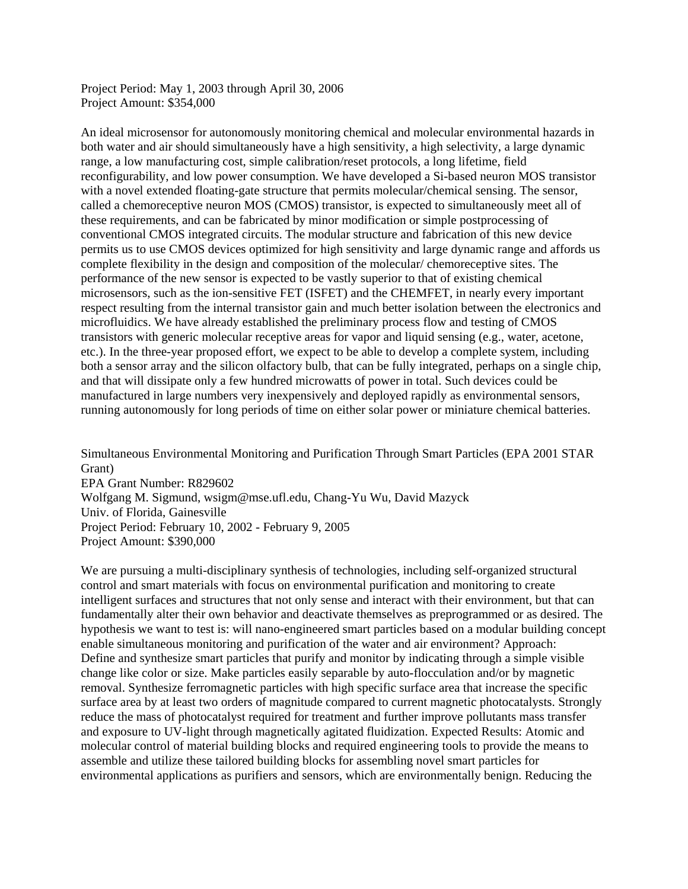Project Period: May 1, 2003 through April 30, 2006
Project Amount: $354,000

An ideal microsensor for autonomously monitoring chemical and molecular environmental hazards in both water and air should simultaneously have a high sensitivity, a high selectivity, a large dynamic range, a low manufacturing cost, simple calibration/reset protocols, a long lifetime, field reconfigurability, and low power consumption. We have developed a Si-based neuron MOS transistor with a novel extended floating-gate structure that permits molecular/chemical sensing. The sensor, called a chemoreceptive neuron MOS (CMOS) transistor, is expected to simultaneously meet all of these requirements, and can be fabricated by minor modification or simple postprocessing of conventional CMOS integrated circuits. The modular structure and fabrication of this new device permits us to use CMOS devices optimized for high sensitivity and large dynamic range and affords us complete flexibility in the design and composition of the molecular/ chemoreceptive sites. The performance of the new sensor is expected to be vastly superior to that of existing chemical microsensors, such as the ion-sensitive FET (ISFET) and the CHEMFET, in nearly every important respect resulting from the internal transistor gain and much better isolation between the electronics and microfluidics. We have already established the preliminary process flow and testing of CMOS transistors with generic molecular receptive areas for vapor and liquid sensing (e.g., water, acetone, etc.). In the three-year proposed effort, we expect to be able to develop a complete system, including both a sensor array and the silicon olfactory bulb, that can be fully integrated, perhaps on a single chip, and that will dissipate only a few hundred microwatts of power in total. Such devices could be manufactured in large numbers very inexpensively and deployed rapidly as environmental sensors, running autonomously for long periods of time on either solar power or miniature chemical batteries.

Simultaneous Environmental Monitoring and Purification Through Smart Particles (EPA 2001 STAR Grant)
EPA Grant Number: R829602
Wolfgang M. Sigmund, wsigm@mse.ufl.edu, Chang-Yu Wu, David Mazyck
Univ. of Florida, Gainesville
Project Period: February 10, 2002 - February 9, 2005
Project Amount: $390,000

We are pursuing a multi-disciplinary synthesis of technologies, including self-organized structural control and smart materials with focus on environmental purification and monitoring to create intelligent surfaces and structures that not only sense and interact with their environment, but that can fundamentally alter their own behavior and deactivate themselves as preprogrammed or as desired. The hypothesis we want to test is: will nano-engineered smart particles based on a modular building concept enable simultaneous monitoring and purification of the water and air environment? Approach: Define and synthesize smart particles that purify and monitor by indicating through a simple visible change like color or size. Make particles easily separable by auto-flocculation and/or by magnetic removal. Synthesize ferromagnetic particles with high specific surface area that increase the specific surface area by at least two orders of magnitude compared to current magnetic photocatalysts. Strongly reduce the mass of photocatalyst required for treatment and further improve pollutants mass transfer and exposure to UV-light through magnetically agitated fluidization. Expected Results: Atomic and molecular control of material building blocks and required engineering tools to provide the means to assemble and utilize these tailored building blocks for assembling novel smart particles for environmental applications as purifiers and sensors, which are environmentally benign. Reducing the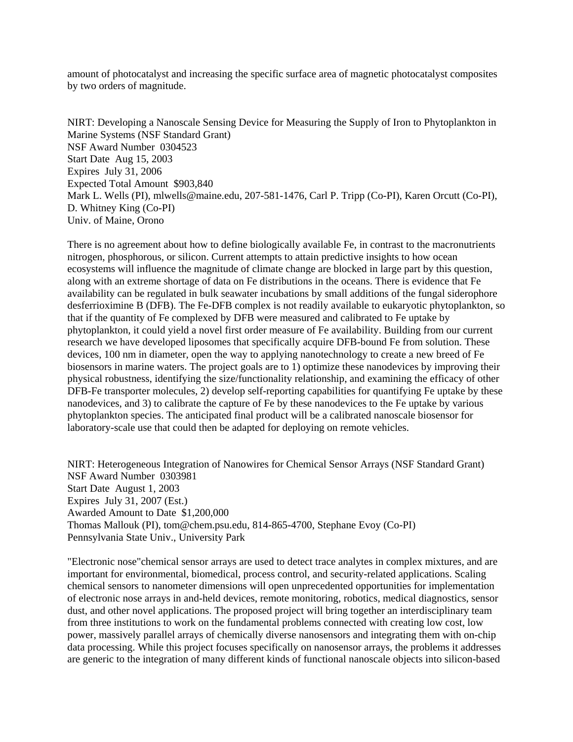amount of photocatalyst and increasing the specific surface area of magnetic photocatalyst composites by two orders of magnitude.

NIRT: Developing a Nanoscale Sensing Device for Measuring the Supply of Iron to Phytoplankton in Marine Systems (NSF Standard Grant)
NSF Award Number 0304523
Start Date Aug 15, 2003
Expires July 31, 2006
Expected Total Amount $903,840
Mark L. Wells (PI), mlwells@maine.edu, 207-581-1476, Carl P. Tripp (Co-PI), Karen Orcutt (Co-PI), D. Whitney King (Co-PI)
Univ. of Maine, Orono

There is no agreement about how to define biologically available Fe, in contrast to the macronutrients nitrogen, phosphorous, or silicon. Current attempts to attain predictive insights to how ocean ecosystems will influence the magnitude of climate change are blocked in large part by this question, along with an extreme shortage of data on Fe distributions in the oceans. There is evidence that Fe availability can be regulated in bulk seawater incubations by small additions of the fungal siderophore desferrioximine B (DFB). The Fe-DFB complex is not readily available to eukaryotic phytoplankton, so that if the quantity of Fe complexed by DFB were measured and calibrated to Fe uptake by phytoplankton, it could yield a novel first order measure of Fe availability. Building from our current research we have developed liposomes that specifically acquire DFB-bound Fe from solution. These devices, 100 nm in diameter, open the way to applying nanotechnology to create a new breed of Fe biosensors in marine waters. The project goals are to 1) optimize these nanodevices by improving their physical robustness, identifying the size/functionality relationship, and examining the efficacy of other DFB-Fe transporter molecules, 2) develop self-reporting capabilities for quantifying Fe uptake by these nanodevices, and 3) to calibrate the capture of Fe by these nanodevices to the Fe uptake by various phytoplankton species. The anticipated final product will be a calibrated nanoscale biosensor for laboratory-scale use that could then be adapted for deploying on remote vehicles.

NIRT: Heterogeneous Integration of Nanowires for Chemical Sensor Arrays (NSF Standard Grant)
NSF Award Number 0303981
Start Date August 1, 2003
Expires July 31, 2007 (Est.)
Awarded Amount to Date $1,200,000
Thomas Mallouk (PI), tom@chem.psu.edu, 814-865-4700, Stephane Evoy (Co-PI)
Pennsylvania State Univ., University Park

"Electronic nose"chemical sensor arrays are used to detect trace analytes in complex mixtures, and are important for environmental, biomedical, process control, and security-related applications. Scaling chemical sensors to nanometer dimensions will open unprecedented opportunities for implementation of electronic nose arrays in and-held devices, remote monitoring, robotics, medical diagnostics, sensor dust, and other novel applications. The proposed project will bring together an interdisciplinary team from three institutions to work on the fundamental problems connected with creating low cost, low power, massively parallel arrays of chemically diverse nanosensors and integrating them with on-chip data processing. While this project focuses specifically on nanosensor arrays, the problems it addresses are generic to the integration of many different kinds of functional nanoscale objects into silicon-based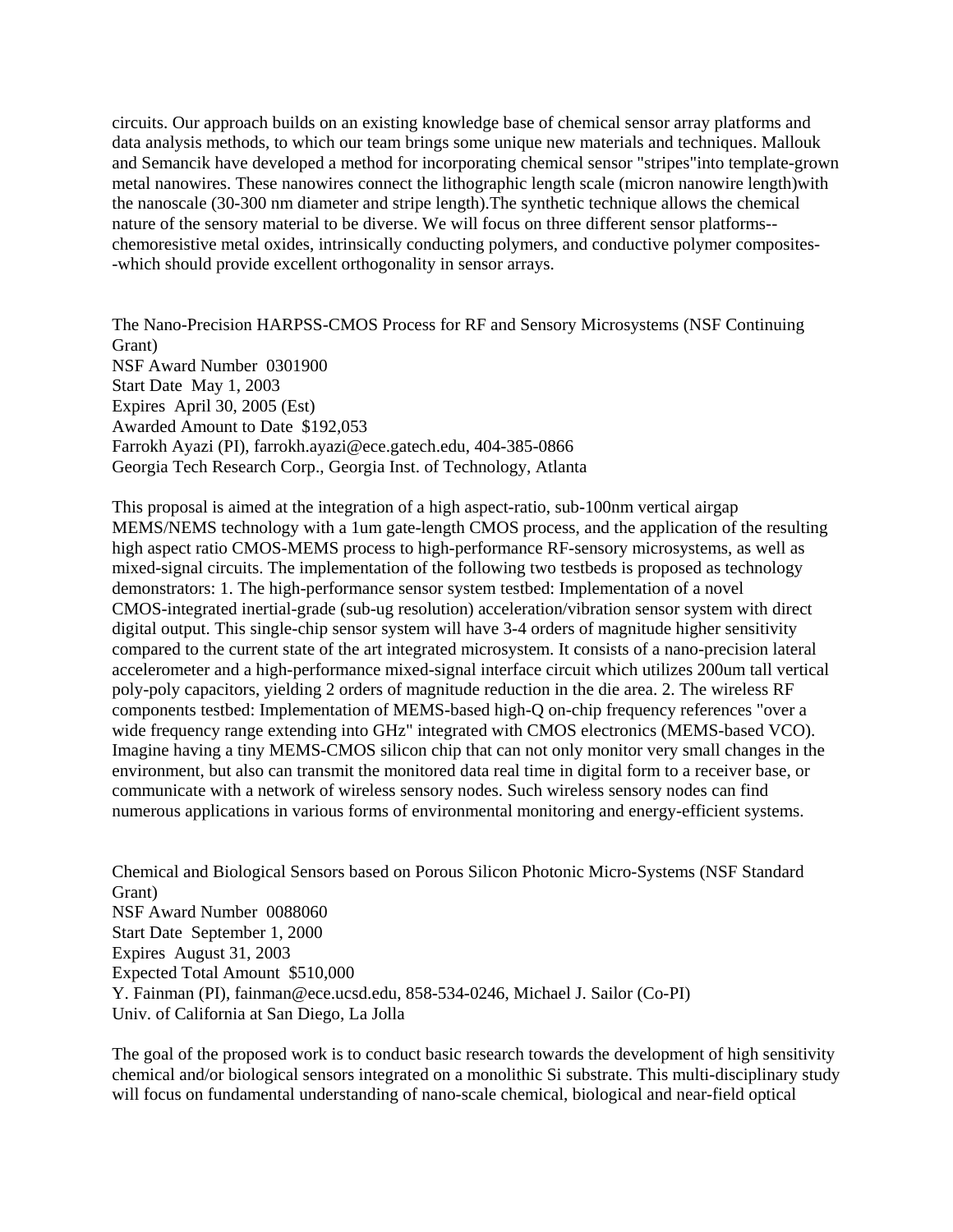circuits. Our approach builds on an existing knowledge base of chemical sensor array platforms and data analysis methods, to which our team brings some unique new materials and techniques. Mallouk and Semancik have developed a method for incorporating chemical sensor "stripes"into template-grown metal nanowires. These nanowires connect the lithographic length scale (micron nanowire length)with the nanoscale (30-300 nm diameter and stripe length).The synthetic technique allows the chemical nature of the sensory material to be diverse. We will focus on three different sensor platforms--chemoresistive metal oxides, intrinsically conducting polymers, and conductive polymer composites--which should provide excellent orthogonality in sensor arrays.

The Nano-Precision HARPSS-CMOS Process for RF and Sensory Microsystems (NSF Continuing Grant)
NSF Award Number 0301900
Start Date May 1, 2003
Expires April 30, 2005 (Est)
Awarded Amount to Date $192,053
Farrokh Ayazi (PI), farrokh.ayazi@ece.gatech.edu, 404-385-0866
Georgia Tech Research Corp., Georgia Inst. of Technology, Atlanta

This proposal is aimed at the integration of a high aspect-ratio, sub-100nm vertical airgap MEMS/NEMS technology with a 1um gate-length CMOS process, and the application of the resulting high aspect ratio CMOS-MEMS process to high-performance RF-sensory microsystems, as well as mixed-signal circuits. The implementation of the following two testbeds is proposed as technology demonstrators: 1. The high-performance sensor system testbed: Implementation of a novel CMOS-integrated inertial-grade (sub-ug resolution) acceleration/vibration sensor system with direct digital output. This single-chip sensor system will have 3-4 orders of magnitude higher sensitivity compared to the current state of the art integrated microsystem. It consists of a nano-precision lateral accelerometer and a high-performance mixed-signal interface circuit which utilizes 200um tall vertical poly-poly capacitors, yielding 2 orders of magnitude reduction in the die area. 2. The wireless RF components testbed: Implementation of MEMS-based high-Q on-chip frequency references "over a wide frequency range extending into GHz" integrated with CMOS electronics (MEMS-based VCO). Imagine having a tiny MEMS-CMOS silicon chip that can not only monitor very small changes in the environment, but also can transmit the monitored data real time in digital form to a receiver base, or communicate with a network of wireless sensory nodes. Such wireless sensory nodes can find numerous applications in various forms of environmental monitoring and energy-efficient systems.

Chemical and Biological Sensors based on Porous Silicon Photonic Micro-Systems (NSF Standard Grant)
NSF Award Number 0088060
Start Date September 1, 2000
Expires August 31, 2003
Expected Total Amount $510,000
Y. Fainman (PI), fainman@ece.ucsd.edu, 858-534-0246, Michael J. Sailor (Co-PI)
Univ. of California at San Diego, La Jolla

The goal of the proposed work is to conduct basic research towards the development of high sensitivity chemical and/or biological sensors integrated on a monolithic Si substrate. This multi-disciplinary study will focus on fundamental understanding of nano-scale chemical, biological and near-field optical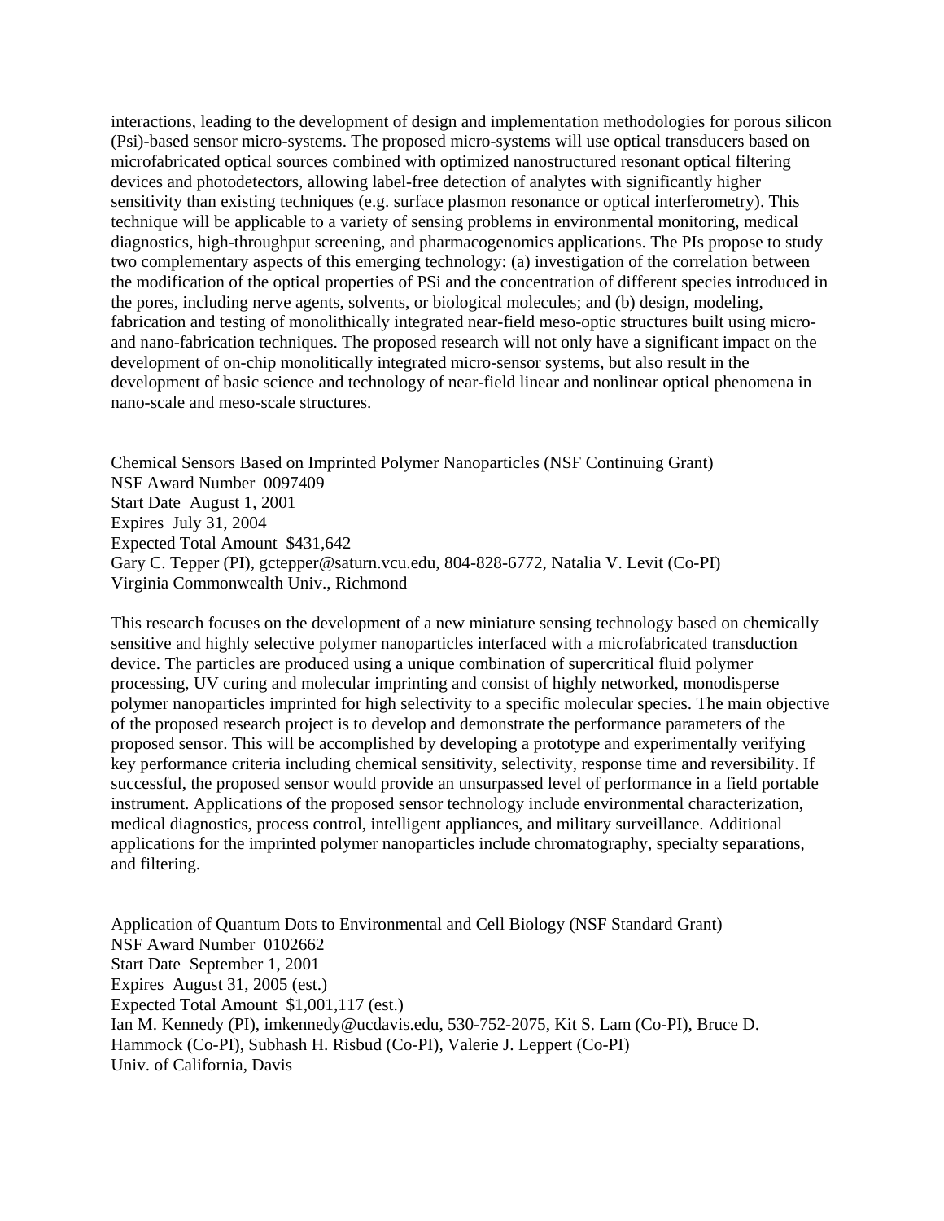interactions, leading to the development of design and implementation methodologies for porous silicon (Psi)-based sensor micro-systems. The proposed micro-systems will use optical transducers based on microfabricated optical sources combined with optimized nanostructured resonant optical filtering devices and photodetectors, allowing label-free detection of analytes with significantly higher sensitivity than existing techniques (e.g. surface plasmon resonance or optical interferometry). This technique will be applicable to a variety of sensing problems in environmental monitoring, medical diagnostics, high-throughput screening, and pharmacogenomics applications. The PIs propose to study two complementary aspects of this emerging technology: (a) investigation of the correlation between the modification of the optical properties of PSi and the concentration of different species introduced in the pores, including nerve agents, solvents, or biological molecules; and (b) design, modeling, fabrication and testing of monolithically integrated near-field meso-optic structures built using micro- and nano-fabrication techniques. The proposed research will not only have a significant impact on the development of on-chip monolitically integrated micro-sensor systems, but also result in the development of basic science and technology of near-field linear and nonlinear optical phenomena in nano-scale and meso-scale structures.

Chemical Sensors Based on Imprinted Polymer Nanoparticles (NSF Continuing Grant)
NSF Award Number 0097409
Start Date August 1, 2001
Expires July 31, 2004
Expected Total Amount $431,642
Gary C. Tepper (PI), gctepper@saturn.vcu.edu, 804-828-6772, Natalia V. Levit (Co-PI)
Virginia Commonwealth Univ., Richmond

This research focuses on the development of a new miniature sensing technology based on chemically sensitive and highly selective polymer nanoparticles interfaced with a microfabricated transduction device. The particles are produced using a unique combination of supercritical fluid polymer processing, UV curing and molecular imprinting and consist of highly networked, monodisperse polymer nanoparticles imprinted for high selectivity to a specific molecular species. The main objective of the proposed research project is to develop and demonstrate the performance parameters of the proposed sensor. This will be accomplished by developing a prototype and experimentally verifying key performance criteria including chemical sensitivity, selectivity, response time and reversibility. If successful, the proposed sensor would provide an unsurpassed level of performance in a field portable instrument. Applications of the proposed sensor technology include environmental characterization, medical diagnostics, process control, intelligent appliances, and military surveillance. Additional applications for the imprinted polymer nanoparticles include chromatography, specialty separations, and filtering.

Application of Quantum Dots to Environmental and Cell Biology (NSF Standard Grant)
NSF Award Number 0102662
Start Date September 1, 2001
Expires August 31, 2005 (est.)
Expected Total Amount $1,001,117 (est.)
Ian M. Kennedy (PI), imkennedy@ucdavis.edu, 530-752-2075, Kit S. Lam (Co-PI), Bruce D. Hammock (Co-PI), Subhash H. Risbud (Co-PI), Valerie J. Leppert (Co-PI)
Univ. of California, Davis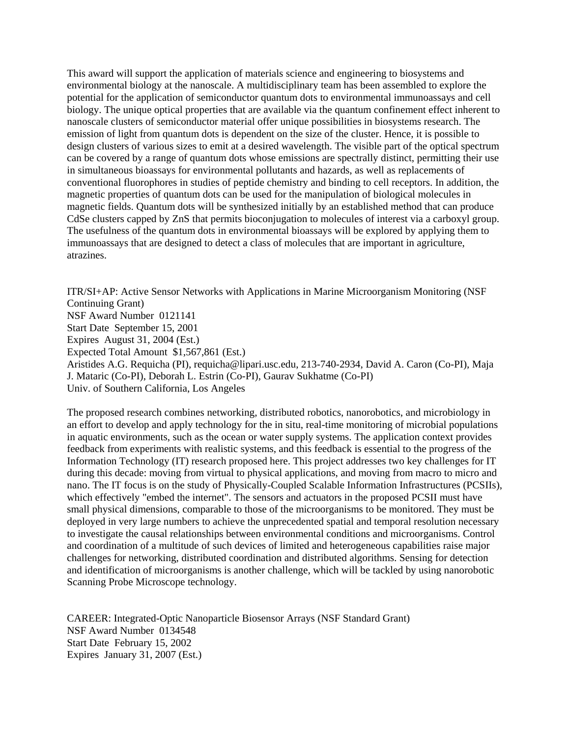This award will support the application of materials science and engineering to biosystems and environmental biology at the nanoscale. A multidisciplinary team has been assembled to explore the potential for the application of semiconductor quantum dots to environmental immunoassays and cell biology. The unique optical properties that are available via the quantum confinement effect inherent to nanoscale clusters of semiconductor material offer unique possibilities in biosystems research. The emission of light from quantum dots is dependent on the size of the cluster. Hence, it is possible to design clusters of various sizes to emit at a desired wavelength. The visible part of the optical spectrum can be covered by a range of quantum dots whose emissions are spectrally distinct, permitting their use in simultaneous bioassays for environmental pollutants and hazards, as well as replacements of conventional fluorophores in studies of peptide chemistry and binding to cell receptors. In addition, the magnetic properties of quantum dots can be used for the manipulation of biological molecules in magnetic fields. Quantum dots will be synthesized initially by an established method that can produce CdSe clusters capped by ZnS that permits bioconjugation to molecules of interest via a carboxyl group. The usefulness of the quantum dots in environmental bioassays will be explored by applying them to immunoassays that are designed to detect a class of molecules that are important in agriculture, atrazines.

ITR/SI+AP: Active Sensor Networks with Applications in Marine Microorganism Monitoring (NSF Continuing Grant)
NSF Award Number 0121141
Start Date September 15, 2001
Expires August 31, 2004 (Est.)
Expected Total Amount $1,567,861 (Est.)
Aristides A.G. Requicha (PI), requicha@lipari.usc.edu, 213-740-2934, David A. Caron (Co-PI), Maja J. Mataric (Co-PI), Deborah L. Estrin (Co-PI), Gaurav Sukhatme (Co-PI)
Univ. of Southern California, Los Angeles

The proposed research combines networking, distributed robotics, nanorobotics, and microbiology in an effort to develop and apply technology for the in situ, real-time monitoring of microbial populations in aquatic environments, such as the ocean or water supply systems. The application context provides feedback from experiments with realistic systems, and this feedback is essential to the progress of the Information Technology (IT) research proposed here. This project addresses two key challenges for IT during this decade: moving from virtual to physical applications, and moving from macro to micro and nano. The IT focus is on the study of Physically-Coupled Scalable Information Infrastructures (PCSIIs), which effectively "embed the internet". The sensors and actuators in the proposed PCSII must have small physical dimensions, comparable to those of the microorganisms to be monitored. They must be deployed in very large numbers to achieve the unprecedented spatial and temporal resolution necessary to investigate the causal relationships between environmental conditions and microorganisms. Control and coordination of a multitude of such devices of limited and heterogeneous capabilities raise major challenges for networking, distributed coordination and distributed algorithms. Sensing for detection and identification of microorganisms is another challenge, which will be tackled by using nanorobotic Scanning Probe Microscope technology.

CAREER: Integrated-Optic Nanoparticle Biosensor Arrays (NSF Standard Grant)
NSF Award Number 0134548
Start Date February 15, 2002
Expires January 31, 2007 (Est.)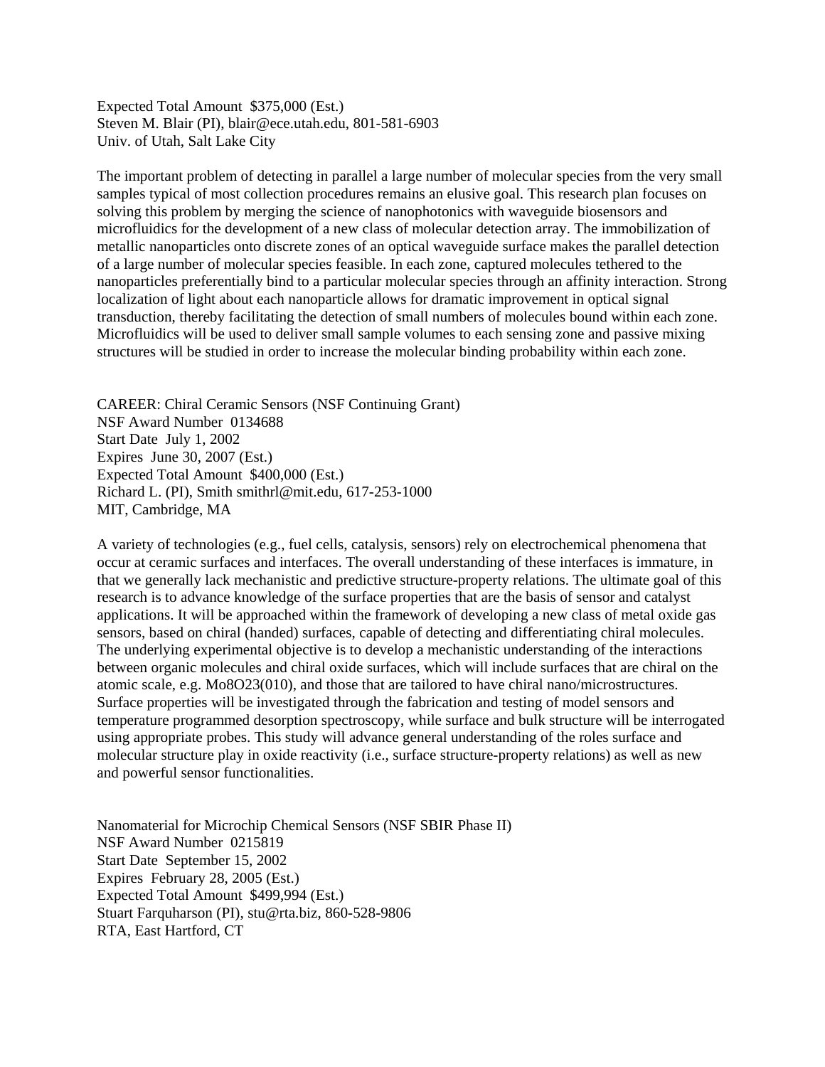Expected Total Amount $375,000 (Est.)
Steven M. Blair (PI), blair@ece.utah.edu, 801-581-6903
Univ. of Utah, Salt Lake City

The important problem of detecting in parallel a large number of molecular species from the very small samples typical of most collection procedures remains an elusive goal. This research plan focuses on solving this problem by merging the science of nanophotonics with waveguide biosensors and microfluidics for the development of a new class of molecular detection array. The immobilization of metallic nanoparticles onto discrete zones of an optical waveguide surface makes the parallel detection of a large number of molecular species feasible. In each zone, captured molecules tethered to the nanoparticles preferentially bind to a particular molecular species through an affinity interaction. Strong localization of light about each nanoparticle allows for dramatic improvement in optical signal transduction, thereby facilitating the detection of small numbers of molecules bound within each zone. Microfluidics will be used to deliver small sample volumes to each sensing zone and passive mixing structures will be studied in order to increase the molecular binding probability within each zone.

CAREER: Chiral Ceramic Sensors (NSF Continuing Grant)
NSF Award Number 0134688
Start Date July 1, 2002
Expires June 30, 2007 (Est.)
Expected Total Amount $400,000 (Est.)
Richard L. (PI), Smith smithrl@mit.edu, 617-253-1000
MIT, Cambridge, MA

A variety of technologies (e.g., fuel cells, catalysis, sensors) rely on electrochemical phenomena that occur at ceramic surfaces and interfaces. The overall understanding of these interfaces is immature, in that we generally lack mechanistic and predictive structure-property relations. The ultimate goal of this research is to advance knowledge of the surface properties that are the basis of sensor and catalyst applications. It will be approached within the framework of developing a new class of metal oxide gas sensors, based on chiral (handed) surfaces, capable of detecting and differentiating chiral molecules. The underlying experimental objective is to develop a mechanistic understanding of the interactions between organic molecules and chiral oxide surfaces, which will include surfaces that are chiral on the atomic scale, e.g. $Mo_8O_{23}(010)$, and those that are tailored to have chiral nano/microstructures. Surface properties will be investigated through the fabrication and testing of model sensors and temperature programmed desorption spectroscopy, while surface and bulk structure will be interrogated using appropriate probes. This study will advance general understanding of the roles surface and molecular structure play in oxide reactivity (i.e., surface structure-property relations) as well as new and powerful sensor functionalities.

Nanomaterial for Microchip Chemical Sensors (NSF SBIR Phase II)
NSF Award Number 0215819
Start Date September 15, 2002
Expires February 28, 2005 (Est.)
Expected Total Amount $499,994 (Est.)
Stuart Farquharson (PI), stu@rta.biz, 860-528-9806
RTA, East Hartford, CT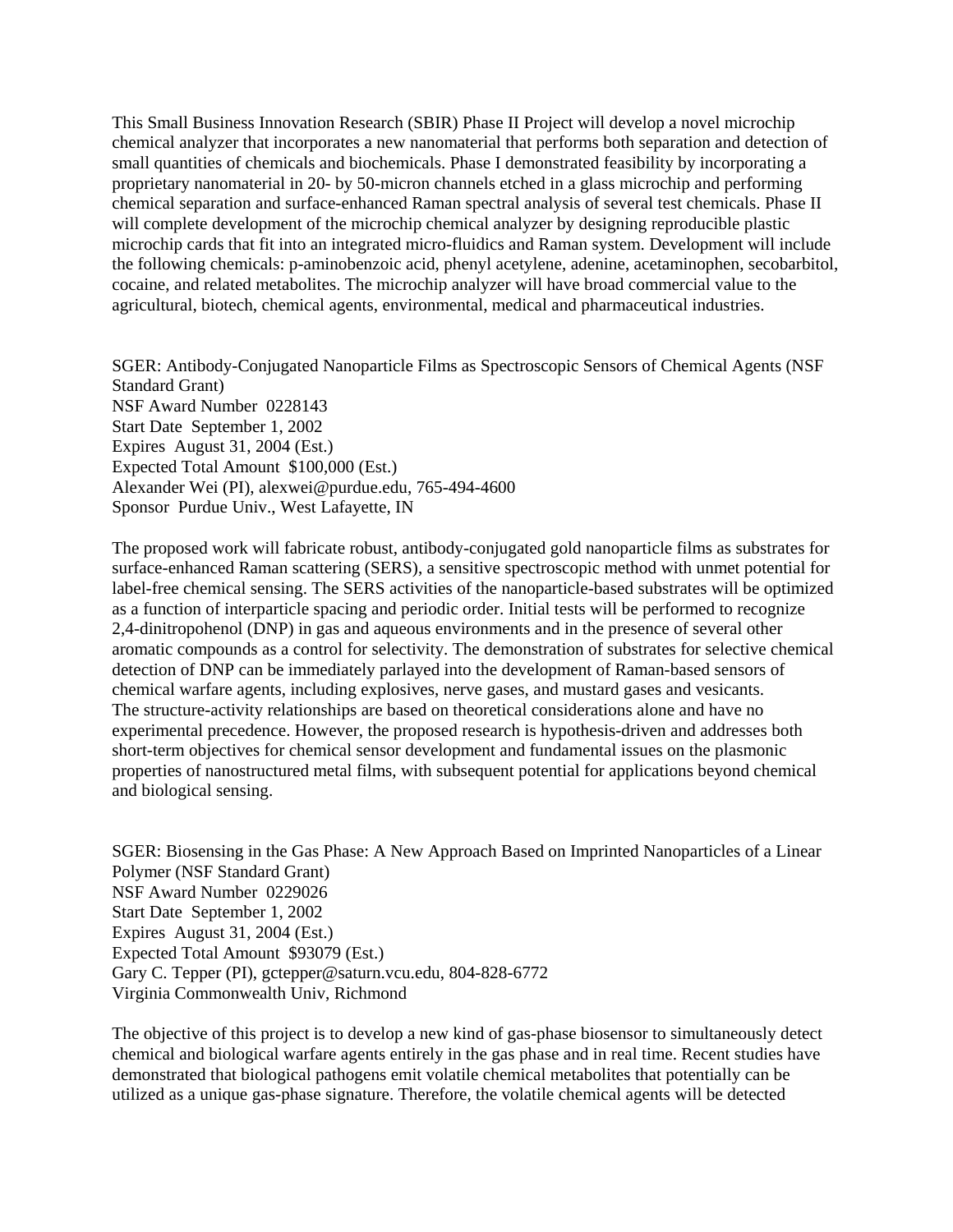This Small Business Innovation Research (SBIR) Phase II Project will develop a novel microchip chemical analyzer that incorporates a new nanomaterial that performs both separation and detection of small quantities of chemicals and biochemicals. Phase I demonstrated feasibility by incorporating a proprietary nanomaterial in 20- by 50-micron channels etched in a glass microchip and performing chemical separation and surface-enhanced Raman spectral analysis of several test chemicals. Phase II will complete development of the microchip chemical analyzer by designing reproducible plastic microchip cards that fit into an integrated micro-fluidics and Raman system. Development will include the following chemicals: p-aminobenzoic acid, phenyl acetylene, adenine, acetaminophen, secobarbitol, cocaine, and related metabolites. The microchip analyzer will have broad commercial value to the agricultural, biotech, chemical agents, environmental, medical and pharmaceutical industries.

SGER: Antibody-Conjugated Nanoparticle Films as Spectroscopic Sensors of Chemical Agents (NSF Standard Grant)
NSF Award Number 0228143
Start Date September 1, 2002
Expires August 31, 2004 (Est.)
Expected Total Amount $100,000 (Est.)
Alexander Wei (PI), alexwei@purdue.edu, 765-494-4600
Sponsor Purdue Univ., West Lafayette, IN

The proposed work will fabricate robust, antibody-conjugated gold nanoparticle films as substrates for surface-enhanced Raman scattering (SERS), a sensitive spectroscopic method with unmet potential for label-free chemical sensing. The SERS activities of the nanoparticle-based substrates will be optimized as a function of interparticle spacing and periodic order. Initial tests will be performed to recognize 2,4-dinitropohenol (DNP) in gas and aqueous environments and in the presence of several other aromatic compounds as a control for selectivity. The demonstration of substrates for selective chemical detection of DNP can be immediately parlayed into the development of Raman-based sensors of chemical warfare agents, including explosives, nerve gases, and mustard gases and vesicants.
The structure-activity relationships are based on theoretical considerations alone and have no experimental precedence. However, the proposed research is hypothesis-driven and addresses both short-term objectives for chemical sensor development and fundamental issues on the plasmonic properties of nanostructured metal films, with subsequent potential for applications beyond chemical and biological sensing.

SGER: Biosensing in the Gas Phase: A New Approach Based on Imprinted Nanoparticles of a Linear Polymer (NSF Standard Grant)
NSF Award Number 0229026
Start Date September 1, 2002
Expires August 31, 2004 (Est.)
Expected Total Amount $93079 (Est.)
Gary C. Tepper (PI), gctepper@saturn.vcu.edu, 804-828-6772
Virginia Commonwealth Univ, Richmond

The objective of this project is to develop a new kind of gas-phase biosensor to simultaneously detect chemical and biological warfare agents entirely in the gas phase and in real time. Recent studies have demonstrated that biological pathogens emit volatile chemical metabolites that potentially can be utilized as a unique gas-phase signature. Therefore, the volatile chemical agents will be detected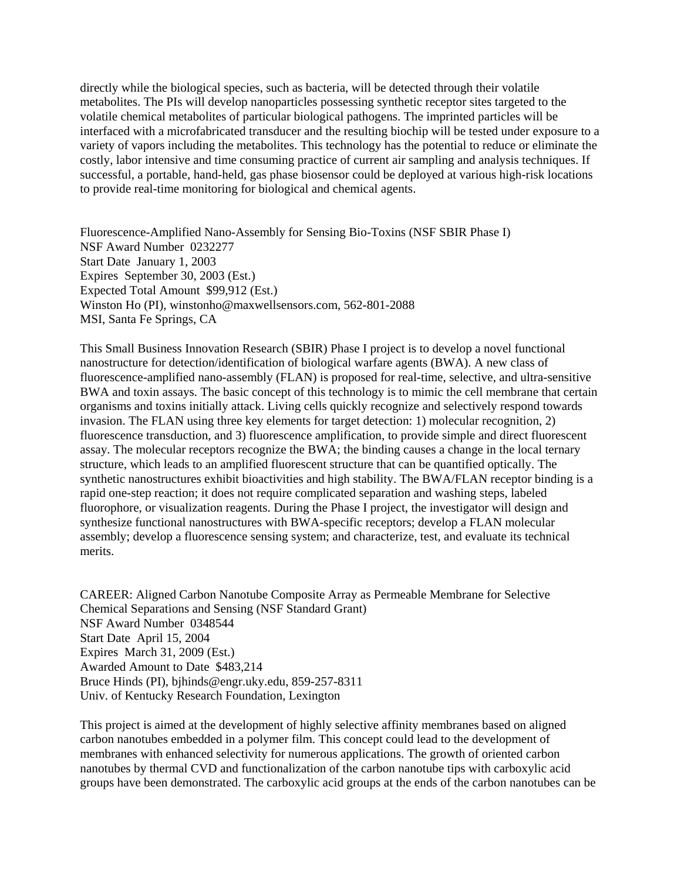directly while the biological species, such as bacteria, will be detected through their volatile metabolites. The PIs will develop nanoparticles possessing synthetic receptor sites targeted to the volatile chemical metabolites of particular biological pathogens. The imprinted particles will be interfaced with a microfabricated transducer and the resulting biochip will be tested under exposure to a variety of vapors including the metabolites. This technology has the potential to reduce or eliminate the costly, labor intensive and time consuming practice of current air sampling and analysis techniques. If successful, a portable, hand-held, gas phase biosensor could be deployed at various high-risk locations to provide real-time monitoring for biological and chemical agents.

Fluorescence-Amplified Nano-Assembly for Sensing Bio-Toxins (NSF SBIR Phase I)
NSF Award Number 0232277
Start Date January 1, 2003
Expires September 30, 2003 (Est.)
Expected Total Amount $99,912 (Est.)
Winston Ho (PI), winstonho@maxwellsensors.com, 562-801-2088
MSI, Santa Fe Springs, CA

This Small Business Innovation Research (SBIR) Phase I project is to develop a novel functional nanostructure for detection/identification of biological warfare agents (BWA). A new class of fluorescence-amplified nano-assembly (FLAN) is proposed for real-time, selective, and ultra-sensitive BWA and toxin assays. The basic concept of this technology is to mimic the cell membrane that certain organisms and toxins initially attack. Living cells quickly recognize and selectively respond towards invasion. The FLAN using three key elements for target detection: 1) molecular recognition, 2) fluorescence transduction, and 3) fluorescence amplification, to provide simple and direct fluorescent assay. The molecular receptors recognize the BWA; the binding causes a change in the local ternary structure, which leads to an amplified fluorescent structure that can be quantified optically. The synthetic nanostructures exhibit bioactivities and high stability. The BWA/FLAN receptor binding is a rapid one-step reaction; it does not require complicated separation and washing steps, labeled fluorophore, or visualization reagents. During the Phase I project, the investigator will design and synthesize functional nanostructures with BWA-specific receptors; develop a FLAN molecular assembly; develop a fluorescence sensing system; and characterize, test, and evaluate its technical merits.

CAREER: Aligned Carbon Nanotube Composite Array as Permeable Membrane for Selective Chemical Separations and Sensing (NSF Standard Grant)
NSF Award Number 0348544
Start Date April 15, 2004
Expires March 31, 2009 (Est.)
Awarded Amount to Date $483,214
Bruce Hinds (PI), bjhinds@engr.uky.edu, 859-257-8311
Univ. of Kentucky Research Foundation, Lexington

This project is aimed at the development of highly selective affinity membranes based on aligned carbon nanotubes embedded in a polymer film. This concept could lead to the development of membranes with enhanced selectivity for numerous applications. The growth of oriented carbon nanotubes by thermal CVD and functionalization of the carbon nanotube tips with carboxylic acid groups have been demonstrated. The carboxylic acid groups at the ends of the carbon nanotubes can be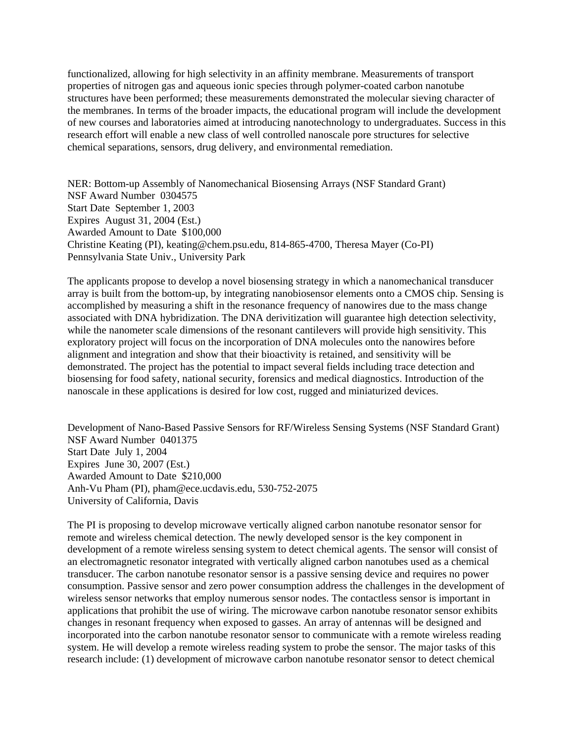functionalized, allowing for high selectivity in an affinity membrane. Measurements of transport properties of nitrogen gas and aqueous ionic species through polymer-coated carbon nanotube structures have been performed; these measurements demonstrated the molecular sieving character of the membranes. In terms of the broader impacts, the educational program will include the development of new courses and laboratories aimed at introducing nanotechnology to undergraduates. Success in this research effort will enable a new class of well controlled nanoscale pore structures for selective chemical separations, sensors, drug delivery, and environmental remediation.

NER: Bottom-up Assembly of Nanomechanical Biosensing Arrays (NSF Standard Grant)
NSF Award Number 0304575
Start Date September 1, 2003
Expires August 31, 2004 (Est.)
Awarded Amount to Date $100,000
Christine Keating (PI), keating@chem.psu.edu, 814-865-4700, Theresa Mayer (Co-PI)
Pennsylvania State Univ., University Park

The applicants propose to develop a novel biosensing strategy in which a nanomechanical transducer array is built from the bottom-up, by integrating nanobiosensor elements onto a CMOS chip. Sensing is accomplished by measuring a shift in the resonance frequency of nanowires due to the mass change associated with DNA hybridization. The DNA derivitization will guarantee high detection selectivity, while the nanometer scale dimensions of the resonant cantilevers will provide high sensitivity. This exploratory project will focus on the incorporation of DNA molecules onto the nanowires before alignment and integration and show that their bioactivity is retained, and sensitivity will be demonstrated. The project has the potential to impact several fields including trace detection and biosensing for food safety, national security, forensics and medical diagnostics. Introduction of the nanoscale in these applications is desired for low cost, rugged and miniaturized devices.

Development of Nano-Based Passive Sensors for RF/Wireless Sensing Systems (NSF Standard Grant)
NSF Award Number 0401375
Start Date July 1, 2004
Expires June 30, 2007 (Est.)
Awarded Amount to Date $210,000
Anh-Vu Pham (PI), pham@ece.ucdavis.edu, 530-752-2075
University of California, Davis

The PI is proposing to develop microwave vertically aligned carbon nanotube resonator sensor for remote and wireless chemical detection. The newly developed sensor is the key component in development of a remote wireless sensing system to detect chemical agents. The sensor will consist of an electromagnetic resonator integrated with vertically aligned carbon nanotubes used as a chemical transducer. The carbon nanotube resonator sensor is a passive sensing device and requires no power consumption. Passive sensor and zero power consumption address the challenges in the development of wireless sensor networks that employ numerous sensor nodes. The contactless sensor is important in applications that prohibit the use of wiring. The microwave carbon nanotube resonator sensor exhibits changes in resonant frequency when exposed to gasses. An array of antennas will be designed and incorporated into the carbon nanotube resonator sensor to communicate with a remote wireless reading system. He will develop a remote wireless reading system to probe the sensor. The major tasks of this research include: (1) development of microwave carbon nanotube resonator sensor to detect chemical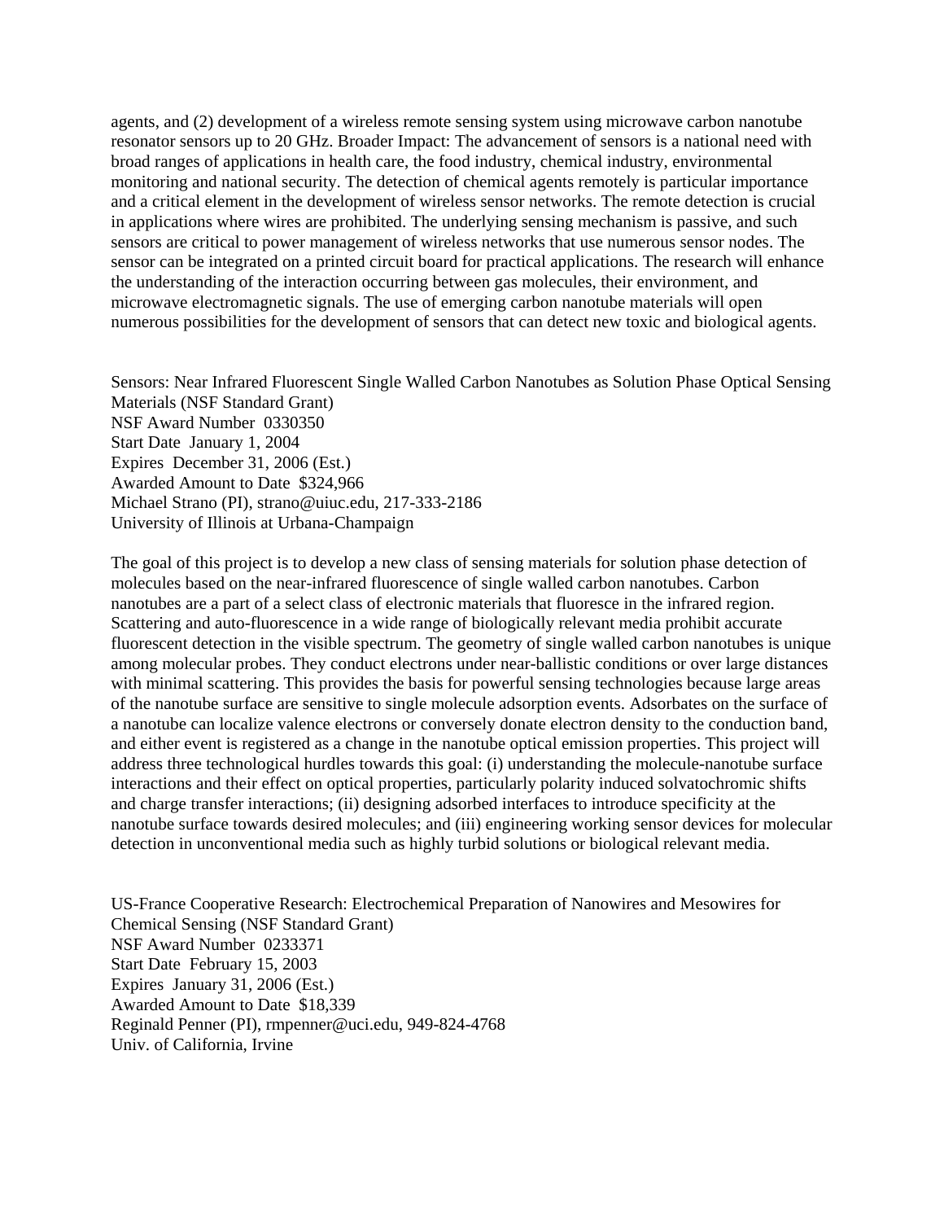agents, and (2) development of a wireless remote sensing system using microwave carbon nanotube resonator sensors up to 20 GHz. Broader Impact: The advancement of sensors is a national need with broad ranges of applications in health care, the food industry, chemical industry, environmental monitoring and national security. The detection of chemical agents remotely is particular importance and a critical element in the development of wireless sensor networks. The remote detection is crucial in applications where wires are prohibited. The underlying sensing mechanism is passive, and such sensors are critical to power management of wireless networks that use numerous sensor nodes. The sensor can be integrated on a printed circuit board for practical applications. The research will enhance the understanding of the interaction occurring between gas molecules, their environment, and microwave electromagnetic signals. The use of emerging carbon nanotube materials will open numerous possibilities for the development of sensors that can detect new toxic and biological agents.

Sensors: Near Infrared Fluorescent Single Walled Carbon Nanotubes as Solution Phase Optical Sensing Materials (NSF Standard Grant)
NSF Award Number 0330350
Start Date January 1, 2004
Expires December 31, 2006 (Est.)
Awarded Amount to Date $324,966
Michael Strano (PI), strano@uiuc.edu, 217-333-2186
University of Illinois at Urbana-Champaign

The goal of this project is to develop a new class of sensing materials for solution phase detection of molecules based on the near-infrared fluorescence of single walled carbon nanotubes. Carbon nanotubes are a part of a select class of electronic materials that fluoresce in the infrared region. Scattering and auto-fluorescence in a wide range of biologically relevant media prohibit accurate fluorescent detection in the visible spectrum. The geometry of single walled carbon nanotubes is unique among molecular probes. They conduct electrons under near-ballistic conditions or over large distances with minimal scattering. This provides the basis for powerful sensing technologies because large areas of the nanotube surface are sensitive to single molecule adsorption events. Adsorbates on the surface of a nanotube can localize valence electrons or conversely donate electron density to the conduction band, and either event is registered as a change in the nanotube optical emission properties. This project will address three technological hurdles towards this goal: (i) understanding the molecule-nanotube surface interactions and their effect on optical properties, particularly polarity induced solvatochromic shifts and charge transfer interactions; (ii) designing adsorbed interfaces to introduce specificity at the nanotube surface towards desired molecules; and (iii) engineering working sensor devices for molecular detection in unconventional media such as highly turbid solutions or biological relevant media.

US-France Cooperative Research: Electrochemical Preparation of Nanowires and Mesowires for Chemical Sensing (NSF Standard Grant)
NSF Award Number 0233371
Start Date February 15, 2003
Expires January 31, 2006 (Est.)
Awarded Amount to Date $18,339
Reginald Penner (PI), rmpenner@uci.edu, 949-824-4768
Univ. of California, Irvine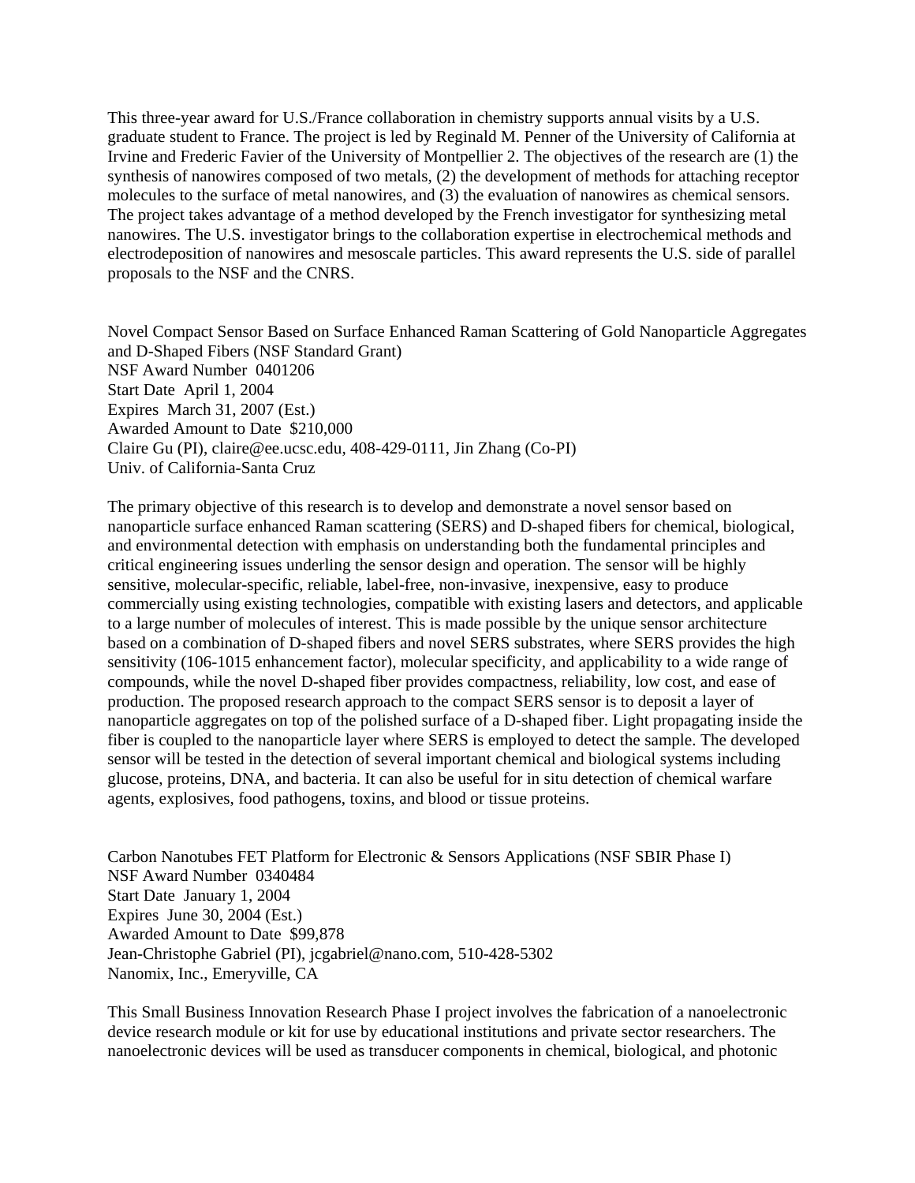This three-year award for U.S./France collaboration in chemistry supports annual visits by a U.S. graduate student to France. The project is led by Reginald M. Penner of the University of California at Irvine and Frederic Favier of the University of Montpellier 2. The objectives of the research are (1) the synthesis of nanowires composed of two metals, (2) the development of methods for attaching receptor molecules to the surface of metal nanowires, and (3) the evaluation of nanowires as chemical sensors. The project takes advantage of a method developed by the French investigator for synthesizing metal nanowires. The U.S. investigator brings to the collaboration expertise in electrochemical methods and electrodeposition of nanowires and mesoscale particles. This award represents the U.S. side of parallel proposals to the NSF and the CNRS.

Novel Compact Sensor Based on Surface Enhanced Raman Scattering of Gold Nanoparticle Aggregates and D-Shaped Fibers (NSF Standard Grant)
NSF Award Number 0401206
Start Date April 1, 2004
Expires March 31, 2007 (Est.)
Awarded Amount to Date $210,000
Claire Gu (PI), claire@ee.ucsc.edu, 408-429-0111, Jin Zhang (Co-PI)
Univ. of California-Santa Cruz

The primary objective of this research is to develop and demonstrate a novel sensor based on nanoparticle surface enhanced Raman scattering (SERS) and D-shaped fibers for chemical, biological, and environmental detection with emphasis on understanding both the fundamental principles and critical engineering issues underling the sensor design and operation. The sensor will be highly sensitive, molecular-specific, reliable, label-free, non-invasive, inexpensive, easy to produce commercially using existing technologies, compatible with existing lasers and detectors, and applicable to a large number of molecules of interest. This is made possible by the unique sensor architecture based on a combination of D-shaped fibers and novel SERS substrates, where SERS provides the high sensitivity (106-1015 enhancement factor), molecular specificity, and applicability to a wide range of compounds, while the novel D-shaped fiber provides compactness, reliability, low cost, and ease of production. The proposed research approach to the compact SERS sensor is to deposit a layer of nanoparticle aggregates on top of the polished surface of a D-shaped fiber. Light propagating inside the fiber is coupled to the nanoparticle layer where SERS is employed to detect the sample. The developed sensor will be tested in the detection of several important chemical and biological systems including glucose, proteins, DNA, and bacteria. It can also be useful for in situ detection of chemical warfare agents, explosives, food pathogens, toxins, and blood or tissue proteins.

Carbon Nanotubes FET Platform for Electronic & Sensors Applications (NSF SBIR Phase I)
NSF Award Number 0340484
Start Date January 1, 2004
Expires June 30, 2004 (Est.)
Awarded Amount to Date $99,878
Jean-Christophe Gabriel (PI), jcgabriel@nano.com, 510-428-5302
Nanomix, Inc., Emeryville, CA

This Small Business Innovation Research Phase I project involves the fabrication of a nanoelectronic device research module or kit for use by educational institutions and private sector researchers. The nanoelectronic devices will be used as transducer components in chemical, biological, and photonic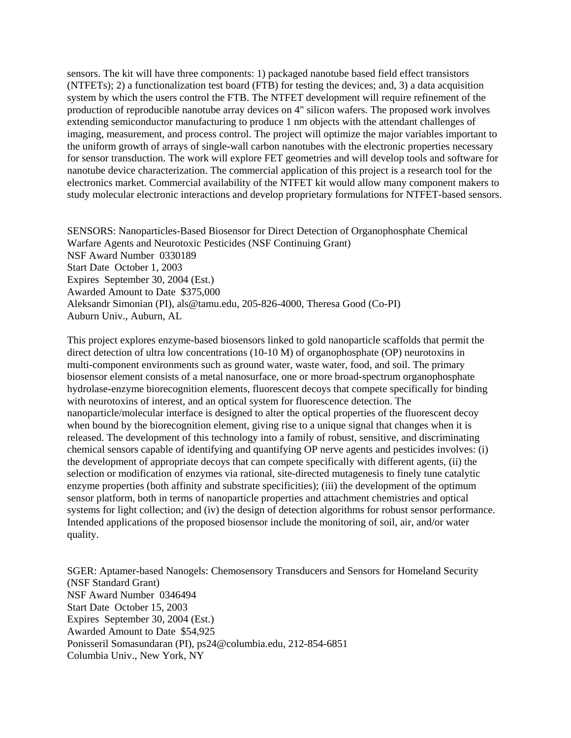sensors. The kit will have three components: 1) packaged nanotube based field effect transistors (NTFETs); 2) a functionalization test board (FTB) for testing the devices; and, 3) a data acquisition system by which the users control the FTB. The NTFET development will require refinement of the production of reproducible nanotube array devices on 4" silicon wafers. The proposed work involves extending semiconductor manufacturing to produce 1 nm objects with the attendant challenges of imaging, measurement, and process control. The project will optimize the major variables important to the uniform growth of arrays of single-wall carbon nanotubes with the electronic properties necessary for sensor transduction. The work will explore FET geometries and will develop tools and software for nanotube device characterization. The commercial application of this project is a research tool for the electronics market. Commercial availability of the NTFET kit would allow many component makers to study molecular electronic interactions and develop proprietary formulations for NTFET-based sensors.

SENSORS: Nanoparticles-Based Biosensor for Direct Detection of Organophosphate Chemical Warfare Agents and Neurotoxic Pesticides (NSF Continuing Grant)
NSF Award Number 0330189
Start Date October 1, 2003
Expires September 30, 2004 (Est.)
Awarded Amount to Date $375,000
Aleksandr Simonian (PI), als@tamu.edu, 205-826-4000, Theresa Good (Co-PI)
Auburn Univ., Auburn, AL

This project explores enzyme-based biosensors linked to gold nanoparticle scaffolds that permit the direct detection of ultra low concentrations (10-10 M) of organophosphate (OP) neurotoxins in multi-component environments such as ground water, waste water, food, and soil. The primary biosensor element consists of a metal nanosurface, one or more broad-spectrum organophosphate hydrolase-enzyme biorecognition elements, fluorescent decoys that compete specifically for binding with neurotoxins of interest, and an optical system for fluorescence detection. The nanoparticle/molecular interface is designed to alter the optical properties of the fluorescent decoy when bound by the biorecognition element, giving rise to a unique signal that changes when it is released. The development of this technology into a family of robust, sensitive, and discriminating chemical sensors capable of identifying and quantifying OP nerve agents and pesticides involves: (i) the development of appropriate decoys that can compete specifically with different agents, (ii) the selection or modification of enzymes via rational, site-directed mutagenesis to finely tune catalytic enzyme properties (both affinity and substrate specificities); (iii) the development of the optimum sensor platform, both in terms of nanoparticle properties and attachment chemistries and optical systems for light collection; and (iv) the design of detection algorithms for robust sensor performance. Intended applications of the proposed biosensor include the monitoring of soil, air, and/or water quality.

SGER: Aptamer-based Nanogels: Chemosensory Transducers and Sensors for Homeland Security (NSF Standard Grant)
NSF Award Number 0346494
Start Date October 15, 2003
Expires September 30, 2004 (Est.)
Awarded Amount to Date $54,925
Ponisseril Somasundaran (PI), ps24@columbia.edu, 212-854-6851
Columbia Univ., New York, NY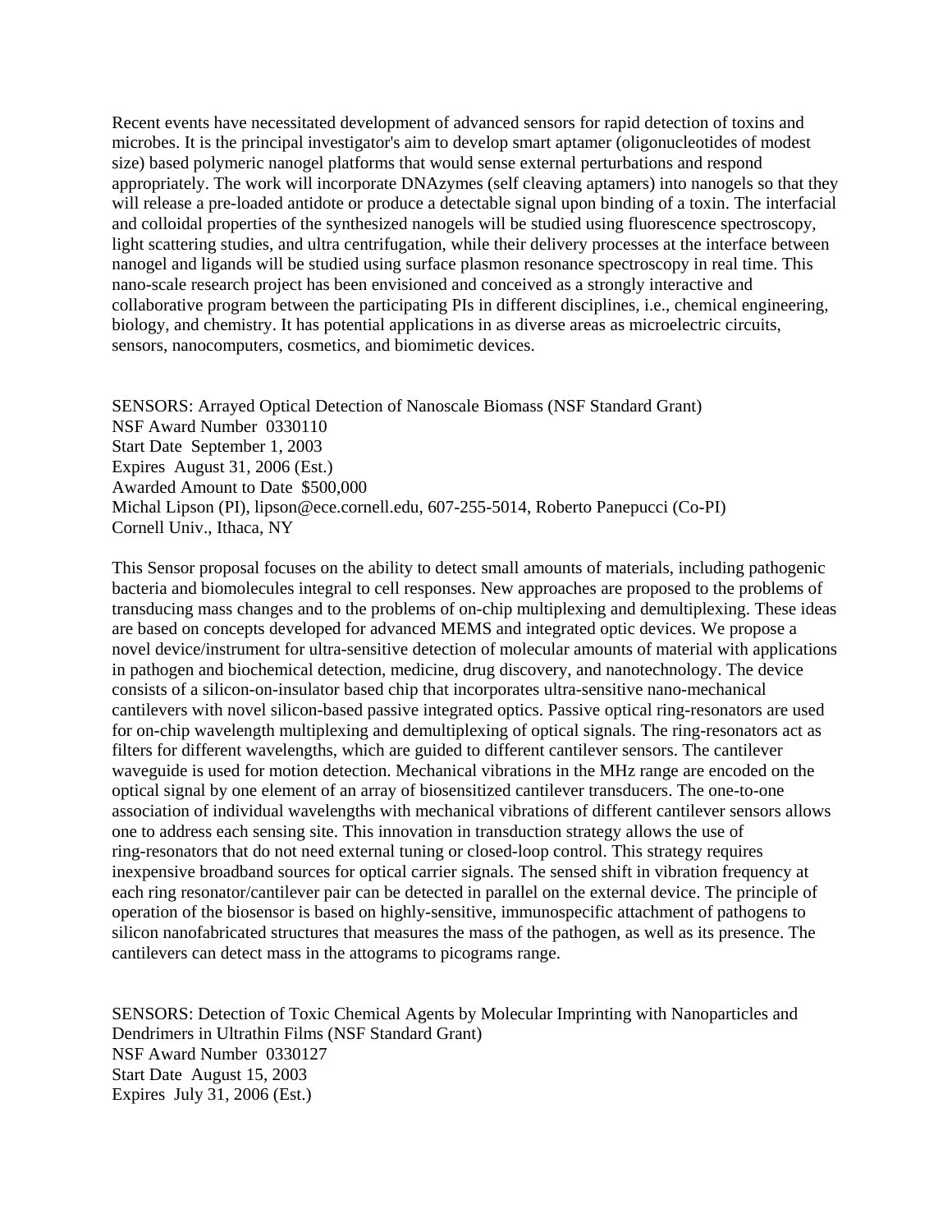Recent events have necessitated development of advanced sensors for rapid detection of toxins and microbes. It is the principal investigator's aim to develop smart aptamer (oligonucleotides of modest size) based polymeric nanogel platforms that would sense external perturbations and respond appropriately. The work will incorporate DNAzymes (self cleaving aptamers) into nanogels so that they will release a pre-loaded antidote or produce a detectable signal upon binding of a toxin. The interfacial and colloidal properties of the synthesized nanogels will be studied using fluorescence spectroscopy, light scattering studies, and ultra centrifugation, while their delivery processes at the interface between nanogel and ligands will be studied using surface plasmon resonance spectroscopy in real time. This nano-scale research project has been envisioned and conceived as a strongly interactive and collaborative program between the participating PIs in different disciplines, i.e., chemical engineering, biology, and chemistry. It has potential applications in as diverse areas as microelectric circuits, sensors, nanocomputers, cosmetics, and biomimetic devices.

SENSORS: Arrayed Optical Detection of Nanoscale Biomass (NSF Standard Grant)
NSF Award Number 0330110
Start Date September 1, 2003
Expires August 31, 2006 (Est.)
Awarded Amount to Date $500,000
Michal Lipson (PI), lipson@ece.cornell.edu, 607-255-5014, Roberto Panepucci (Co-PI)
Cornell Univ., Ithaca, NY

This Sensor proposal focuses on the ability to detect small amounts of materials, including pathogenic bacteria and biomolecules integral to cell responses. New approaches are proposed to the problems of transducing mass changes and to the problems of on-chip multiplexing and demultiplexing. These ideas are based on concepts developed for advanced MEMS and integrated optic devices. We propose a novel device/instrument for ultra-sensitive detection of molecular amounts of material with applications in pathogen and biochemical detection, medicine, drug discovery, and nanotechnology. The device consists of a silicon-on-insulator based chip that incorporates ultra-sensitive nano-mechanical cantilevers with novel silicon-based passive integrated optics. Passive optical ring-resonators are used for on-chip wavelength multiplexing and demultiplexing of optical signals. The ring-resonators act as filters for different wavelengths, which are guided to different cantilever sensors. The cantilever waveguide is used for motion detection. Mechanical vibrations in the MHz range are encoded on the optical signal by one element of an array of biosensitized cantilever transducers. The one-to-one association of individual wavelengths with mechanical vibrations of different cantilever sensors allows one to address each sensing site. This innovation in transduction strategy allows the use of ring-resonators that do not need external tuning or closed-loop control. This strategy requires inexpensive broadband sources for optical carrier signals. The sensed shift in vibration frequency at each ring resonator/cantilever pair can be detected in parallel on the external device. The principle of operation of the biosensor is based on highly-sensitive, immunospecific attachment of pathogens to silicon nanofabricated structures that measures the mass of the pathogen, as well as its presence. The cantilevers can detect mass in the attograms to picograms range.

SENSORS: Detection of Toxic Chemical Agents by Molecular Imprinting with Nanoparticles and Dendrimers in Ultrathin Films (NSF Standard Grant)
NSF Award Number 0330127
Start Date August 15, 2003
Expires July 31, 2006 (Est.)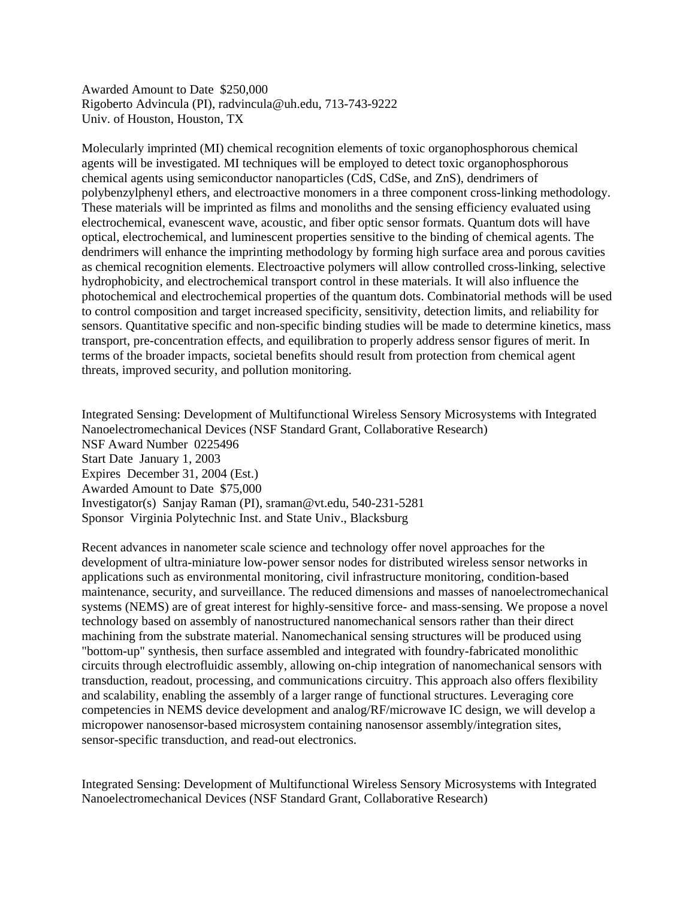Awarded Amount to Date  $250,000
Rigoberto Advincula (PI), radvincula@uh.edu, 713-743-9222
Univ. of Houston, Houston, TX

Molecularly imprinted (MI) chemical recognition elements of toxic organophosphorous chemical agents will be investigated. MI techniques will be employed to detect toxic organophosphorous chemical agents using semiconductor nanoparticles (CdS, CdSe, and ZnS), dendrimers of polybenzylphenyl ethers, and electroactive monomers in a three component cross-linking methodology. These materials will be imprinted as films and monoliths and the sensing efficiency evaluated using electrochemical, evanescent wave, acoustic, and fiber optic sensor formats. Quantum dots will have optical, electrochemical, and luminescent properties sensitive to the binding of chemical agents. The dendrimers will enhance the imprinting methodology by forming high surface area and porous cavities as chemical recognition elements. Electroactive polymers will allow controlled cross-linking, selective hydrophobicity, and electrochemical transport control in these materials. It will also influence the photochemical and electrochemical properties of the quantum dots. Combinatorial methods will be used to control composition and target increased specificity, sensitivity, detection limits, and reliability for sensors. Quantitative specific and non-specific binding studies will be made to determine kinetics, mass transport, pre-concentration effects, and equilibration to properly address sensor figures of merit. In terms of the broader impacts, societal benefits should result from protection from chemical agent threats, improved security, and pollution monitoring.

Integrated Sensing: Development of Multifunctional Wireless Sensory Microsystems with Integrated Nanoelectromechanical Devices (NSF Standard Grant, Collaborative Research)
NSF Award Number  0225496
Start Date  January 1, 2003
Expires  December 31, 2004 (Est.)
Awarded Amount to Date  $75,000
Investigator(s)  Sanjay Raman (PI), sraman@vt.edu, 540-231-5281
Sponsor  Virginia Polytechnic Inst. and State Univ., Blacksburg

Recent advances in nanometer scale science and technology offer novel approaches for the development of ultra-miniature low-power sensor nodes for distributed wireless sensor networks in applications such as environmental monitoring, civil infrastructure monitoring, condition-based maintenance, security, and surveillance. The reduced dimensions and masses of nanoelectromechanical systems (NEMS) are of great interest for highly-sensitive force- and mass-sensing. We propose a novel technology based on assembly of nanostructured nanomechanical sensors rather than their direct machining from the substrate material. Nanomechanical sensing structures will be produced using "bottom-up" synthesis, then surface assembled and integrated with foundry-fabricated monolithic circuits through electrofluidic assembly, allowing on-chip integration of nanomechanical sensors with transduction, readout, processing, and communications circuitry. This approach also offers flexibility and scalability, enabling the assembly of a larger range of functional structures. Leveraging core competencies in NEMS device development and analog/RF/microwave IC design, we will develop a micropower nanosensor-based microsystem containing nanosensor assembly/integration sites, sensor-specific transduction, and read-out electronics.

Integrated Sensing: Development of Multifunctional Wireless Sensory Microsystems with Integrated Nanoelectromechanical Devices (NSF Standard Grant, Collaborative Research)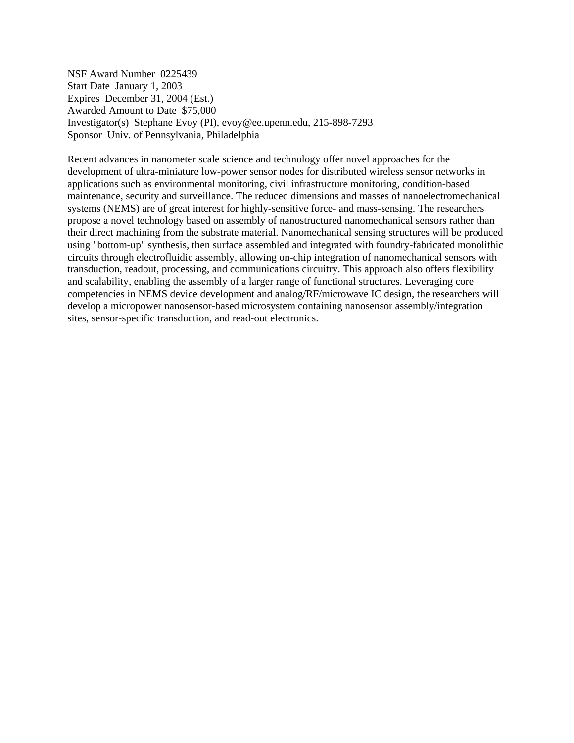NSF Award Number 0225439
Start Date January 1, 2003
Expires December 31, 2004 (Est.)
Awarded Amount to Date $75,000
Investigator(s) Stephane Evoy (PI), evoy@ee.upenn.edu, 215-898-7293
Sponsor Univ. of Pennsylvania, Philadelphia

Recent advances in nanometer scale science and technology offer novel approaches for the development of ultra-miniature low-power sensor nodes for distributed wireless sensor networks in applications such as environmental monitoring, civil infrastructure monitoring, condition-based maintenance, security and surveillance. The reduced dimensions and masses of nanoelectromechanical systems (NEMS) are of great interest for highly-sensitive force- and mass-sensing. The researchers propose a novel technology based on assembly of nanostructured nanomechanical sensors rather than their direct machining from the substrate material. Nanomechanical sensing structures will be produced using "bottom-up" synthesis, then surface assembled and integrated with foundry-fabricated monolithic circuits through electrofluidic assembly, allowing on-chip integration of nanomechanical sensors with transduction, readout, processing, and communications circuitry. This approach also offers flexibility and scalability, enabling the assembly of a larger range of functional structures. Leveraging core competencies in NEMS device development and analog/RF/microwave IC design, the researchers will develop a micropower nanosensor-based microsystem containing nanosensor assembly/integration sites, sensor-specific transduction, and read-out electronics.